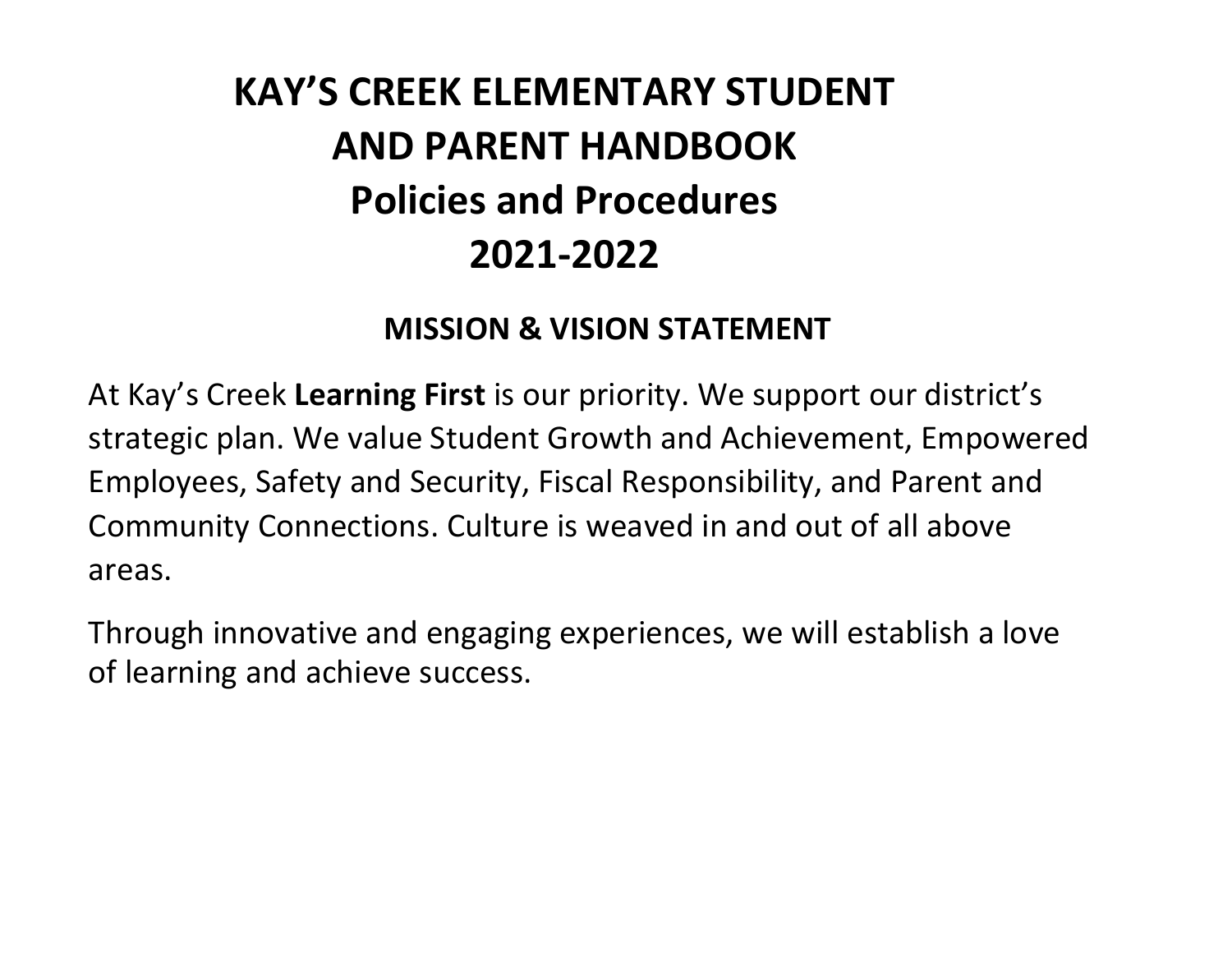# KAY'S CREEK ELEMENTARY STUDENT AND PARENT HANDBOOK
# Policies and Procedures
# 2021-2022

## MISSION & VISION STATEMENT

At Kay's Creek **Learning First** is our priority. We support our district's strategic plan. We value Student Growth and Achievement, Empowered Employees, Safety and Security, Fiscal Responsibility, and Parent and Community Connections. Culture is weaved in and out of all above areas.

Through innovative and engaging experiences, we will establish a love of learning and achieve success.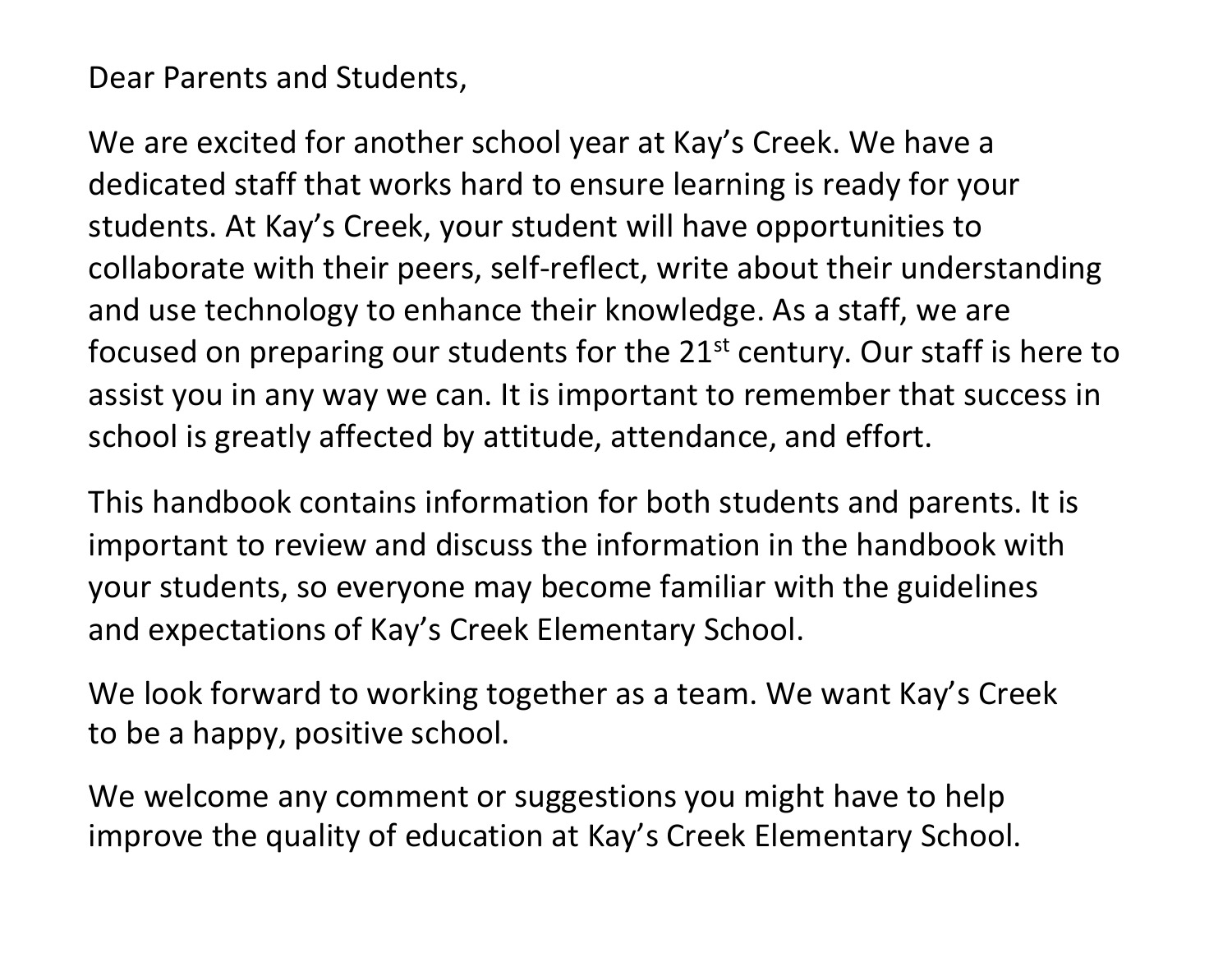Dear Parents and Students,

We are excited for another school year at Kay's Creek. We have a dedicated staff that works hard to ensure learning is ready for your students. At Kay's Creek, your student will have opportunities to collaborate with their peers, self-reflect, write about their understanding and use technology to enhance their knowledge. As a staff, we are focused on preparing our students for the 21st century. Our staff is here to assist you in any way we can. It is important to remember that success in school is greatly affected by attitude, attendance, and effort.

This handbook contains information for both students and parents. It is important to review and discuss the information in the handbook with your students, so everyone may become familiar with the guidelines and expectations of Kay's Creek Elementary School.

We look forward to working together as a team. We want Kay's Creek to be a happy, positive school.

We welcome any comment or suggestions you might have to help improve the quality of education at Kay's Creek Elementary School.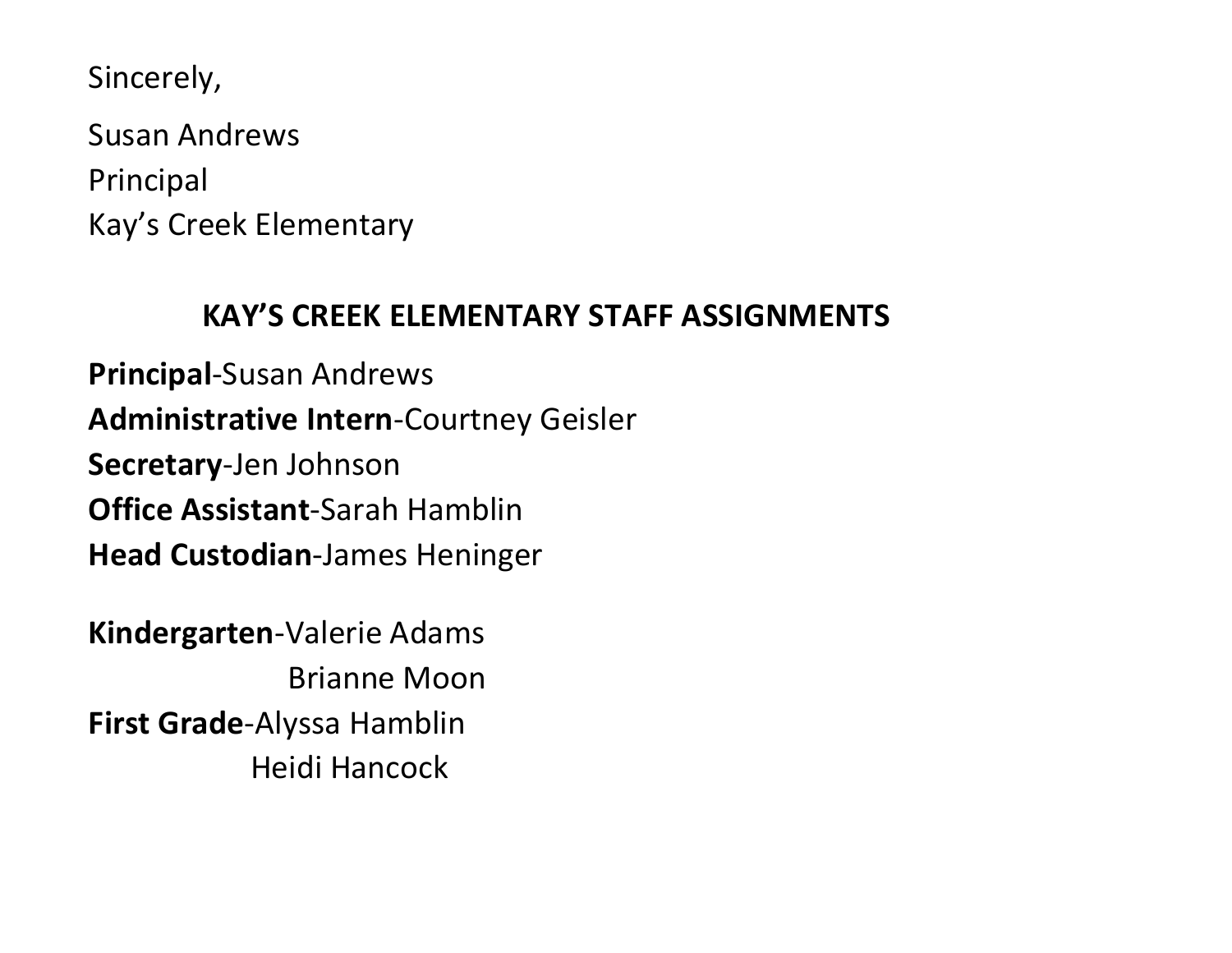Sincerely,

Susan Andrews
Principal
Kay's Creek Elementary

## KAY'S CREEK ELEMENTARY STAFF ASSIGNMENTS

**Principal**-Susan Andrews
**Administrative Intern**-Courtney Geisler
**Secretary**-Jen Johnson
**Office Assistant**-Sarah Hamblin
**Head Custodian**-James Heninger

**Kindergarten**-Valerie Adams
Brianne Moon
**First Grade**-Alyssa Hamblin
Heidi Hancock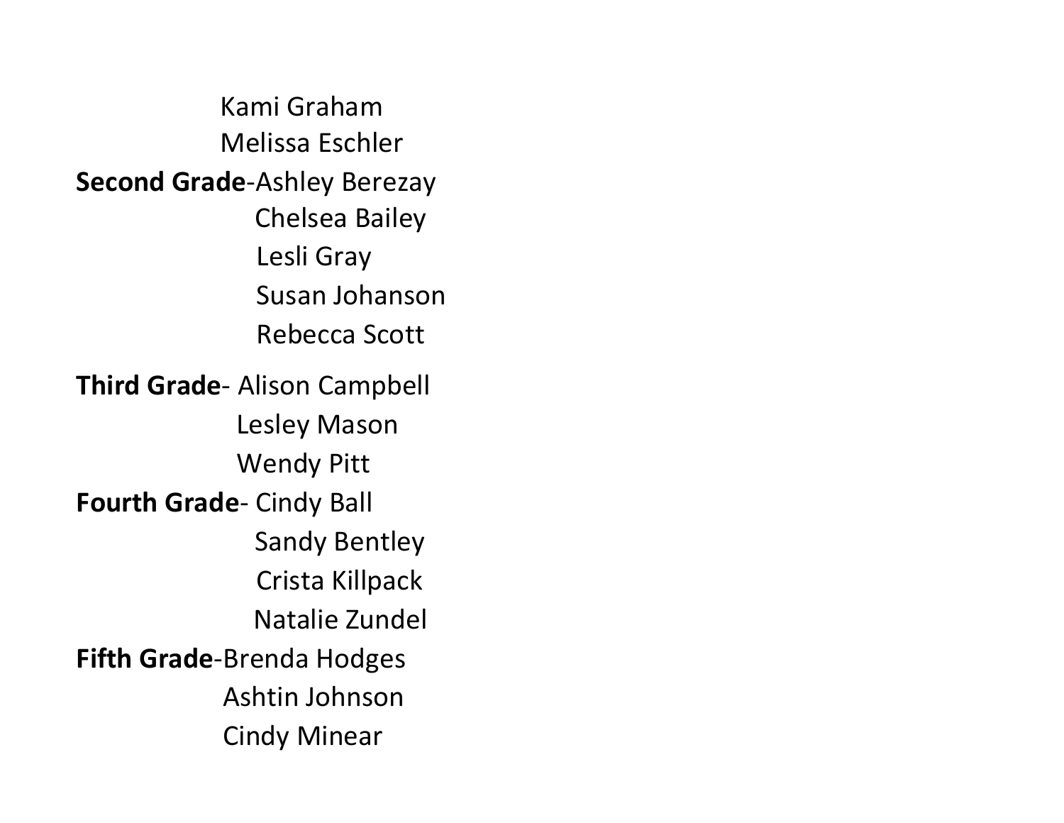Kami Graham
Melissa Eschler

**Second Grade**-Ashley Berezay
Chelsea Bailey
Lesli Gray
Susan Johanson
Rebecca Scott

**Third Grade**- Alison Campbell
Lesley Mason
Wendy Pitt

**Fourth Grade**- Cindy Ball
Sandy Bentley
Crista Killpack
Natalie Zundel

**Fifth Grade**-Brenda Hodges
Ashtin Johnson
Cindy Minear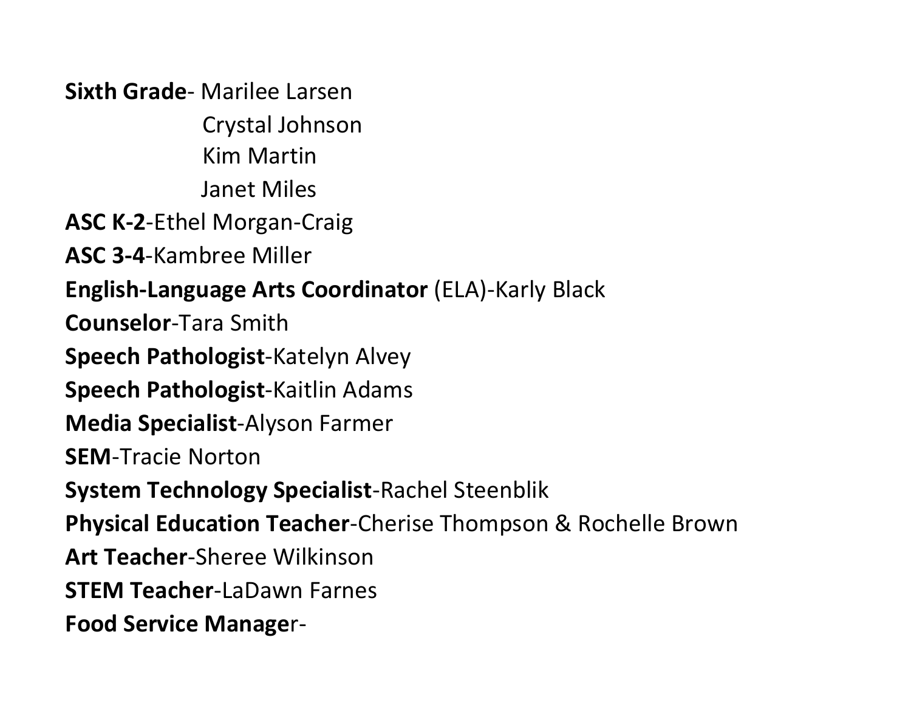**Sixth Grade**- Marilee Larsen
Crystal Johnson
Kim Martin
Janet Miles

**ASC K-2**-Ethel Morgan-Craig

**ASC 3-4**-Kambree Miller

**English-Language Arts Coordinator** (ELA)-Karly Black

**Counselor**-Tara Smith

**Speech Pathologist**-Katelyn Alvey

**Speech Pathologist**-Kaitlin Adams

**Media Specialist**-Alyson Farmer

**SEM**-Tracie Norton

**System Technology Specialist**-Rachel Steenblik

**Physical Education Teacher**-Cherise Thompson & Rochelle Brown

**Art Teacher**-Sheree Wilkinson

**STEM Teacher**-LaDawn Farnes

**Food Service Manager**-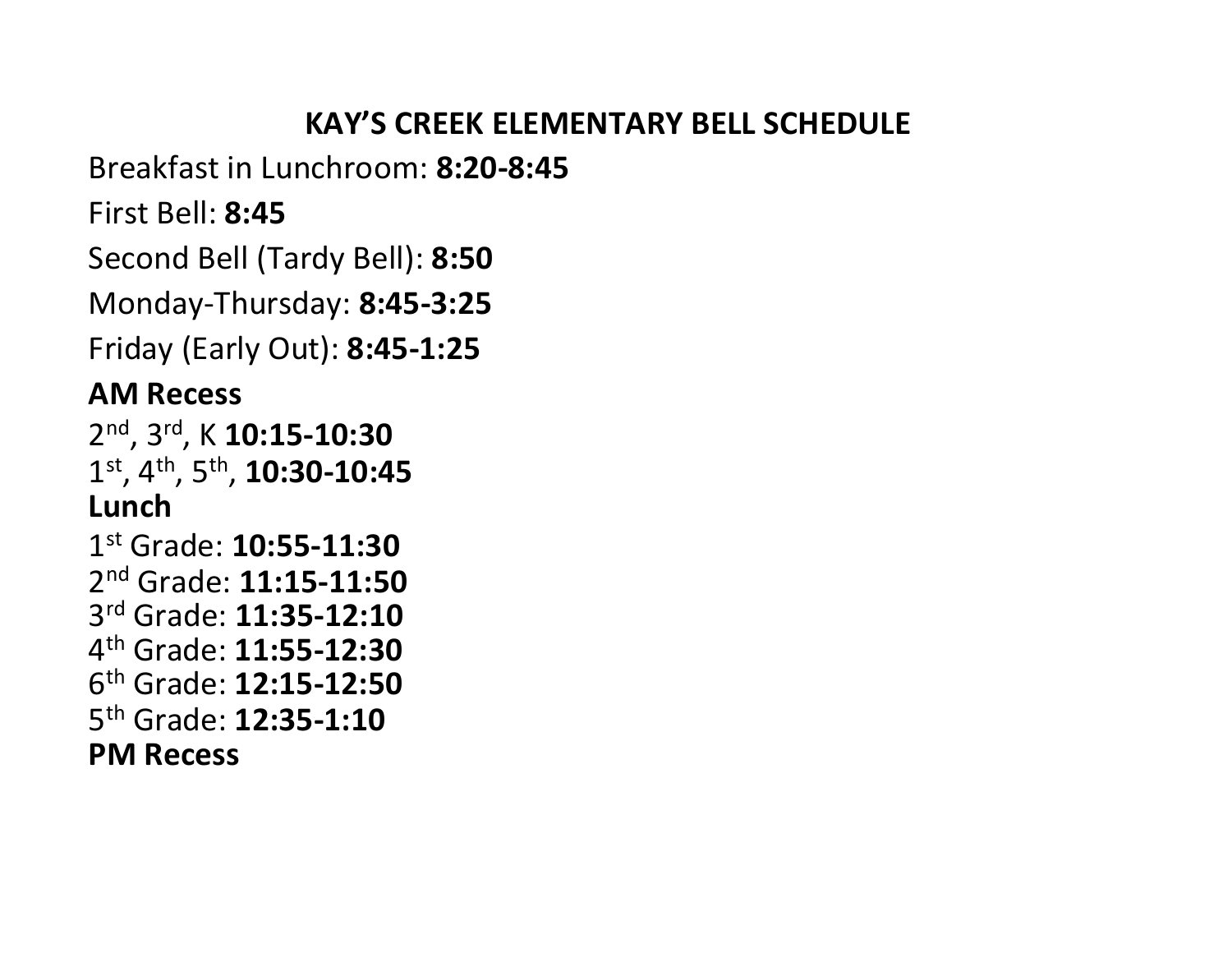# KAY'S CREEK ELEMENTARY BELL SCHEDULE

Breakfast in Lunchroom: **8:20-8:45**

First Bell: **8:45**

Second Bell (Tardy Bell): **8:50**

Monday-Thursday: **8:45-3:25**

Friday (Early Out): **8:45-1:25**

**AM Recess**

2nd, 3rd, K **10:15-10:30**
1st, 4th, 5th, **10:30-10:45**

**Lunch**

1st Grade: **10:55-11:30**
2nd Grade: **11:15-11:50**
3rd Grade: **11:35-12:10**
4th Grade: **11:55-12:30**
6th Grade: **12:15-12:50**
5th Grade: **12:35-1:10**

**PM Recess**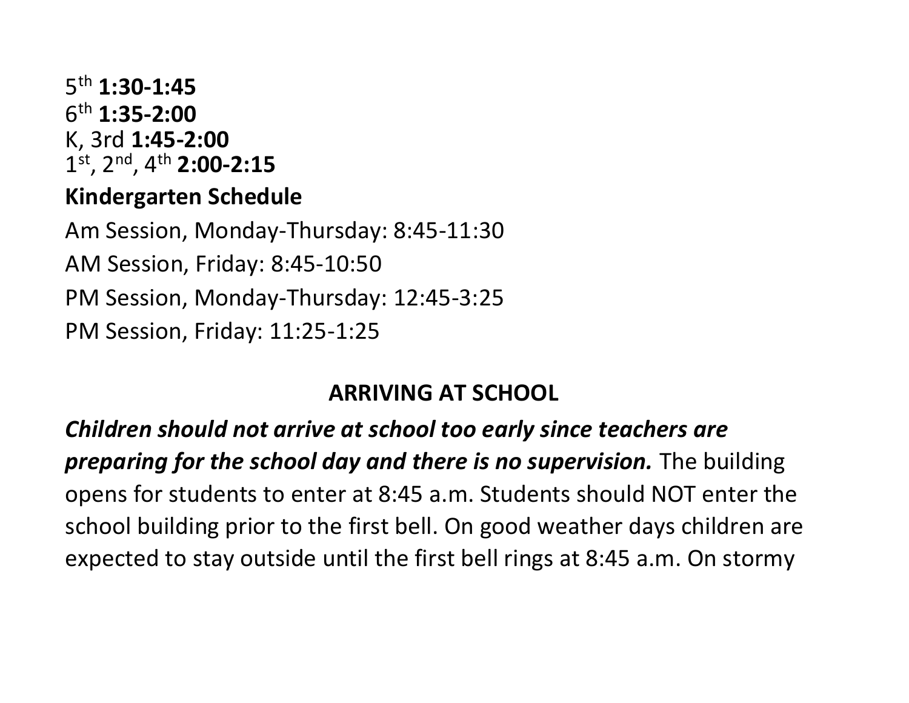5th **1:30-1:45**
6th **1:35-2:00**
K, 3rd **1:45-2:00**
1st, 2nd, 4th **2:00-2:15**

**Kindergarten Schedule**

Am Session, Monday-Thursday: 8:45-11:30

AM Session, Friday: 8:45-10:50

PM Session, Monday-Thursday: 12:45-3:25

PM Session, Friday: 11:25-1:25

## ARRIVING AT SCHOOL

***Children should not arrive at school too early since teachers are preparing for the school day and there is no supervision.*** The building opens for students to enter at 8:45 a.m. Students should NOT enter the school building prior to the first bell. On good weather days children are expected to stay outside until the first bell rings at 8:45 a.m. On stormy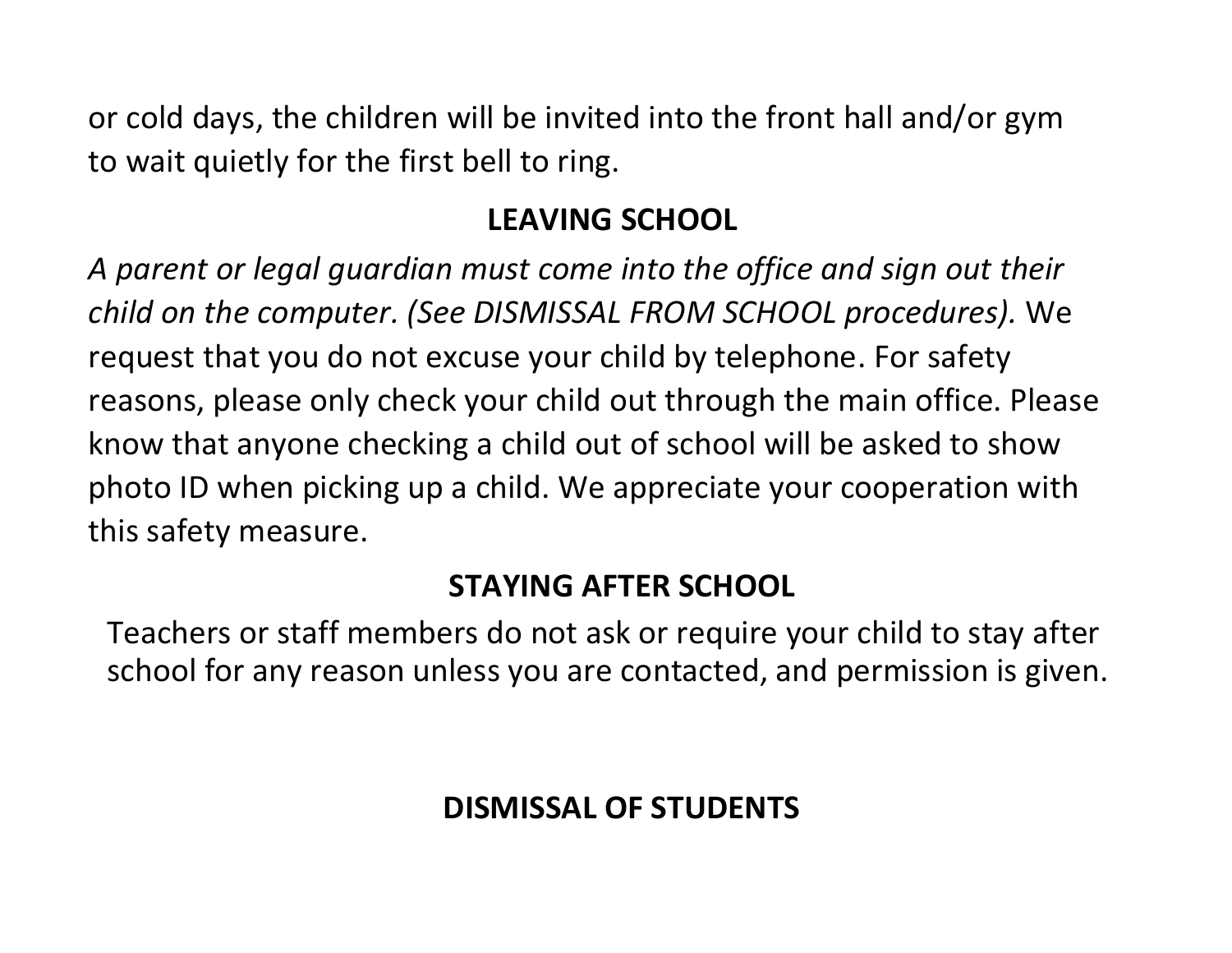or cold days, the children will be invited into the front hall and/or gym to wait quietly for the first bell to ring.

## LEAVING SCHOOL

*A parent or legal guardian must come into the office and sign out their child on the computer. (See DISMISSAL FROM SCHOOL procedures).* We request that you do not excuse your child by telephone. For safety reasons, please only check your child out through the main office. Please know that anyone checking a child out of school will be asked to show photo ID when picking up a child. We appreciate your cooperation with this safety measure.

## STAYING AFTER SCHOOL

Teachers or staff members do not ask or require your child to stay after school for any reason unless you are contacted, and permission is given.

## DISMISSAL OF STUDENTS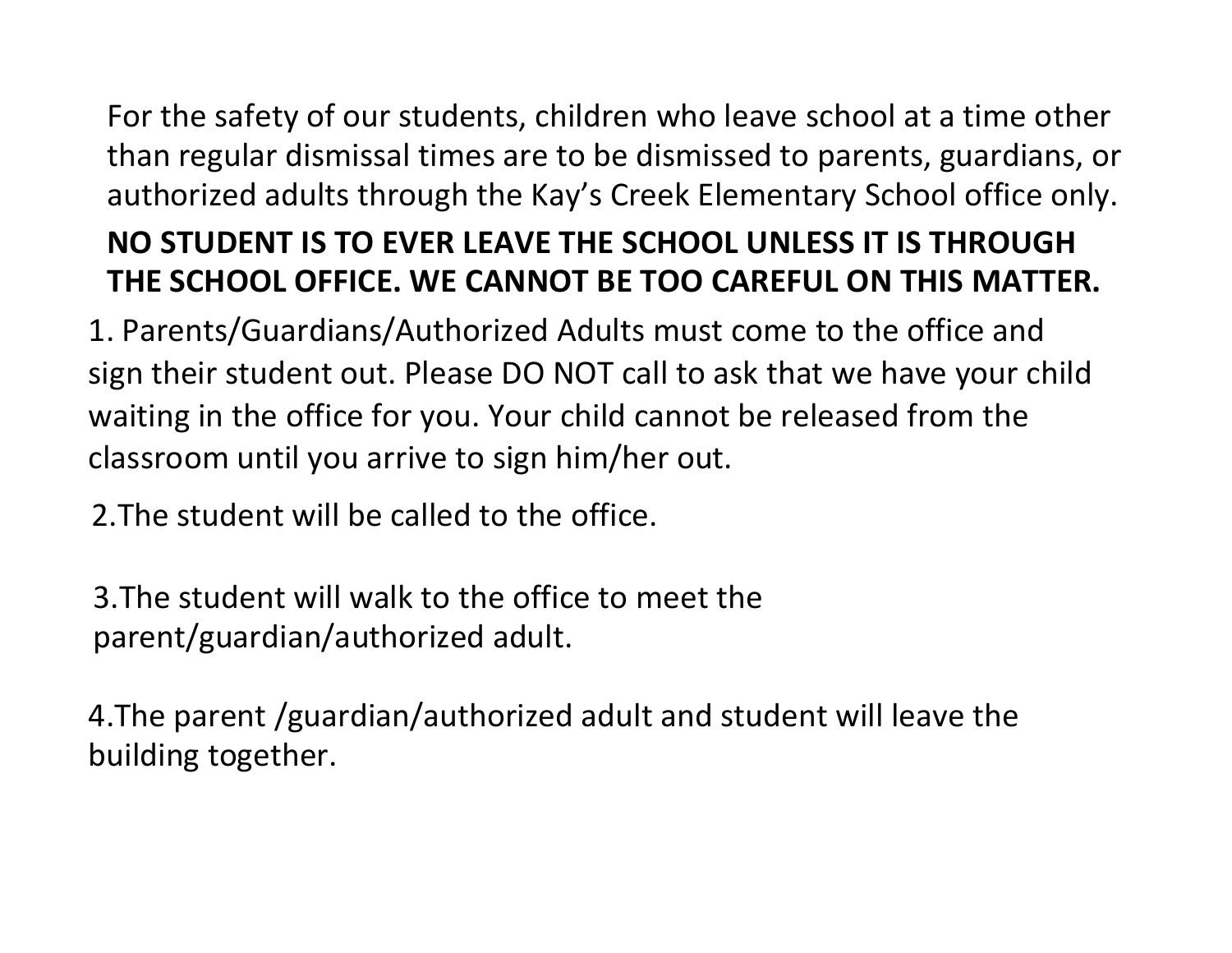For the safety of our students, children who leave school at a time other than regular dismissal times are to be dismissed to parents, guardians, or authorized adults through the Kay's Creek Elementary School office only.

**NO STUDENT IS TO EVER LEAVE THE SCHOOL UNLESS IT IS THROUGH THE SCHOOL OFFICE. WE CANNOT BE TOO CAREFUL ON THIS MATTER.**

1. Parents/Guardians/Authorized Adults must come to the office and sign their student out. Please DO NOT call to ask that we have your child waiting in the office for you. Your child cannot be released from the classroom until you arrive to sign him/her out.

2. The student will be called to the office.

3. The student will walk to the office to meet the parent/guardian/authorized adult.

4. The parent /guardian/authorized adult and student will leave the building together.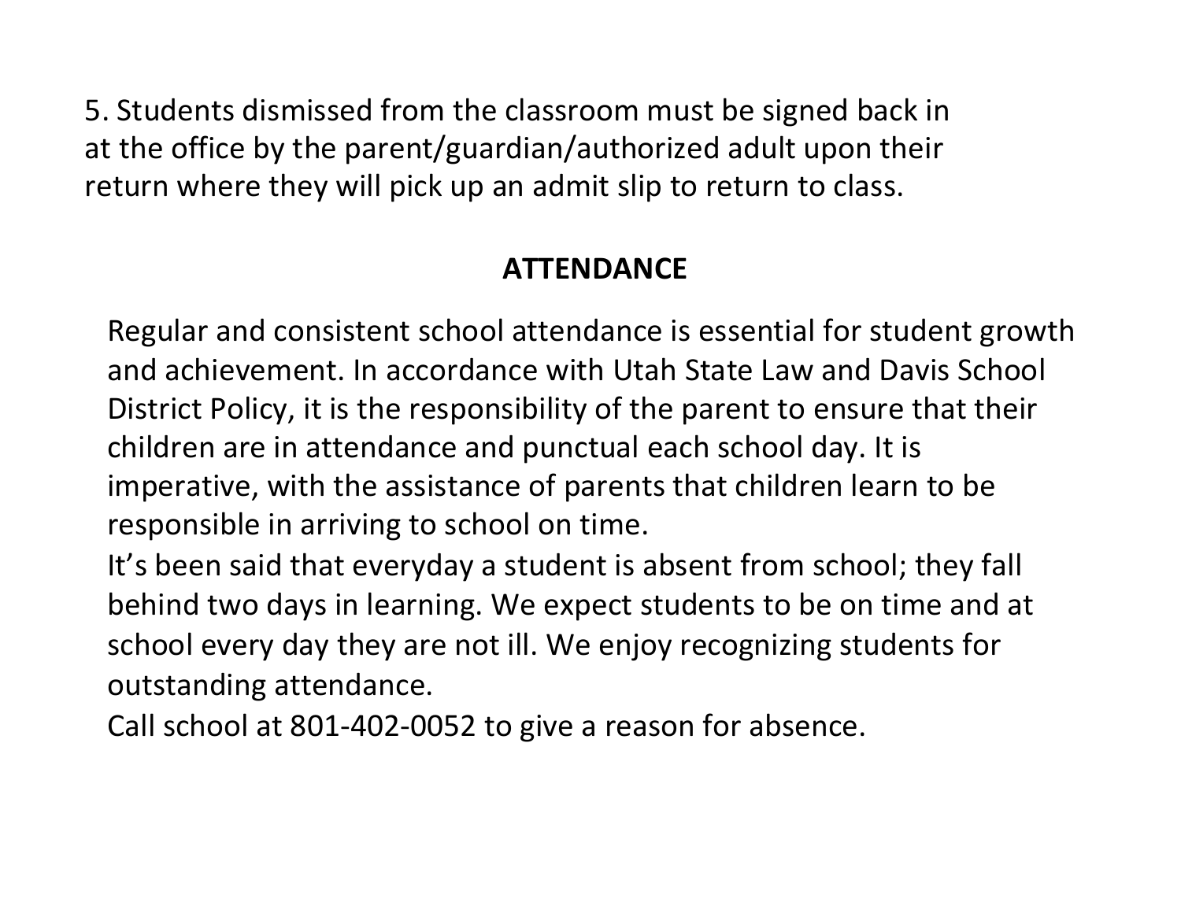5. Students dismissed from the classroom must be signed back in at the office by the parent/guardian/authorized adult upon their return where they will pick up an admit slip to return to class.

## ATTENDANCE

Regular and consistent school attendance is essential for student growth and achievement. In accordance with Utah State Law and Davis School District Policy, it is the responsibility of the parent to ensure that their children are in attendance and punctual each school day. It is imperative, with the assistance of parents that children learn to be responsible in arriving to school on time.

It's been said that everyday a student is absent from school; they fall behind two days in learning. We expect students to be on time and at school every day they are not ill. We enjoy recognizing students for outstanding attendance.

Call school at 801-402-0052 to give a reason for absence.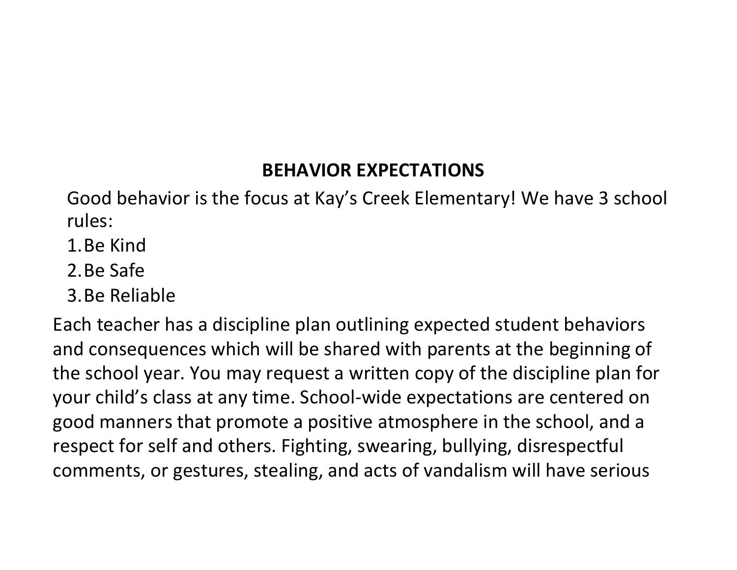## BEHAVIOR EXPECTATIONS

Good behavior is the focus at Kay's Creek Elementary! We have 3 school rules:

1. Be Kind
2. Be Safe
3. Be Reliable

Each teacher has a discipline plan outlining expected student behaviors and consequences which will be shared with parents at the beginning of the school year. You may request a written copy of the discipline plan for your child's class at any time. School-wide expectations are centered on good manners that promote a positive atmosphere in the school, and a respect for self and others. Fighting, swearing, bullying, disrespectful comments, or gestures, stealing, and acts of vandalism will have serious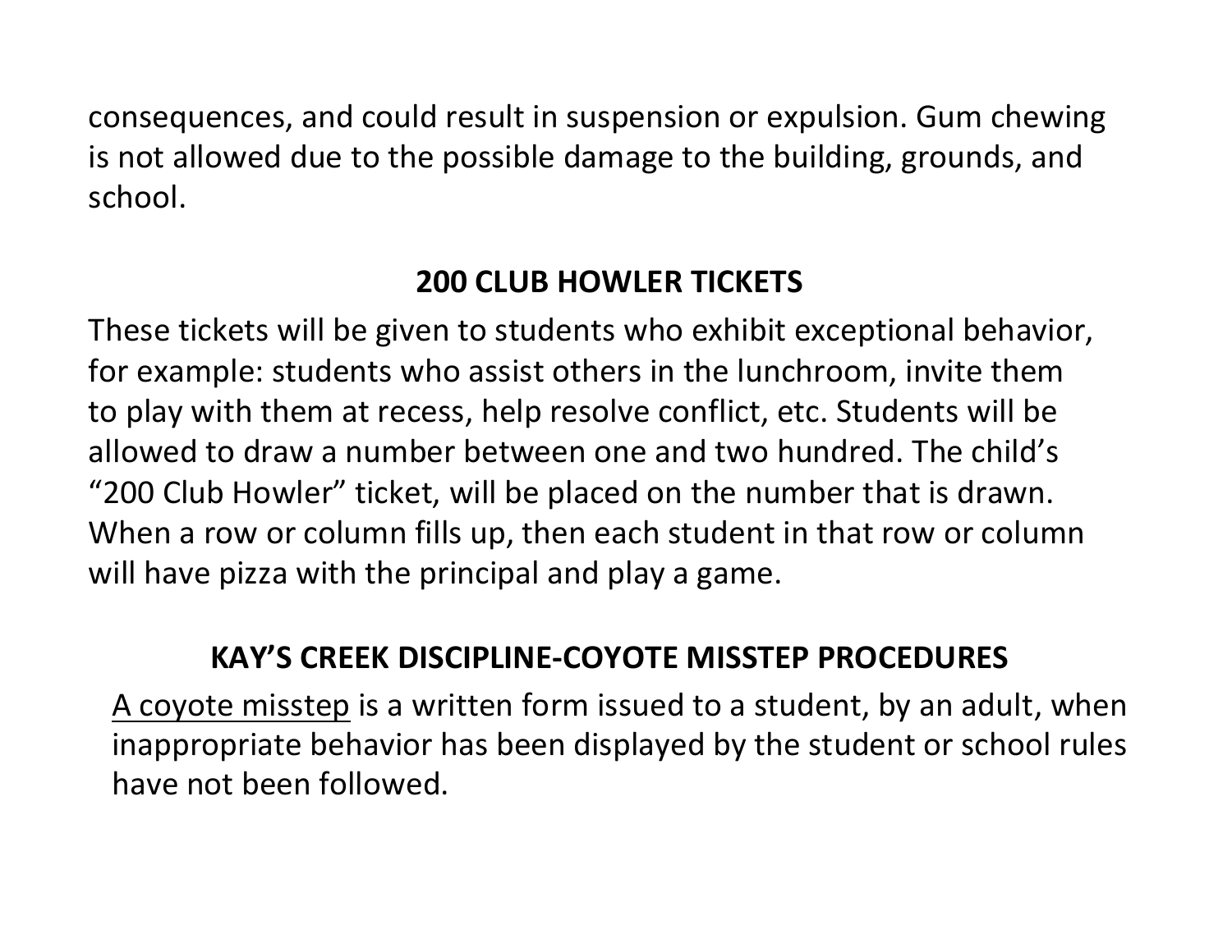consequences, and could result in suspension or expulsion. Gum chewing is not allowed due to the possible damage to the building, grounds, and school.

## 200 CLUB HOWLER TICKETS

These tickets will be given to students who exhibit exceptional behavior, for example: students who assist others in the lunchroom, invite them to play with them at recess, help resolve conflict, etc. Students will be allowed to draw a number between one and two hundred. The child's "200 Club Howler" ticket, will be placed on the number that is drawn. When a row or column fills up, then each student in that row or column will have pizza with the principal and play a game.

## KAY'S CREEK DISCIPLINE-COYOTE MISSTEP PROCEDURES

<u>A coyote misstep</u> is a written form issued to a student, by an adult, when inappropriate behavior has been displayed by the student or school rules have not been followed.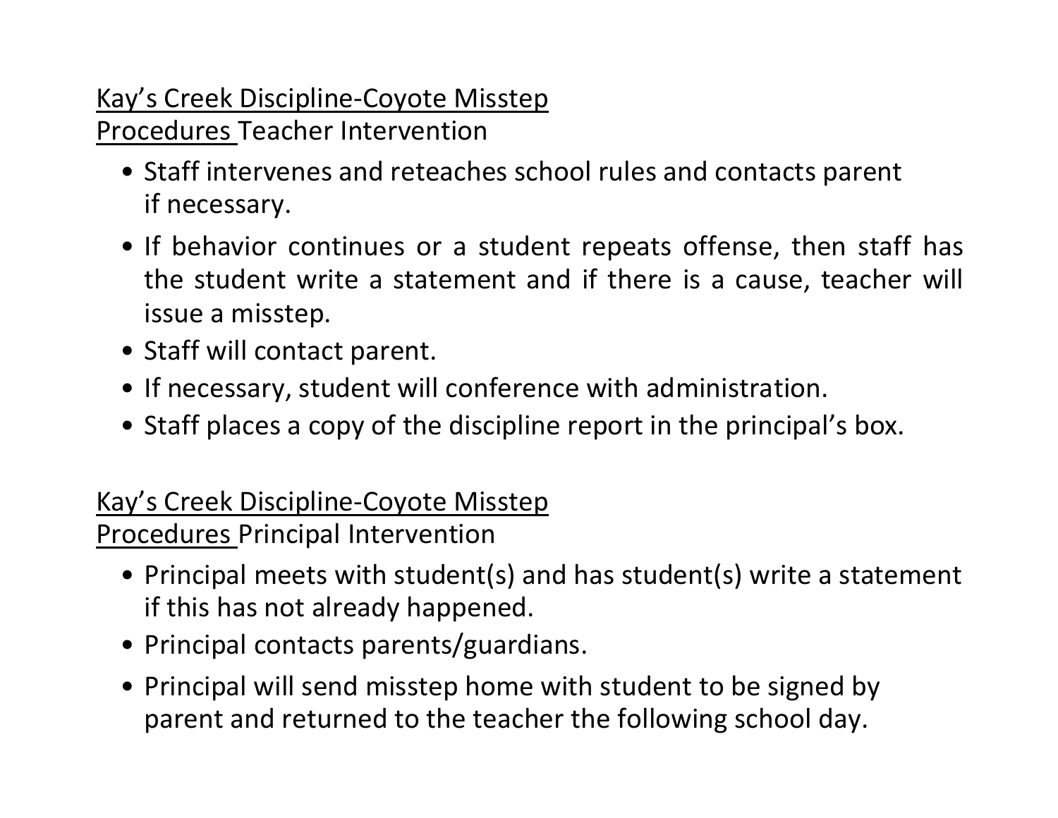Kay's Creek Discipline-Coyote Misstep Procedures Teacher Intervention

- Staff intervenes and reteaches school rules and contacts parent if necessary.
- If behavior continues or a student repeats offense, then staff has the student write a statement and if there is a cause, teacher will issue a misstep.
- Staff will contact parent.
- If necessary, student will conference with administration.
- Staff places a copy of the discipline report in the principal's box.

Kay's Creek Discipline-Coyote Misstep Procedures Principal Intervention

- Principal meets with student(s) and has student(s) write a statement if this has not already happened.
- Principal contacts parents/guardians.
- Principal will send misstep home with student to be signed by parent and returned to the teacher the following school day.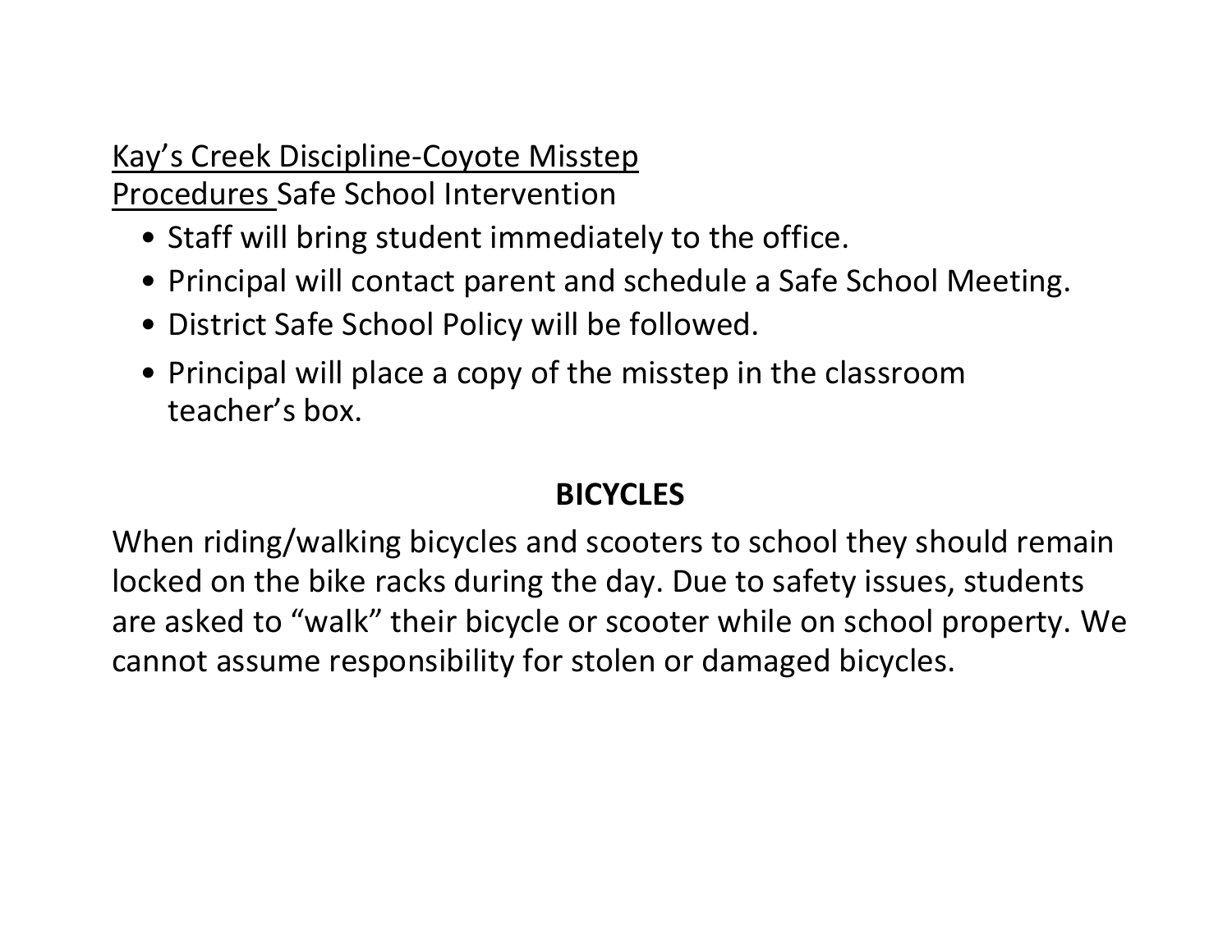Kay's Creek Discipline-Coyote Misstep
Procedures Safe School Intervention

- Staff will bring student immediately to the office.
- Principal will contact parent and schedule a Safe School Meeting.
- District Safe School Policy will be followed.
- Principal will place a copy of the misstep in the classroom teacher's box.

## BICYCLES

When riding/walking bicycles and scooters to school they should remain locked on the bike racks during the day. Due to safety issues, students are asked to "walk" their bicycle or scooter while on school property. We cannot assume responsibility for stolen or damaged bicycles.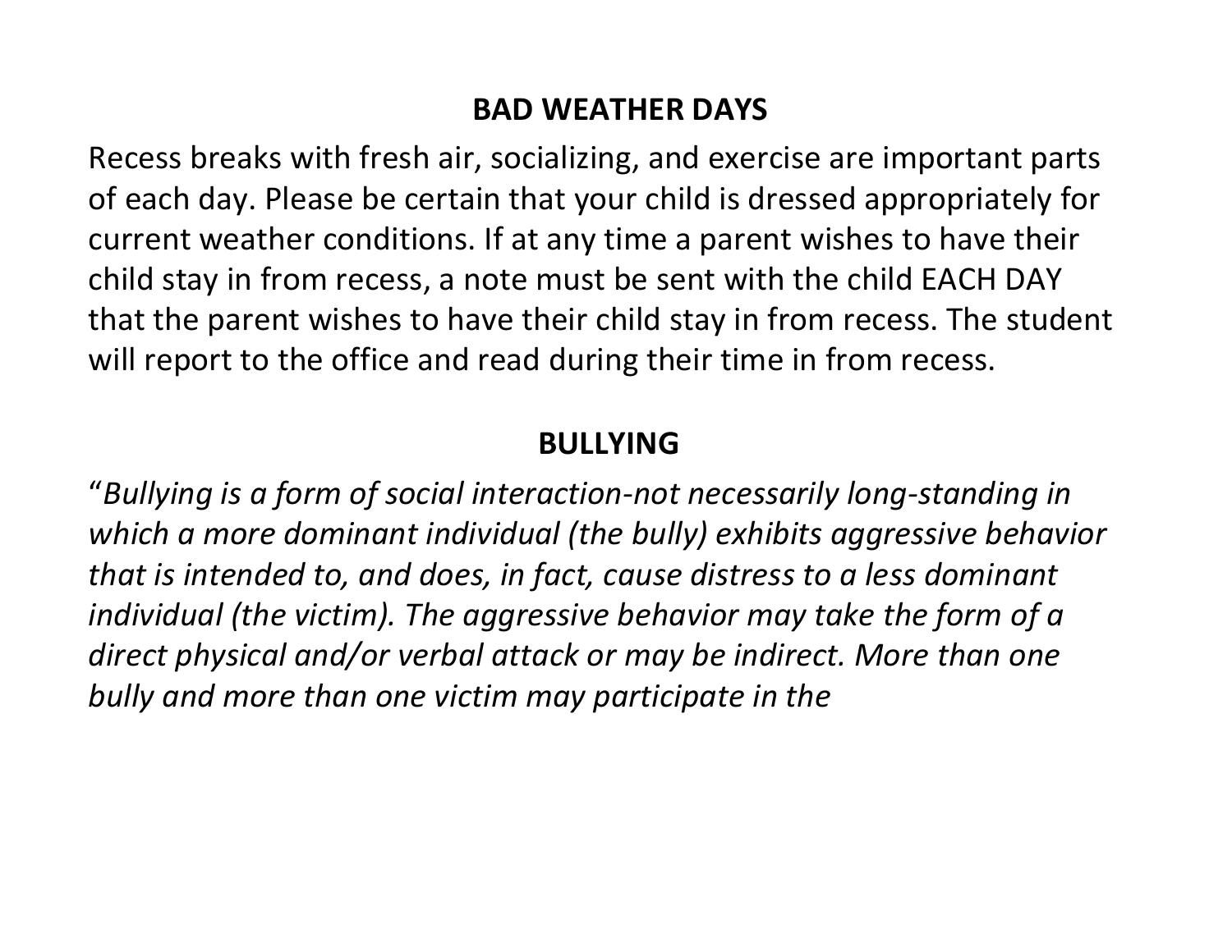## BAD WEATHER DAYS

Recess breaks with fresh air, socializing, and exercise are important parts of each day. Please be certain that your child is dressed appropriately for current weather conditions. If at any time a parent wishes to have their child stay in from recess, a note must be sent with the child EACH DAY that the parent wishes to have their child stay in from recess. The student will report to the office and read during their time in from recess.

## BULLYING

"*Bullying is a form of social interaction-not necessarily long-standing in which a more dominant individual (the bully) exhibits aggressive behavior that is intended to, and does, in fact, cause distress to a less dominant individual (the victim). The aggressive behavior may take the form of a direct physical and/or verbal attack or may be indirect. More than one bully and more than one victim may participate in the*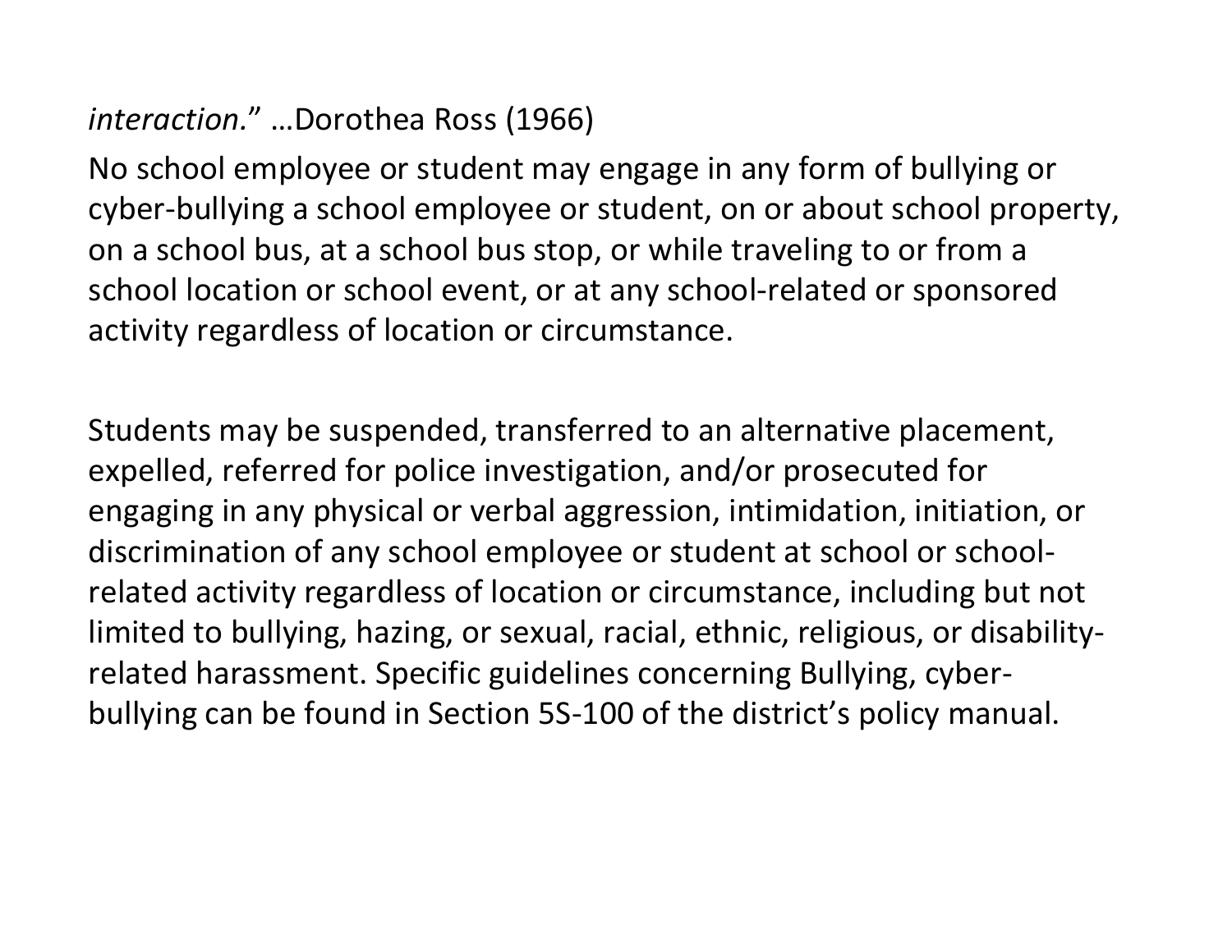*interaction*." …Dorothea Ross (1966)

No school employee or student may engage in any form of bullying or cyber-bullying a school employee or student, on or about school property, on a school bus, at a school bus stop, or while traveling to or from a school location or school event, or at any school-related or sponsored activity regardless of location or circumstance.

Students may be suspended, transferred to an alternative placement, expelled, referred for police investigation, and/or prosecuted for engaging in any physical or verbal aggression, intimidation, initiation, or discrimination of any school employee or student at school or school-related activity regardless of location or circumstance, including but not limited to bullying, hazing, or sexual, racial, ethnic, religious, or disability-related harassment. Specific guidelines concerning Bullying, cyber-bullying can be found in Section 5S-100 of the district's policy manual.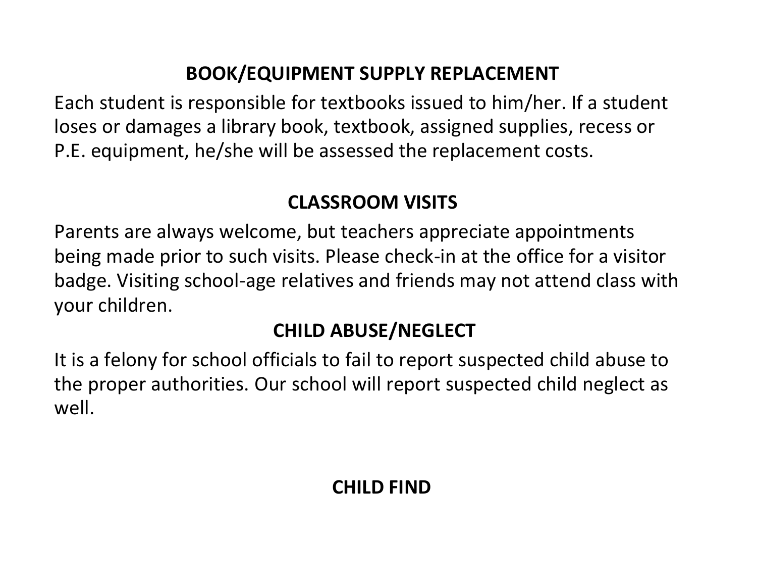## BOOK/EQUIPMENT SUPPLY REPLACEMENT

Each student is responsible for textbooks issued to him/her. If a student loses or damages a library book, textbook, assigned supplies, recess or P.E. equipment, he/she will be assessed the replacement costs.

## CLASSROOM VISITS

Parents are always welcome, but teachers appreciate appointments being made prior to such visits. Please check-in at the office for a visitor badge. Visiting school-age relatives and friends may not attend class with your children.

## CHILD ABUSE/NEGLECT

It is a felony for school officials to fail to report suspected child abuse to the proper authorities. Our school will report suspected child neglect as well.

## CHILD FIND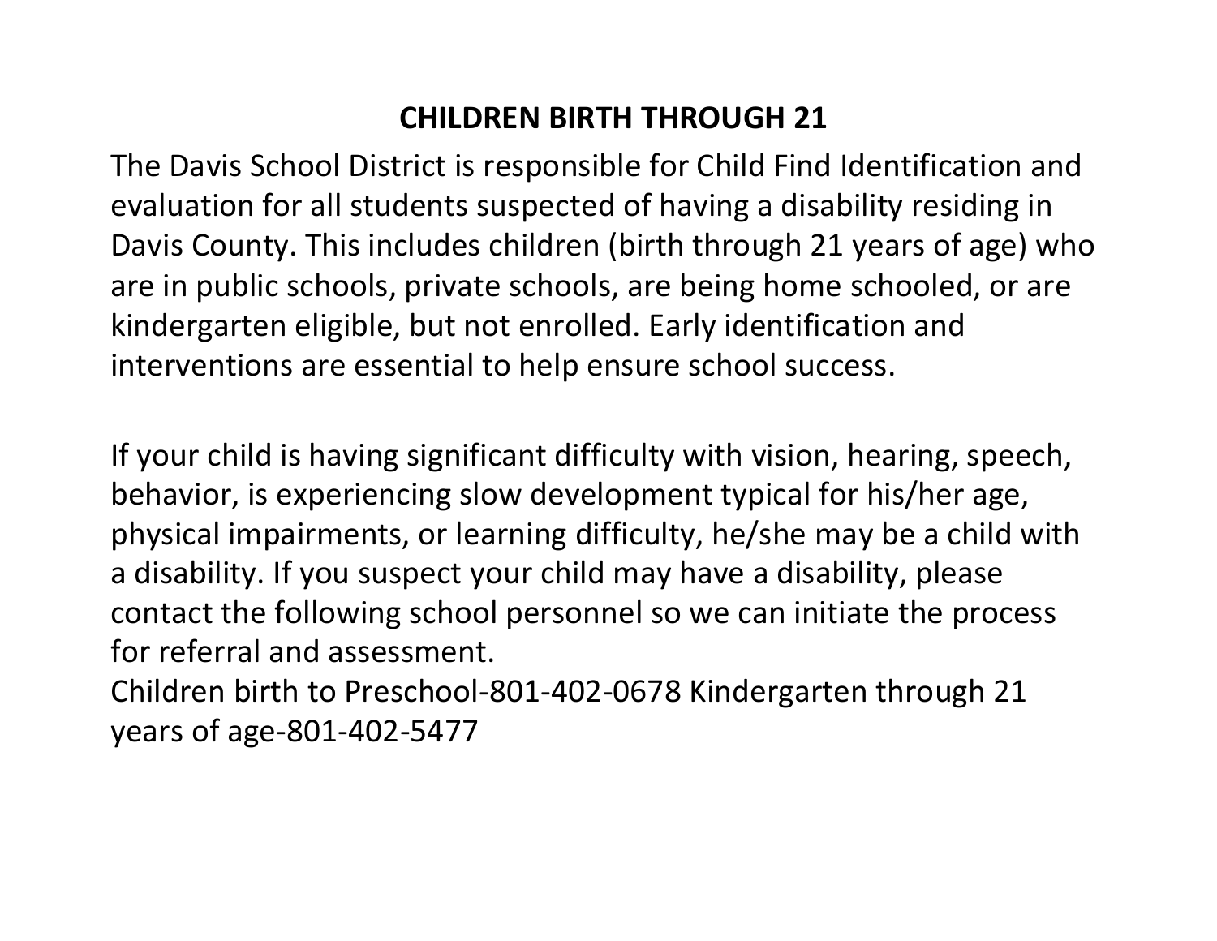## CHILDREN BIRTH THROUGH 21

The Davis School District is responsible for Child Find Identification and evaluation for all students suspected of having a disability residing in Davis County. This includes children (birth through 21 years of age) who are in public schools, private schools, are being home schooled, or are kindergarten eligible, but not enrolled. Early identification and interventions are essential to help ensure school success.

If your child is having significant difficulty with vision, hearing, speech, behavior, is experiencing slow development typical for his/her age, physical impairments, or learning difficulty, he/she may be a child with a disability. If you suspect your child may have a disability, please contact the following school personnel so we can initiate the process for referral and assessment.
Children birth to Preschool-801-402-0678 Kindergarten through 21 years of age-801-402-5477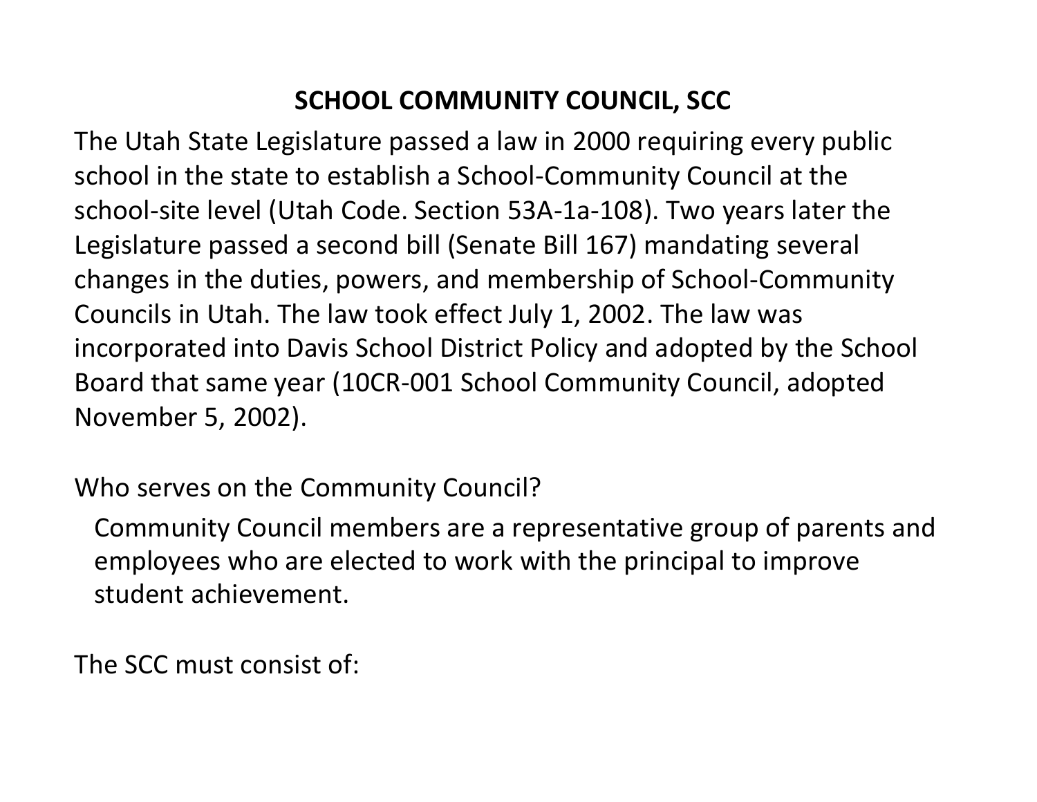# SCHOOL COMMUNITY COUNCIL, SCC

The Utah State Legislature passed a law in 2000 requiring every public school in the state to establish a School-Community Council at the school-site level (Utah Code. Section 53A-1a-108). Two years later the Legislature passed a second bill (Senate Bill 167) mandating several changes in the duties, powers, and membership of School-Community Councils in Utah. The law took effect July 1, 2002. The law was incorporated into Davis School District Policy and adopted by the School Board that same year (10CR-001 School Community Council, adopted November 5, 2002).

Who serves on the Community Council?

Community Council members are a representative group of parents and employees who are elected to work with the principal to improve student achievement.

The SCC must consist of: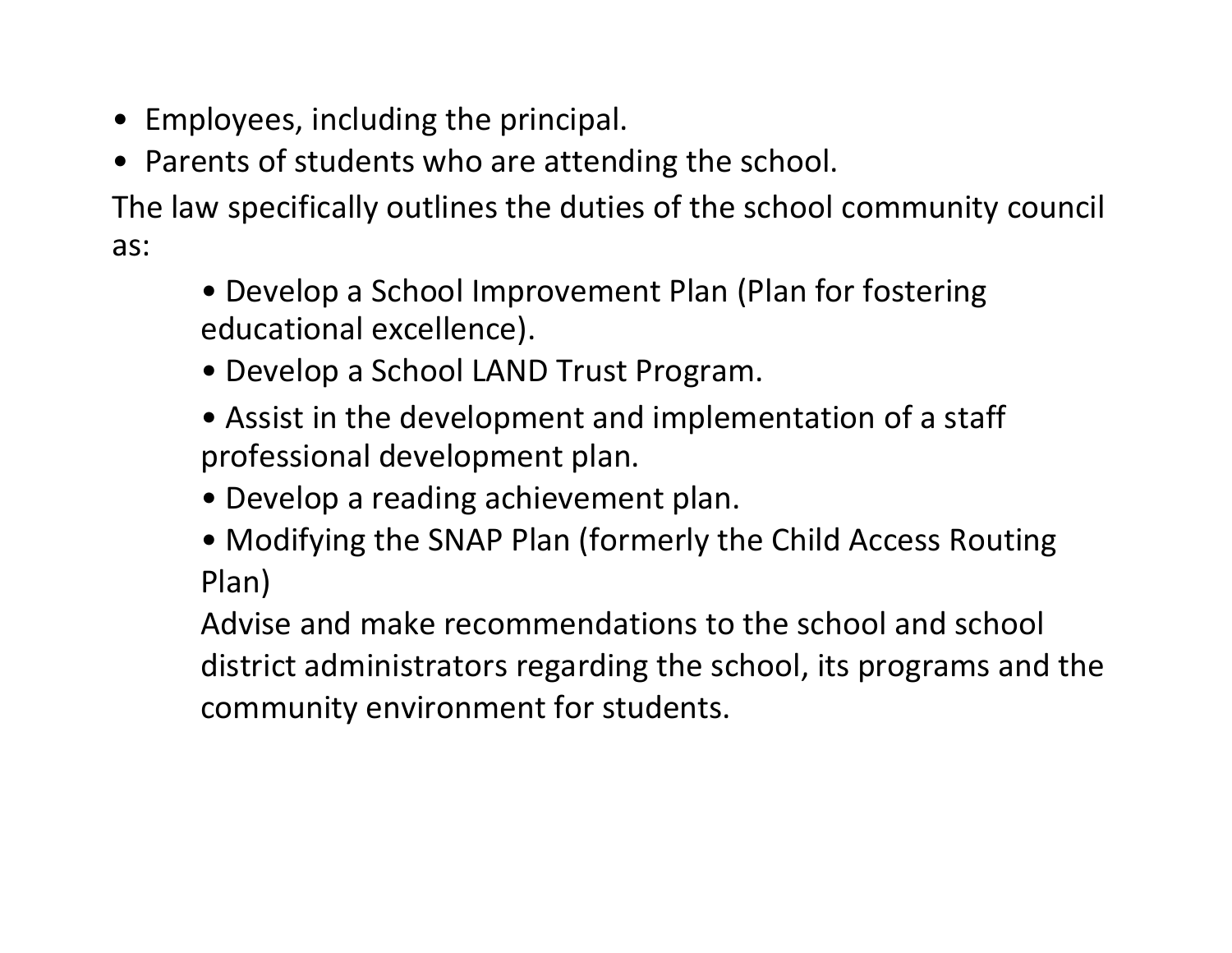- Employees, including the principal.
- Parents of students who are attending the school.

The law specifically outlines the duties of the school community council as:

- Develop a School Improvement Plan (Plan for fostering educational excellence).
- Develop a School LAND Trust Program.
- Assist in the development and implementation of a staff professional development plan.
- Develop a reading achievement plan.
- Modifying the SNAP Plan (formerly the Child Access Routing Plan)

Advise and make recommendations to the school and school district administrators regarding the school, its programs and the community environment for students.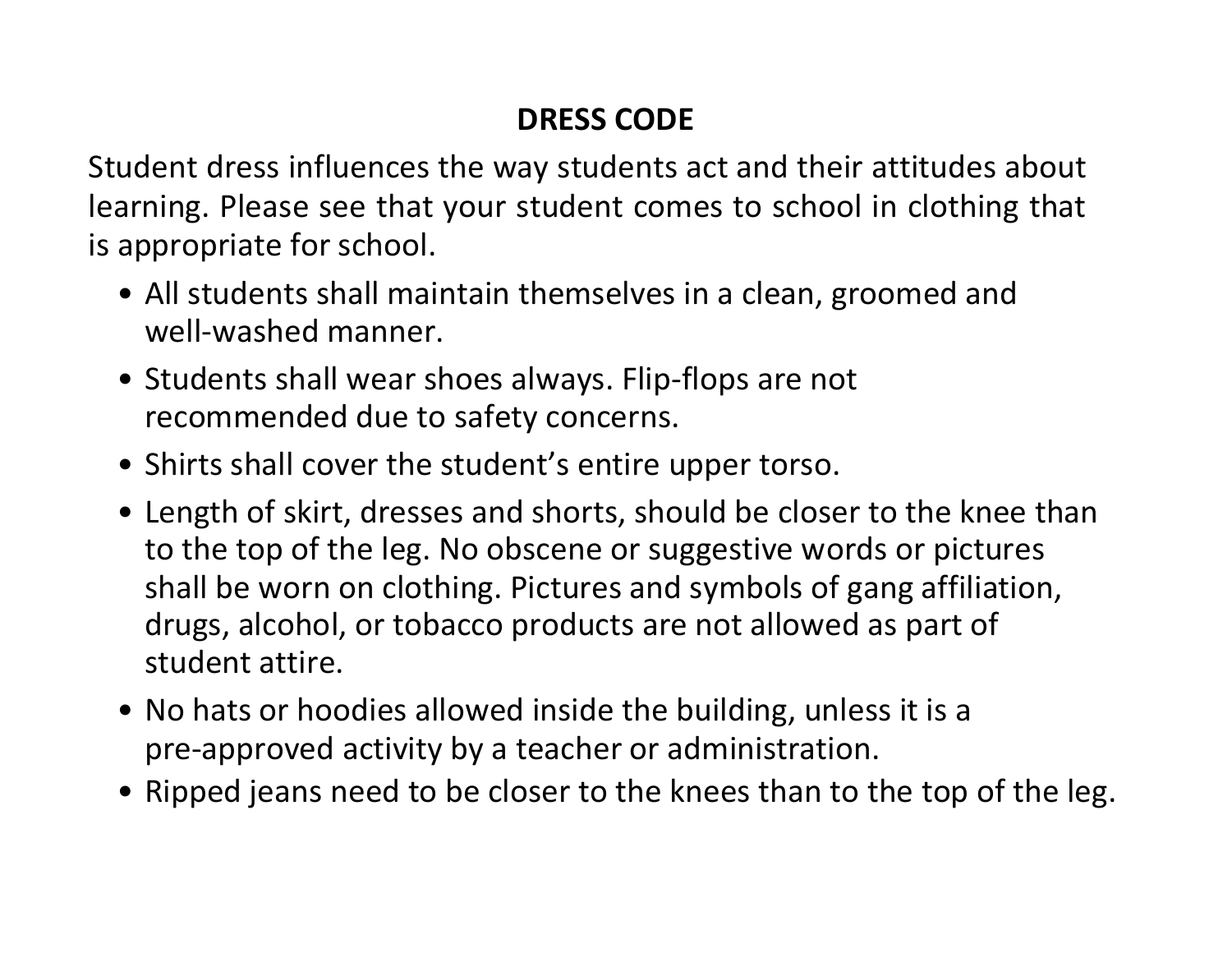# DRESS CODE

Student dress influences the way students act and their attitudes about learning. Please see that your student comes to school in clothing that is appropriate for school.

- All students shall maintain themselves in a clean, groomed and well-washed manner.
- Students shall wear shoes always. Flip-flops are not recommended due to safety concerns.
- Shirts shall cover the student's entire upper torso.
- Length of skirt, dresses and shorts, should be closer to the knee than to the top of the leg. No obscene or suggestive words or pictures shall be worn on clothing. Pictures and symbols of gang affiliation, drugs, alcohol, or tobacco products are not allowed as part of student attire.
- No hats or hoodies allowed inside the building, unless it is a pre-approved activity by a teacher or administration.
- Ripped jeans need to be closer to the knees than to the top of the leg.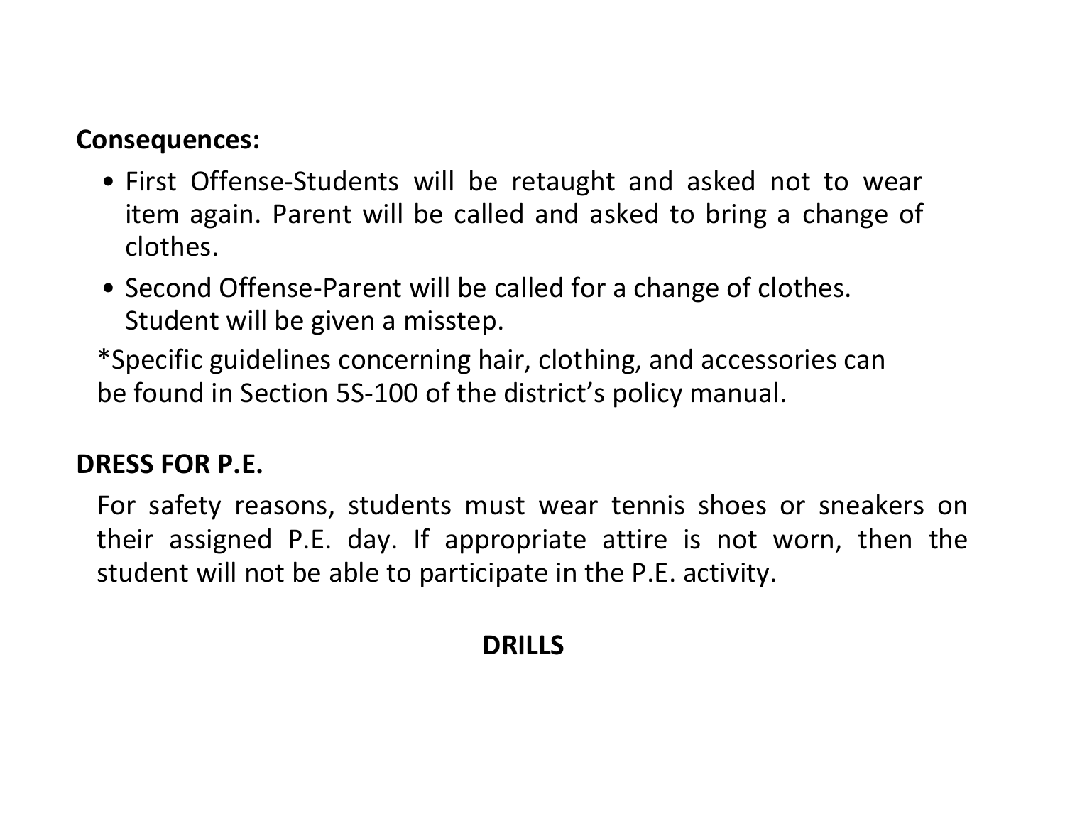**Consequences:**

- First Offense-Students will be retaught and asked not to wear item again. Parent will be called and asked to bring a change of clothes.
- Second Offense-Parent will be called for a change of clothes. Student will be given a misstep.

*Specific guidelines concerning hair, clothing, and accessories can be found in Section 5S-100 of the district's policy manual.

## DRESS FOR P.E.

For safety reasons, students must wear tennis shoes or sneakers on their assigned P.E. day. If appropriate attire is not worn, then the student will not be able to participate in the P.E. activity.

## DRILLS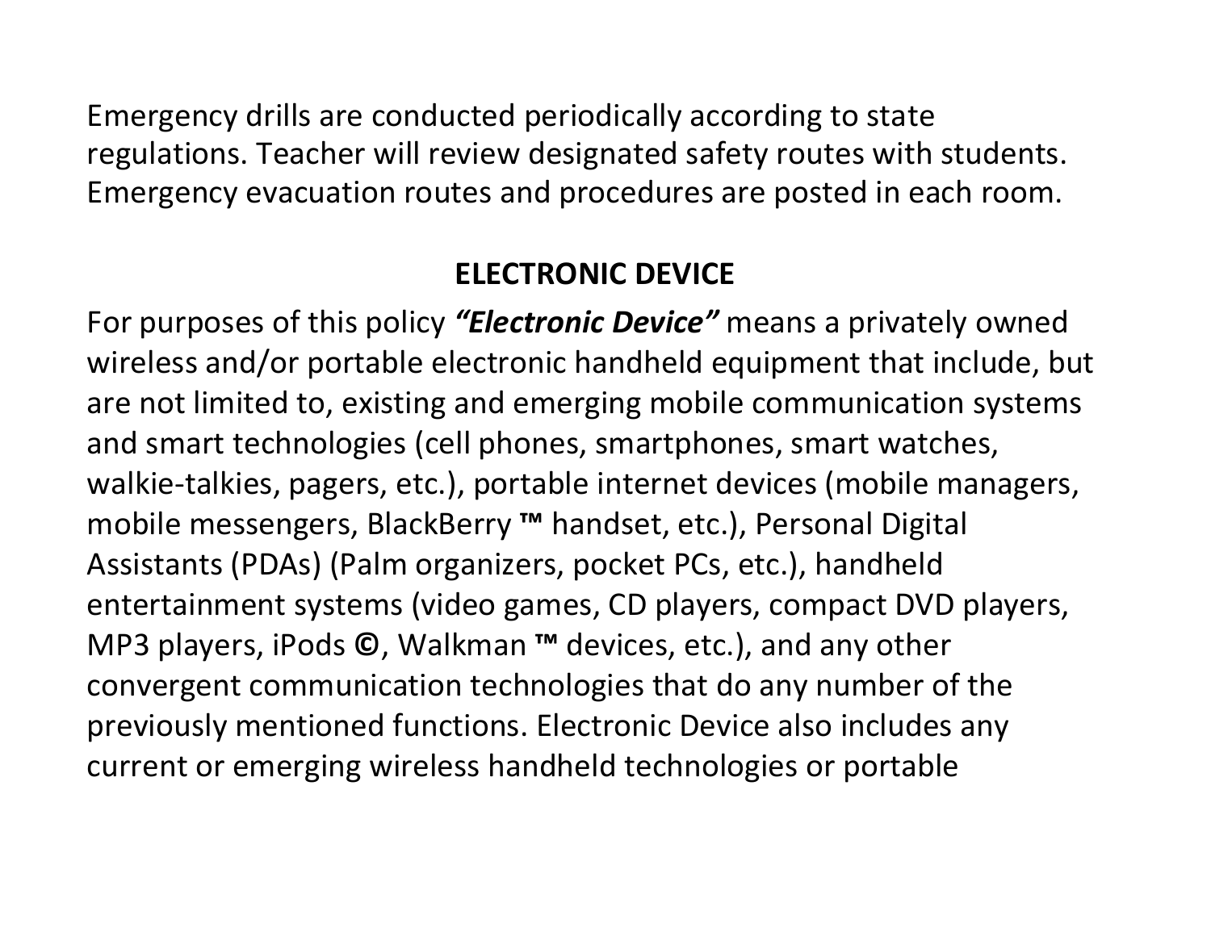Emergency drills are conducted periodically according to state regulations. Teacher will review designated safety routes with students. Emergency evacuation routes and procedures are posted in each room.

## ELECTRONIC DEVICE

For purposes of this policy ***"Electronic Device"*** means a privately owned wireless and/or portable electronic handheld equipment that include, but are not limited to, existing and emerging mobile communication systems and smart technologies (cell phones, smartphones, smart watches, walkie-talkies, pagers, etc.), portable internet devices (mobile managers, mobile messengers, BlackBerry ™ handset, etc.), Personal Digital Assistants (PDAs) (Palm organizers, pocket PCs, etc.), handheld entertainment systems (video games, CD players, compact DVD players, MP3 players, iPods ©, Walkman ™ devices, etc.), and any other convergent communication technologies that do any number of the previously mentioned functions. Electronic Device also includes any current or emerging wireless handheld technologies or portable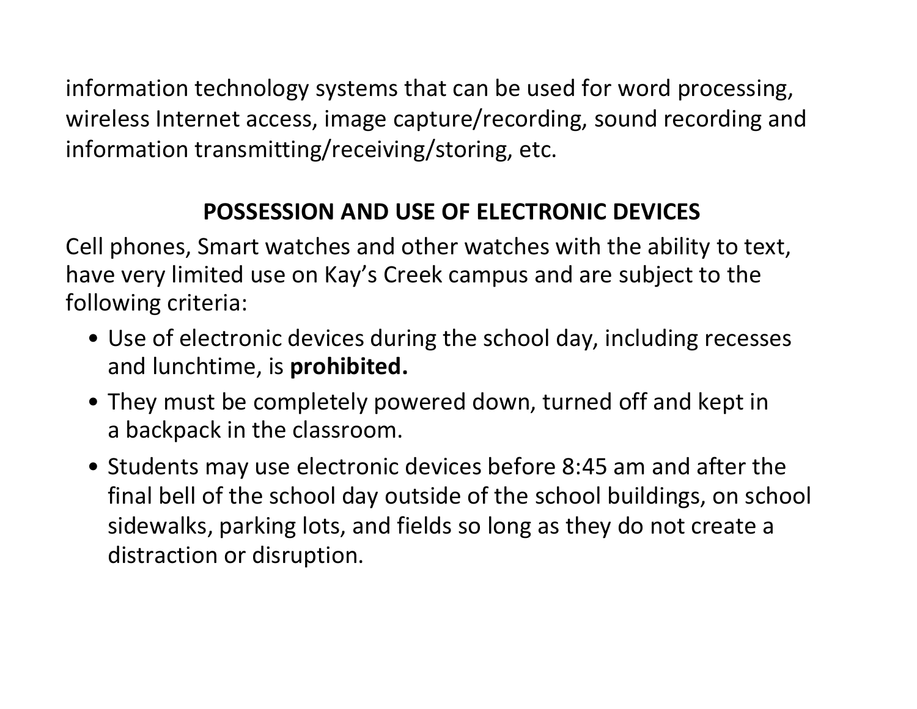information technology systems that can be used for word processing, wireless Internet access, image capture/recording, sound recording and information transmitting/receiving/storing, etc.

## POSSESSION AND USE OF ELECTRONIC DEVICES

Cell phones, Smart watches and other watches with the ability to text, have very limited use on Kay's Creek campus and are subject to the following criteria:

- Use of electronic devices during the school day, including recesses and lunchtime, is **prohibited.**
- They must be completely powered down, turned off and kept in a backpack in the classroom.
- Students may use electronic devices before 8:45 am and after the final bell of the school day outside of the school buildings, on school sidewalks, parking lots, and fields so long as they do not create a distraction or disruption.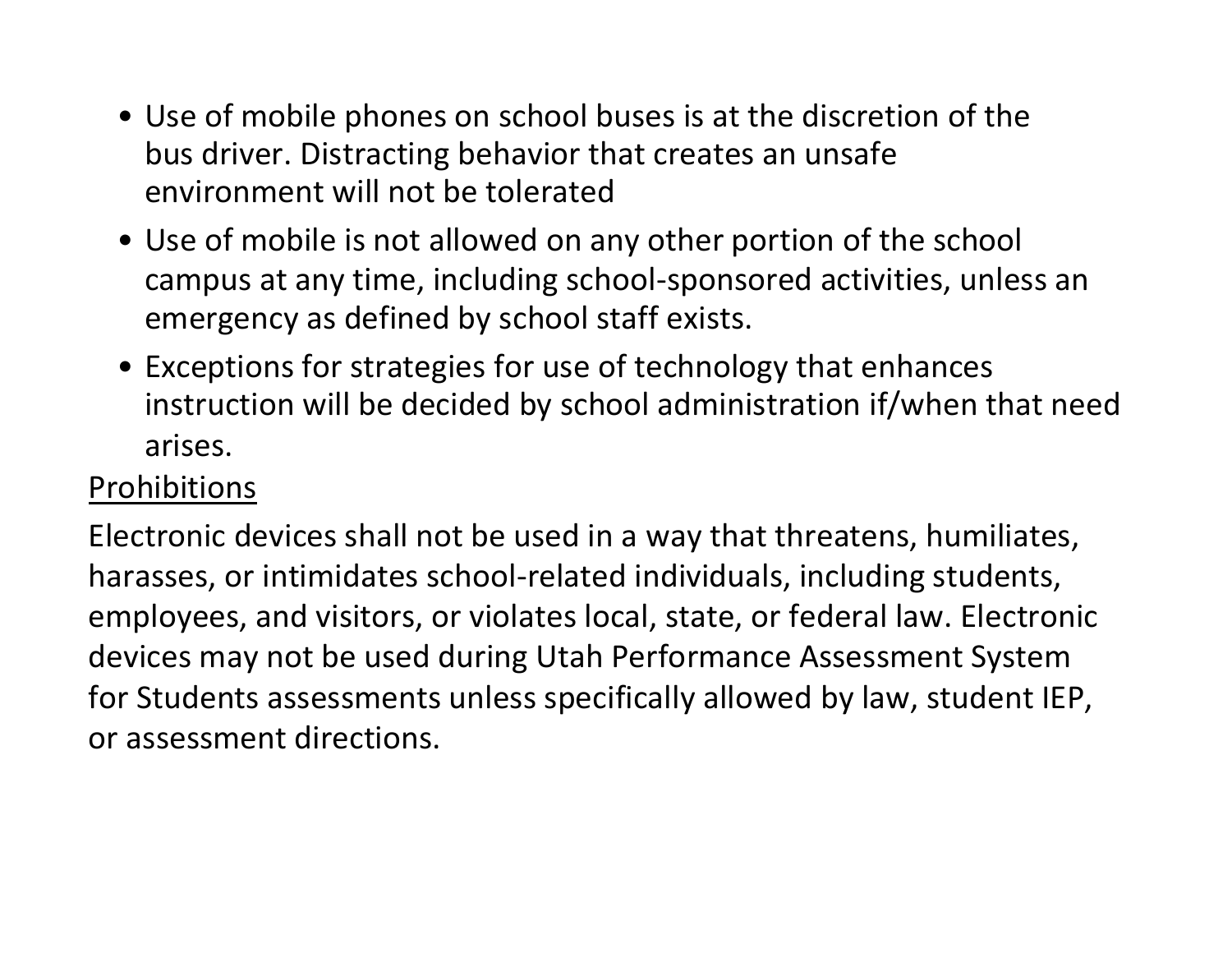- Use of mobile phones on school buses is at the discretion of the bus driver. Distracting behavior that creates an unsafe environment will not be tolerated
- Use of mobile is not allowed on any other portion of the school campus at any time, including school-sponsored activities, unless an emergency as defined by school staff exists.
- Exceptions for strategies for use of technology that enhances instruction will be decided by school administration if/when that need arises.

<u>Prohibitions</u>

Electronic devices shall not be used in a way that threatens, humiliates, harasses, or intimidates school-related individuals, including students, employees, and visitors, or violates local, state, or federal law. Electronic devices may not be used during Utah Performance Assessment System for Students assessments unless specifically allowed by law, student IEP, or assessment directions.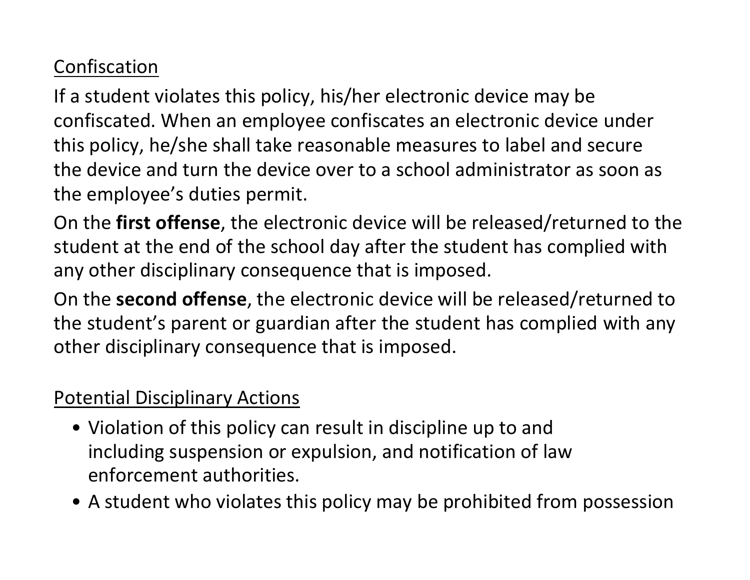<u>Confiscation</u>

If a student violates this policy, his/her electronic device may be confiscated. When an employee confiscates an electronic device under this policy, he/she shall take reasonable measures to label and secure the device and turn the device over to a school administrator as soon as the employee's duties permit.

On the **first offense**, the electronic device will be released/returned to the student at the end of the school day after the student has complied with any other disciplinary consequence that is imposed.

On the **second offense**, the electronic device will be released/returned to the student's parent or guardian after the student has complied with any other disciplinary consequence that is imposed.

<u>Potential Disciplinary Actions</u>

- Violation of this policy can result in discipline up to and including suspension or expulsion, and notification of law enforcement authorities.
- A student who violates this policy may be prohibited from possession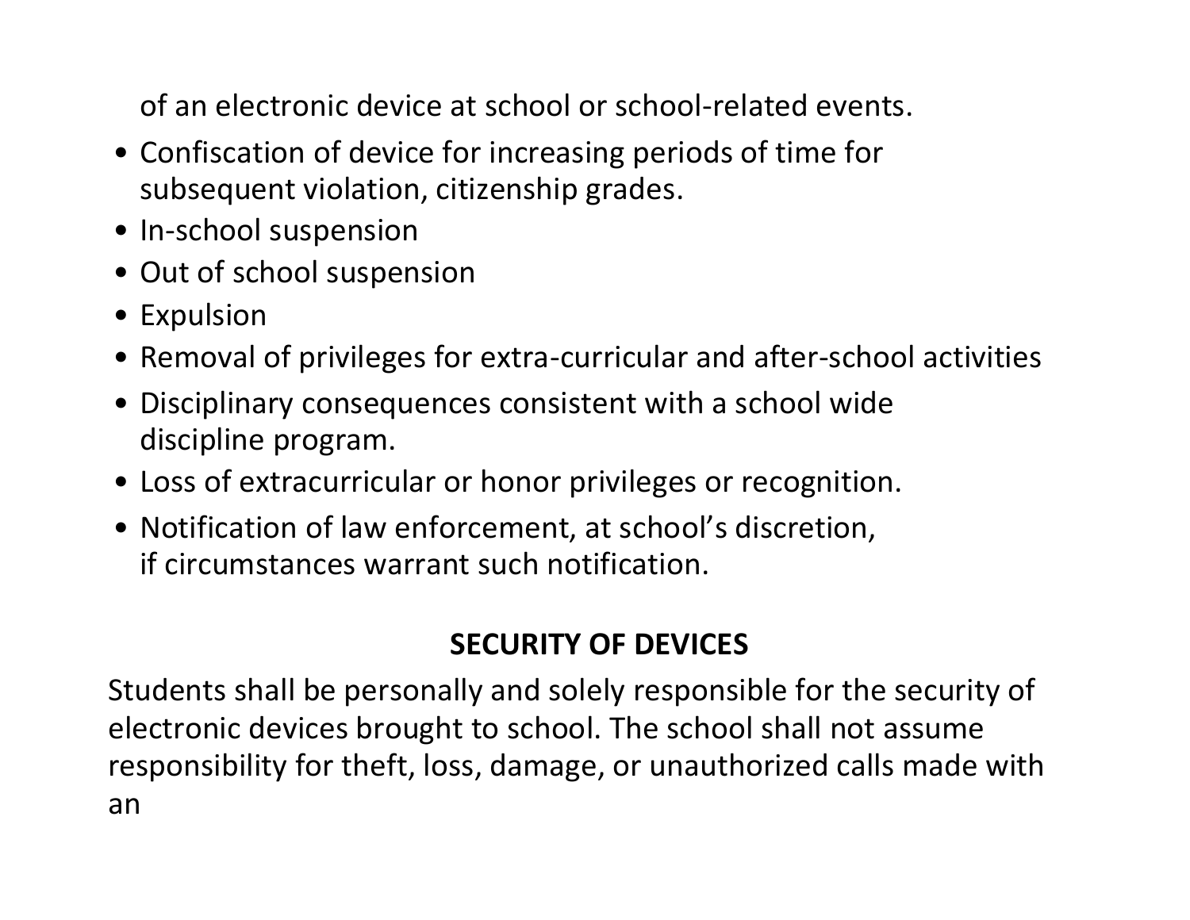of an electronic device at school or school-related events.

- Confiscation of device for increasing periods of time for subsequent violation, citizenship grades.
- In-school suspension
- Out of school suspension
- Expulsion
- Removal of privileges for extra-curricular and after-school activities
- Disciplinary consequences consistent with a school wide discipline program.
- Loss of extracurricular or honor privileges or recognition.
- Notification of law enforcement, at school's discretion, if circumstances warrant such notification.

## SECURITY OF DEVICES

Students shall be personally and solely responsible for the security of electronic devices brought to school. The school shall not assume responsibility for theft, loss, damage, or unauthorized calls made with an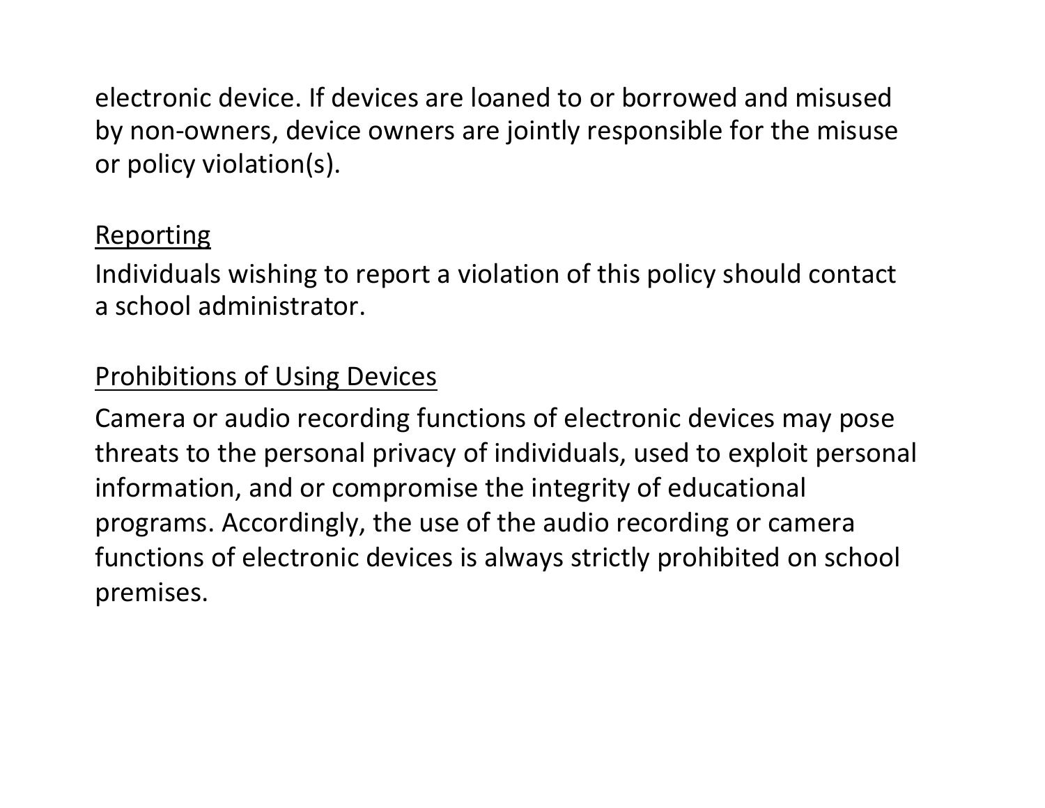electronic device. If devices are loaned to or borrowed and misused by non-owners, device owners are jointly responsible for the misuse or policy violation(s).

<u>Reporting</u>

Individuals wishing to report a violation of this policy should contact a school administrator.

<u>Prohibitions of Using Devices</u>

Camera or audio recording functions of electronic devices may pose threats to the personal privacy of individuals, used to exploit personal information, and or compromise the integrity of educational programs. Accordingly, the use of the audio recording or camera functions of electronic devices is always strictly prohibited on school premises.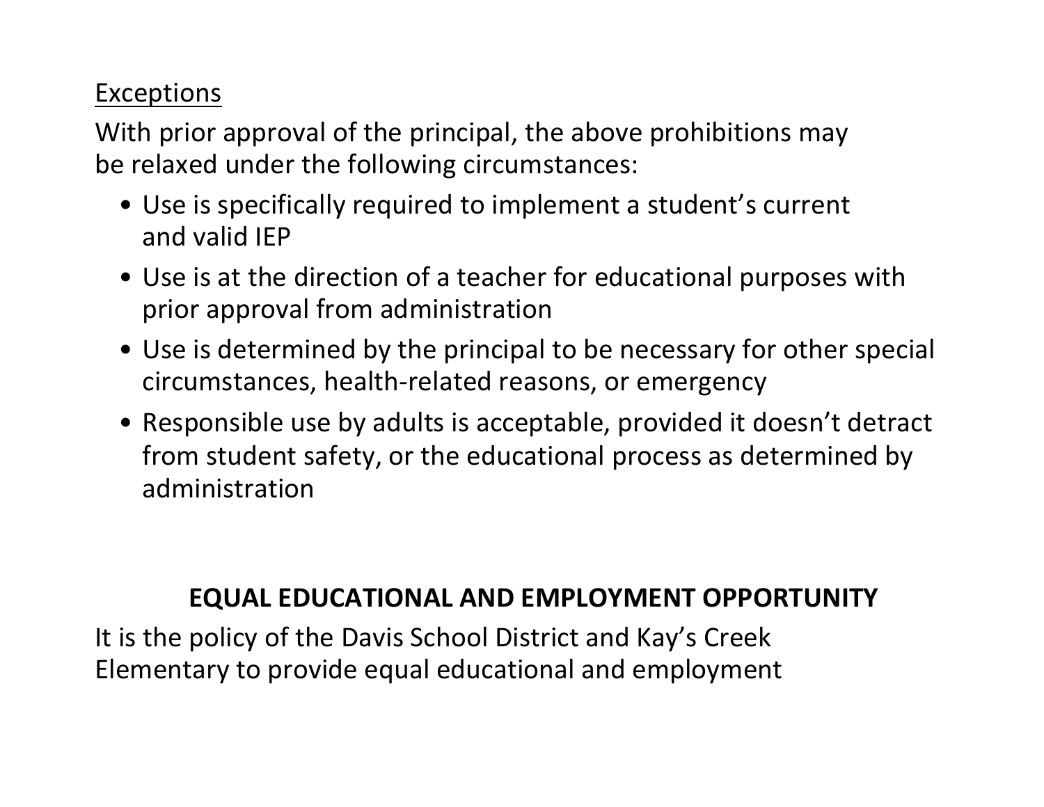<u>Exceptions</u>

With prior approval of the principal, the above prohibitions may be relaxed under the following circumstances:

- Use is specifically required to implement a student's current and valid IEP
- Use is at the direction of a teacher for educational purposes with prior approval from administration
- Use is determined by the principal to be necessary for other special circumstances, health-related reasons, or emergency
- Responsible use by adults is acceptable, provided it doesn't detract from student safety, or the educational process as determined by administration

## EQUAL EDUCATIONAL AND EMPLOYMENT OPPORTUNITY

It is the policy of the Davis School District and Kay's Creek Elementary to provide equal educational and employment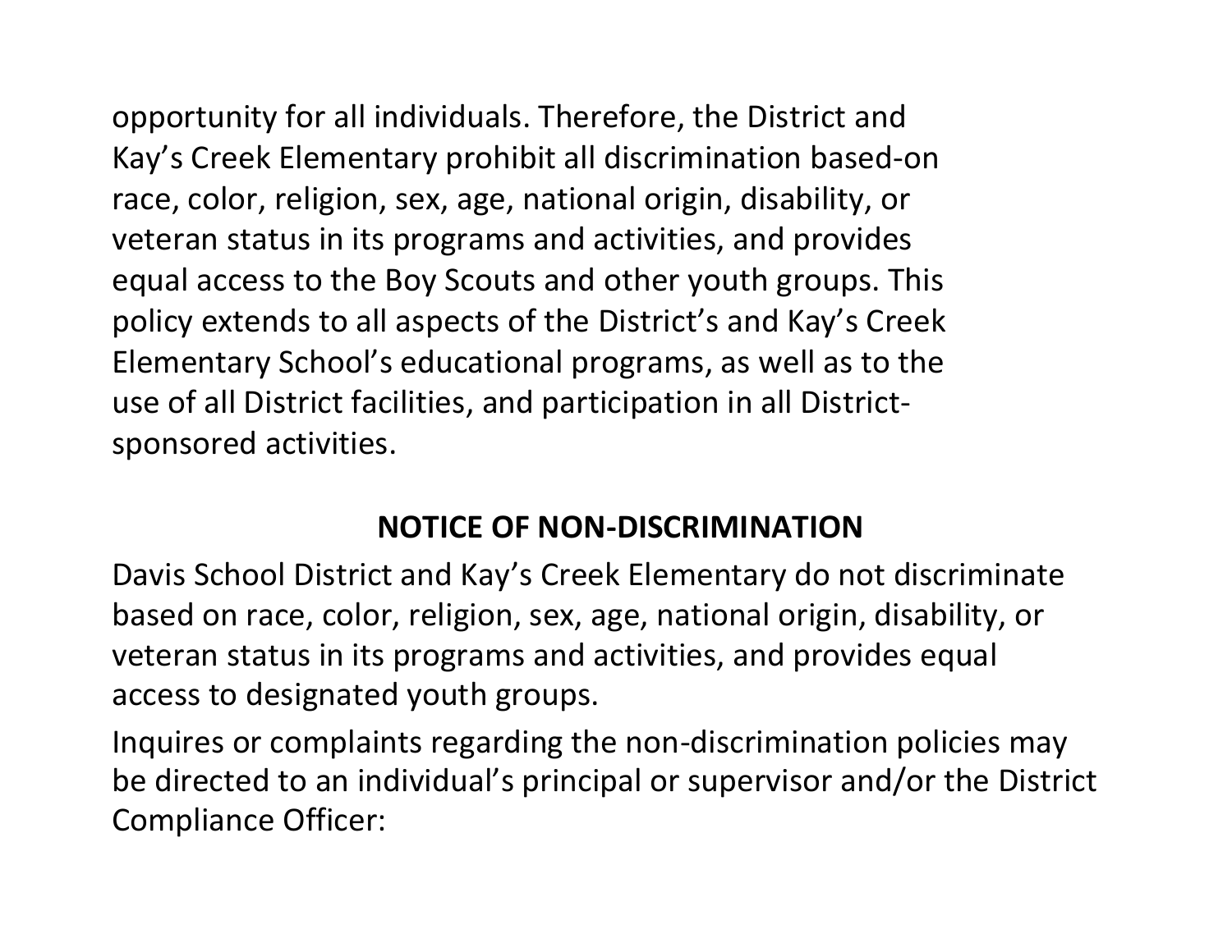opportunity for all individuals. Therefore, the District and Kay's Creek Elementary prohibit all discrimination based-on race, color, religion, sex, age, national origin, disability, or veteran status in its programs and activities, and provides equal access to the Boy Scouts and other youth groups. This policy extends to all aspects of the District's and Kay's Creek Elementary School's educational programs, as well as to the use of all District facilities, and participation in all District-sponsored activities.

## NOTICE OF NON-DISCRIMINATION

Davis School District and Kay's Creek Elementary do not discriminate based on race, color, religion, sex, age, national origin, disability, or veteran status in its programs and activities, and provides equal access to designated youth groups.

Inquires or complaints regarding the non-discrimination policies may be directed to an individual's principal or supervisor and/or the District Compliance Officer: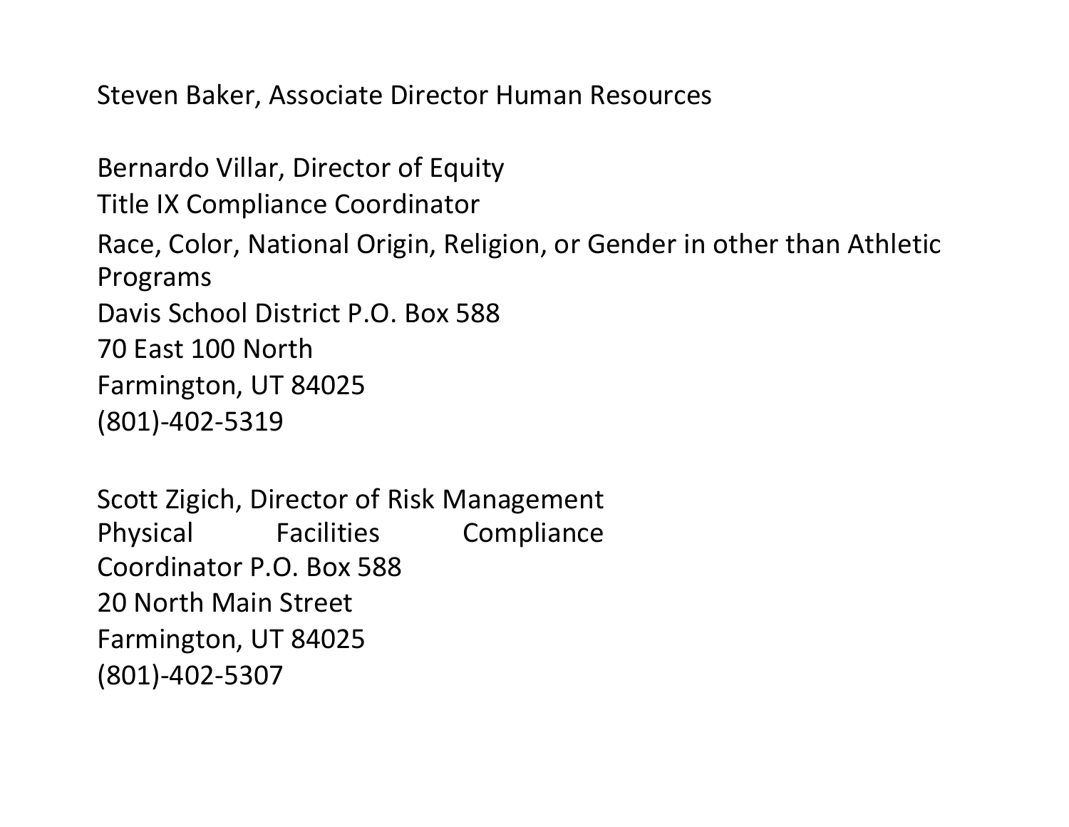Steven Baker, Associate Director Human Resources

Bernardo Villar, Director of Equity
Title IX Compliance Coordinator
Race, Color, National Origin, Religion, or Gender in other than Athletic Programs
Davis School District P.O. Box 588
70 East 100 North
Farmington, UT 84025
(801)-402-5319

Scott Zigich, Director of Risk Management
Physical Facilities Compliance
Coordinator P.O. Box 588
20 North Main Street
Farmington, UT 84025
(801)-402-5307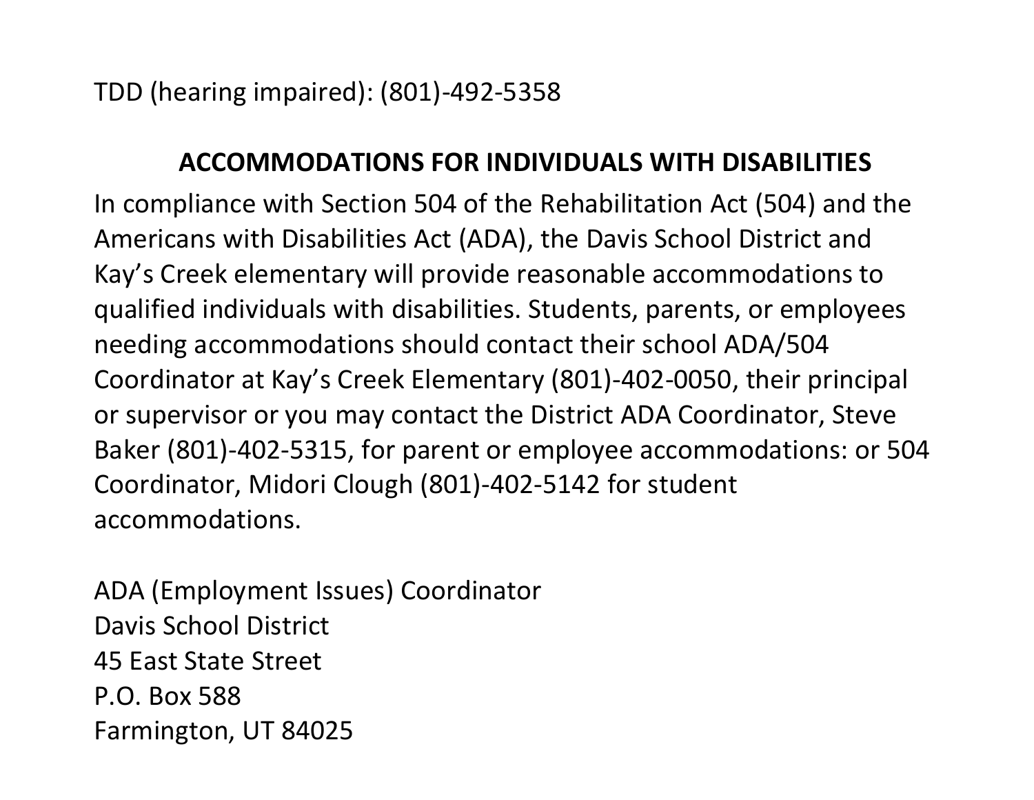TDD (hearing impaired): (801)-492-5358

## ACCOMMODATIONS FOR INDIVIDUALS WITH DISABILITIES

In compliance with Section 504 of the Rehabilitation Act (504) and the Americans with Disabilities Act (ADA), the Davis School District and Kay's Creek elementary will provide reasonable accommodations to qualified individuals with disabilities. Students, parents, or employees needing accommodations should contact their school ADA/504 Coordinator at Kay's Creek Elementary (801)-402-0050, their principal or supervisor or you may contact the District ADA Coordinator, Steve Baker (801)-402-5315, for parent or employee accommodations: or 504 Coordinator, Midori Clough (801)-402-5142 for student accommodations.

ADA (Employment Issues) Coordinator
Davis School District
45 East State Street
P.O. Box 588
Farmington, UT 84025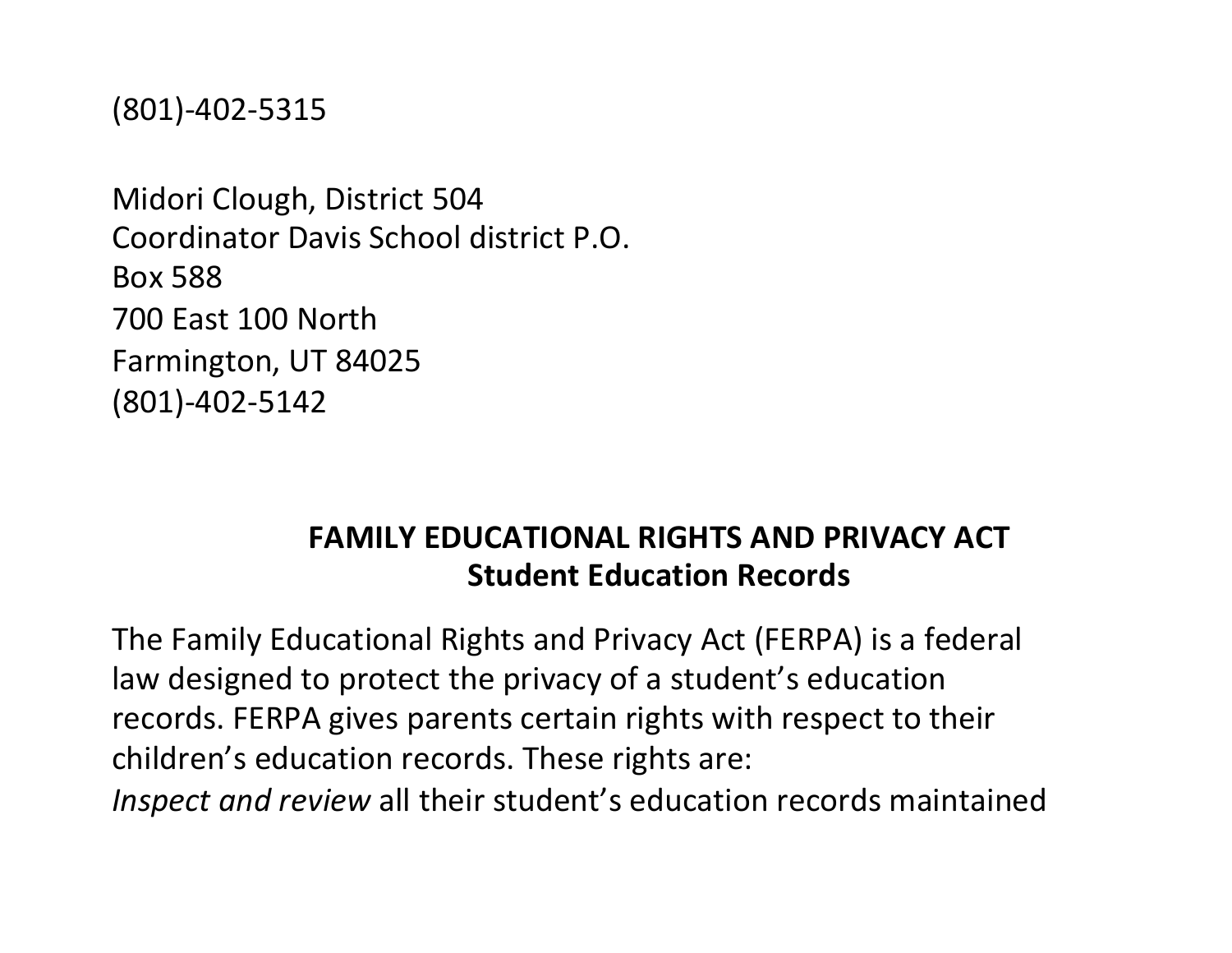(801)-402-5315

Midori Clough, District 504
Coordinator Davis School district P.O.
Box 588
700 East 100 North
Farmington, UT 84025
(801)-402-5142

## FAMILY EDUCATIONAL RIGHTS AND PRIVACY ACT
## Student Education Records

The Family Educational Rights and Privacy Act (FERPA) is a federal law designed to protect the privacy of a student's education records. FERPA gives parents certain rights with respect to their children's education records. These rights are:

*Inspect and review* all their student's education records maintained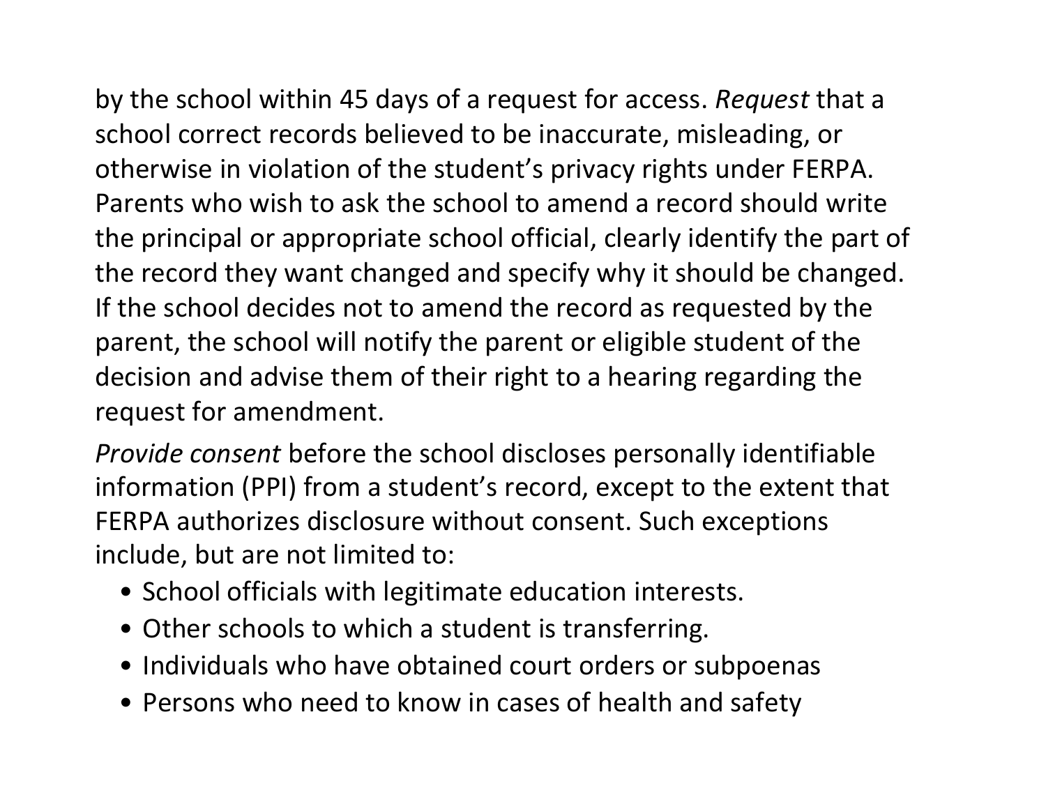by the school within 45 days of a request for access. *Request* that a school correct records believed to be inaccurate, misleading, or otherwise in violation of the student's privacy rights under FERPA. Parents who wish to ask the school to amend a record should write the principal or appropriate school official, clearly identify the part of the record they want changed and specify why it should be changed. If the school decides not to amend the record as requested by the parent, the school will notify the parent or eligible student of the decision and advise them of their right to a hearing regarding the request for amendment.

*Provide consent* before the school discloses personally identifiable information (PPI) from a student's record, except to the extent that FERPA authorizes disclosure without consent. Such exceptions include, but are not limited to:

- School officials with legitimate education interests.
- Other schools to which a student is transferring.
- Individuals who have obtained court orders or subpoenas
- Persons who need to know in cases of health and safety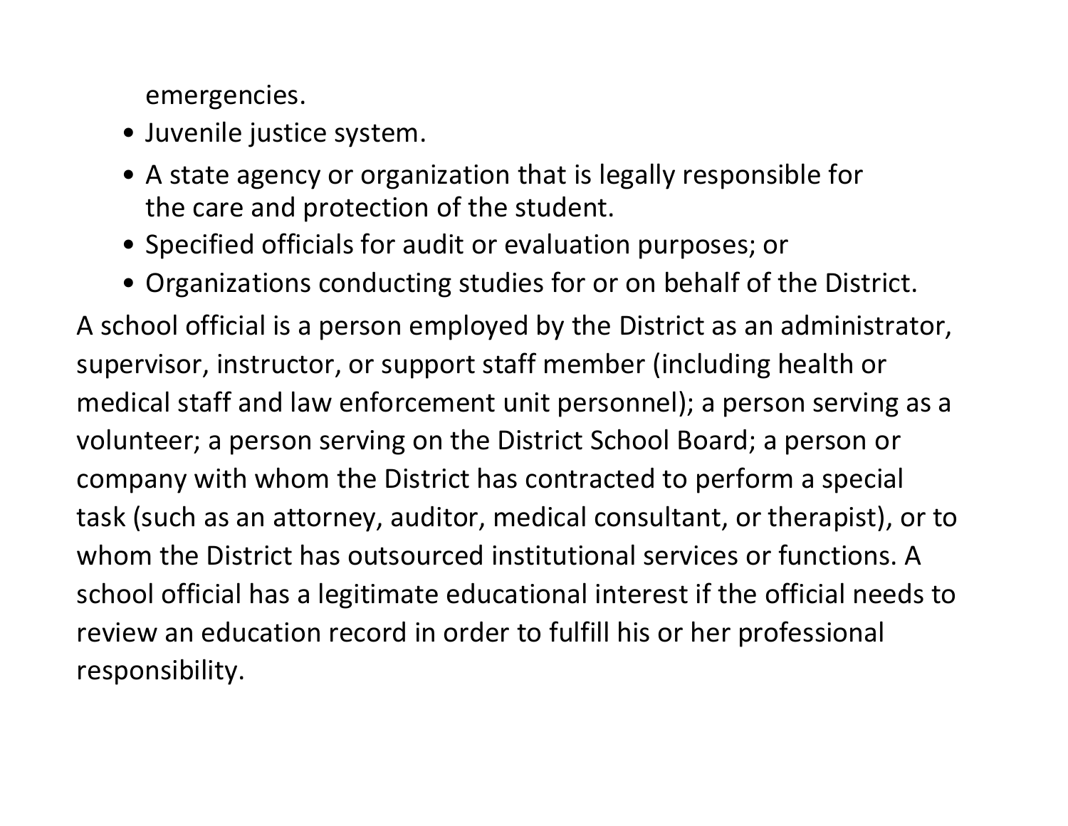emergencies.

- Juvenile justice system.
- A state agency or organization that is legally responsible for the care and protection of the student.
- Specified officials for audit or evaluation purposes; or
- Organizations conducting studies for or on behalf of the District.

A school official is a person employed by the District as an administrator, supervisor, instructor, or support staff member (including health or medical staff and law enforcement unit personnel); a person serving as a volunteer; a person serving on the District School Board; a person or company with whom the District has contracted to perform a special task (such as an attorney, auditor, medical consultant, or therapist), or to whom the District has outsourced institutional services or functions. A school official has a legitimate educational interest if the official needs to review an education record in order to fulfill his or her professional responsibility.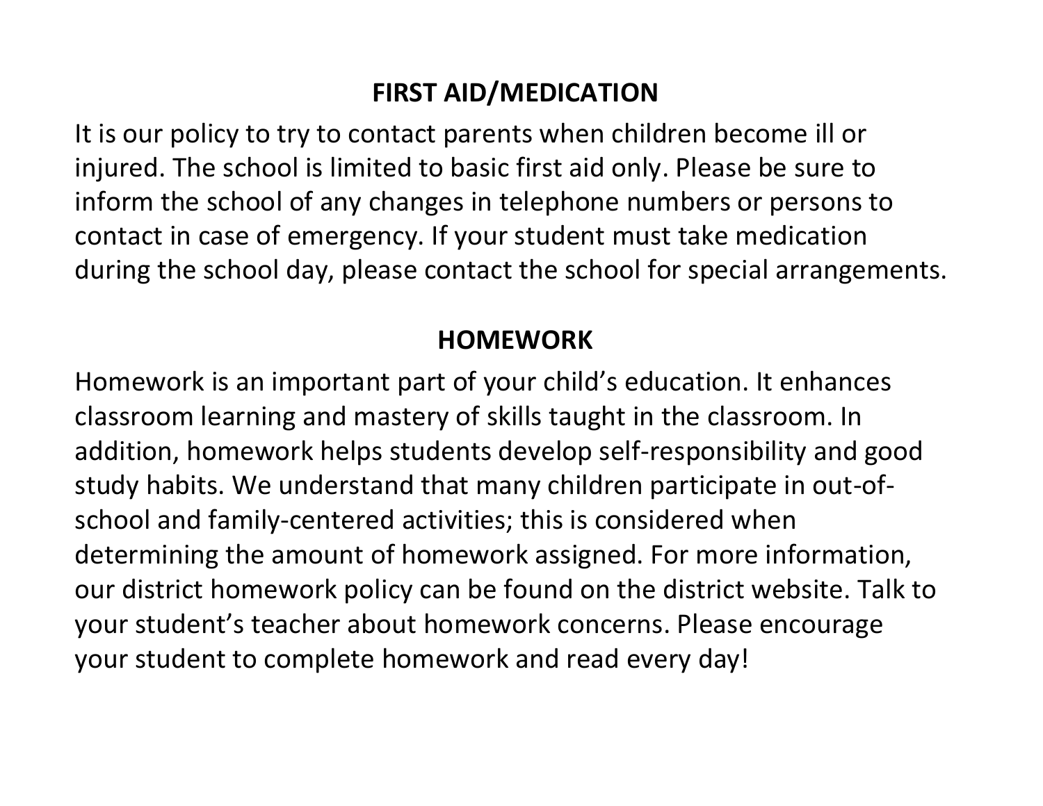## FIRST AID/MEDICATION

It is our policy to try to contact parents when children become ill or injured. The school is limited to basic first aid only. Please be sure to inform the school of any changes in telephone numbers or persons to contact in case of emergency. If your student must take medication during the school day, please contact the school for special arrangements.

## HOMEWORK

Homework is an important part of your child's education. It enhances classroom learning and mastery of skills taught in the classroom. In addition, homework helps students develop self-responsibility and good study habits. We understand that many children participate in out-of-school and family-centered activities; this is considered when determining the amount of homework assigned. For more information, our district homework policy can be found on the district website. Talk to your student's teacher about homework concerns. Please encourage your student to complete homework and read every day!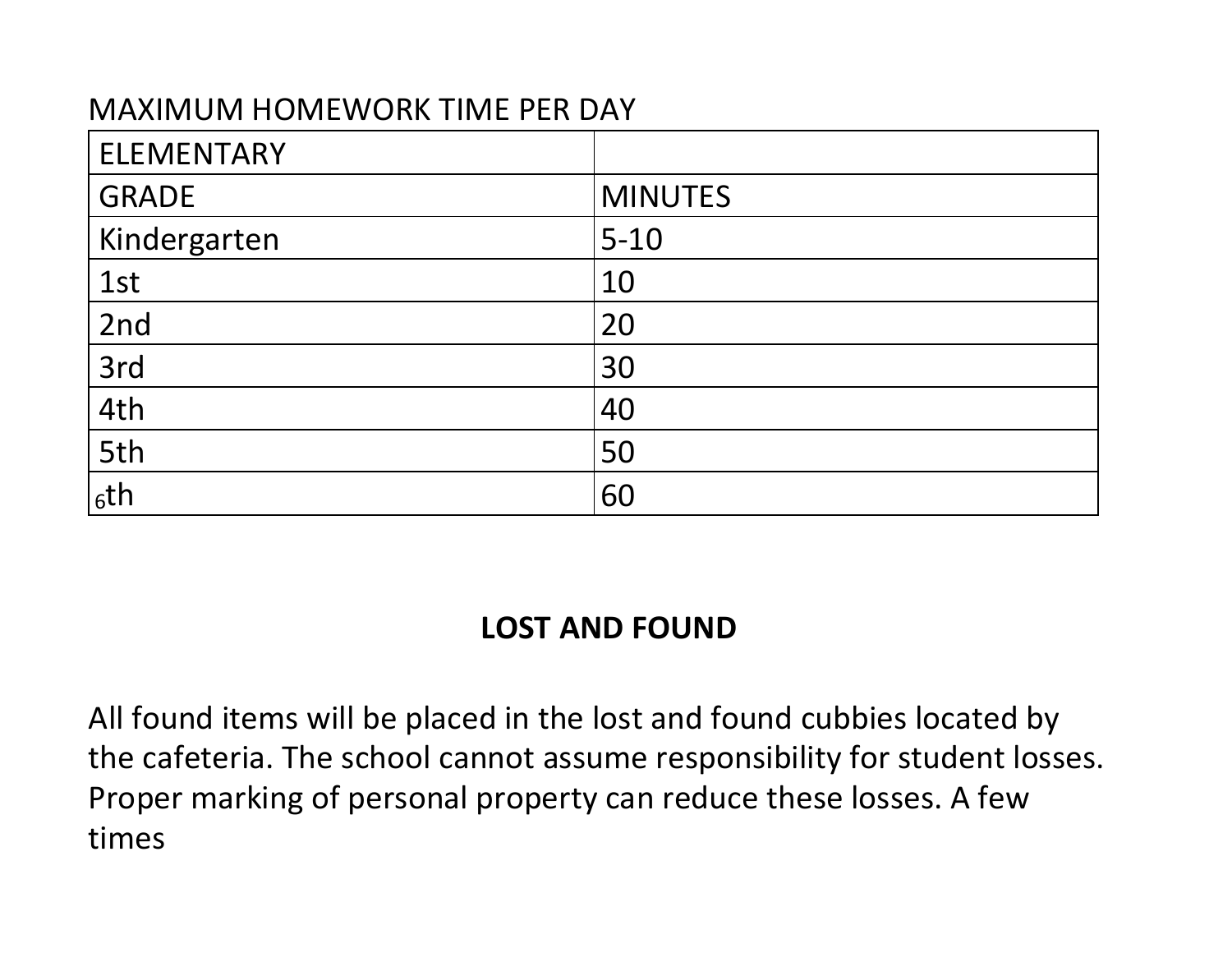MAXIMUM HOMEWORK TIME PER DAY

| ELEMENTARY | |
|---|---|
| GRADE | MINUTES |
| Kindergarten | 5-10 |
| 1st | 10 |
| 2nd | 20 |
| 3rd | 30 |
| 4th | 40 |
| 5th | 50 |
| 6th | 60 |

**LOST AND FOUND**

All found items will be placed in the lost and found cubbies located by the cafeteria. The school cannot assume responsibility for student losses. Proper marking of personal property can reduce these losses. A few times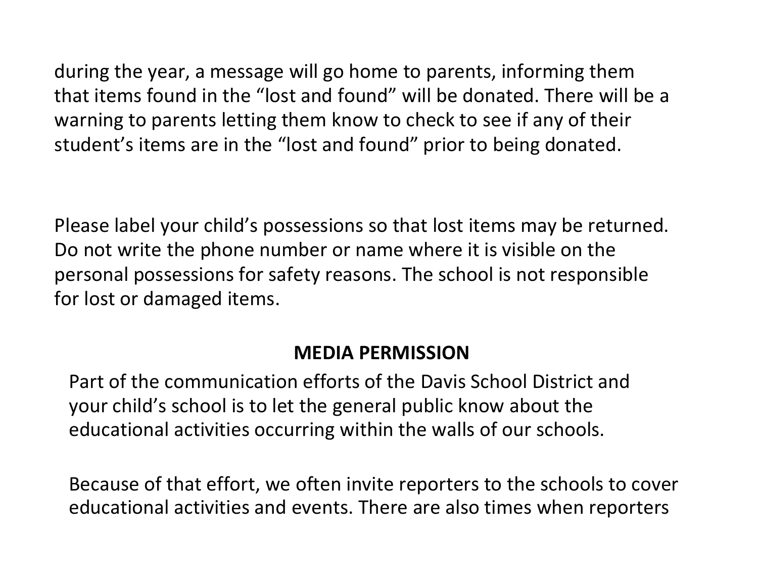during the year, a message will go home to parents, informing them that items found in the “lost and found” will be donated. There will be a warning to parents letting them know to check to see if any of their student’s items are in the “lost and found” prior to being donated.

Please label your child’s possessions so that lost items may be returned. Do not write the phone number or name where it is visible on the personal possessions for safety reasons. The school is not responsible for lost or damaged items.

## MEDIA PERMISSION

Part of the communication efforts of the Davis School District and your child’s school is to let the general public know about the educational activities occurring within the walls of our schools.

Because of that effort, we often invite reporters to the schools to cover educational activities and events. There are also times when reporters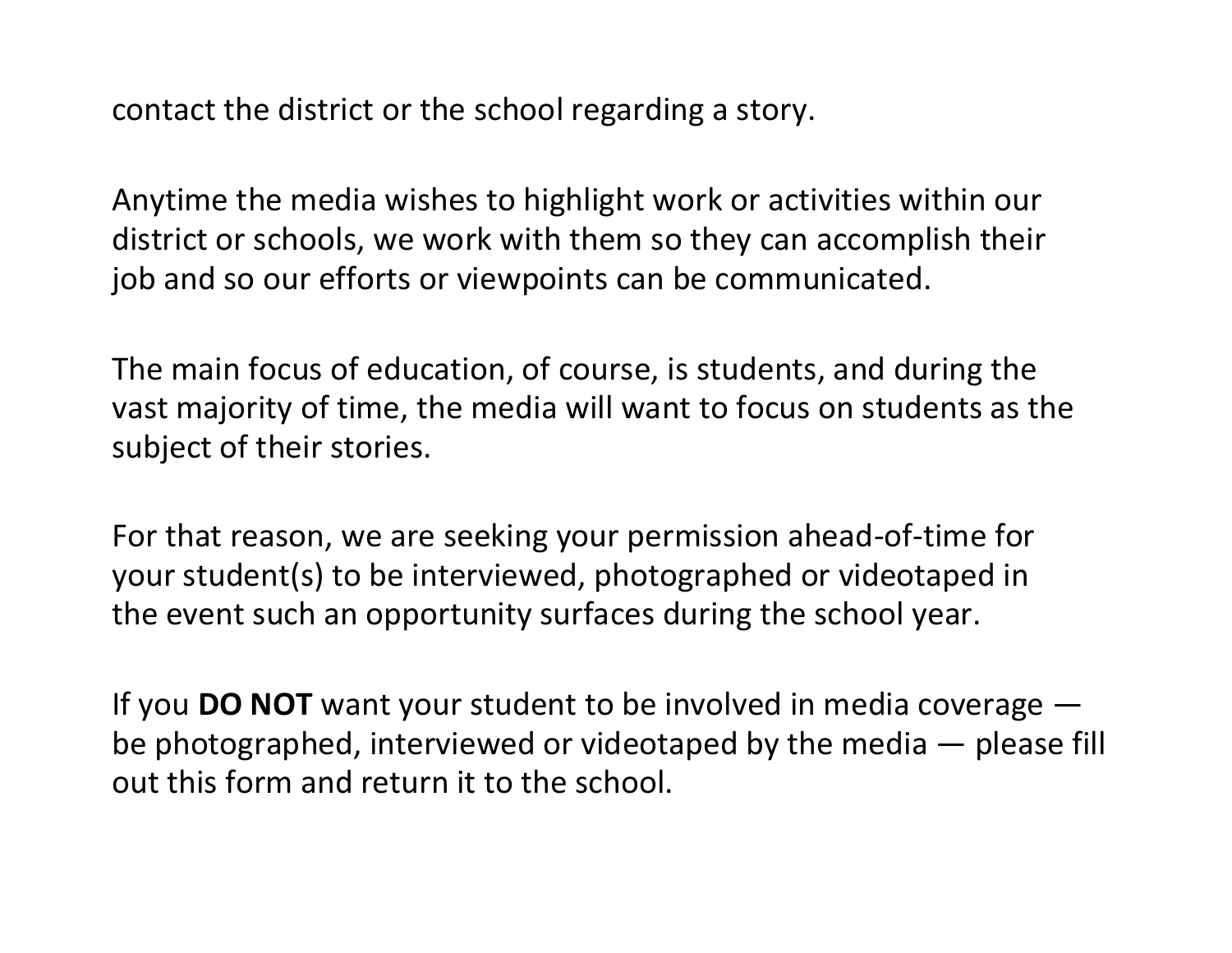contact the district or the school regarding a story.

Anytime the media wishes to highlight work or activities within our district or schools, we work with them so they can accomplish their job and so our efforts or viewpoints can be communicated.

The main focus of education, of course, is students, and during the vast majority of time, the media will want to focus on students as the subject of their stories.

For that reason, we are seeking your permission ahead-of-time for your student(s) to be interviewed, photographed or videotaped in the event such an opportunity surfaces during the school year.

If you **DO NOT** want your student to be involved in media coverage — be photographed, interviewed or videotaped by the media — please fill out this form and return it to the school.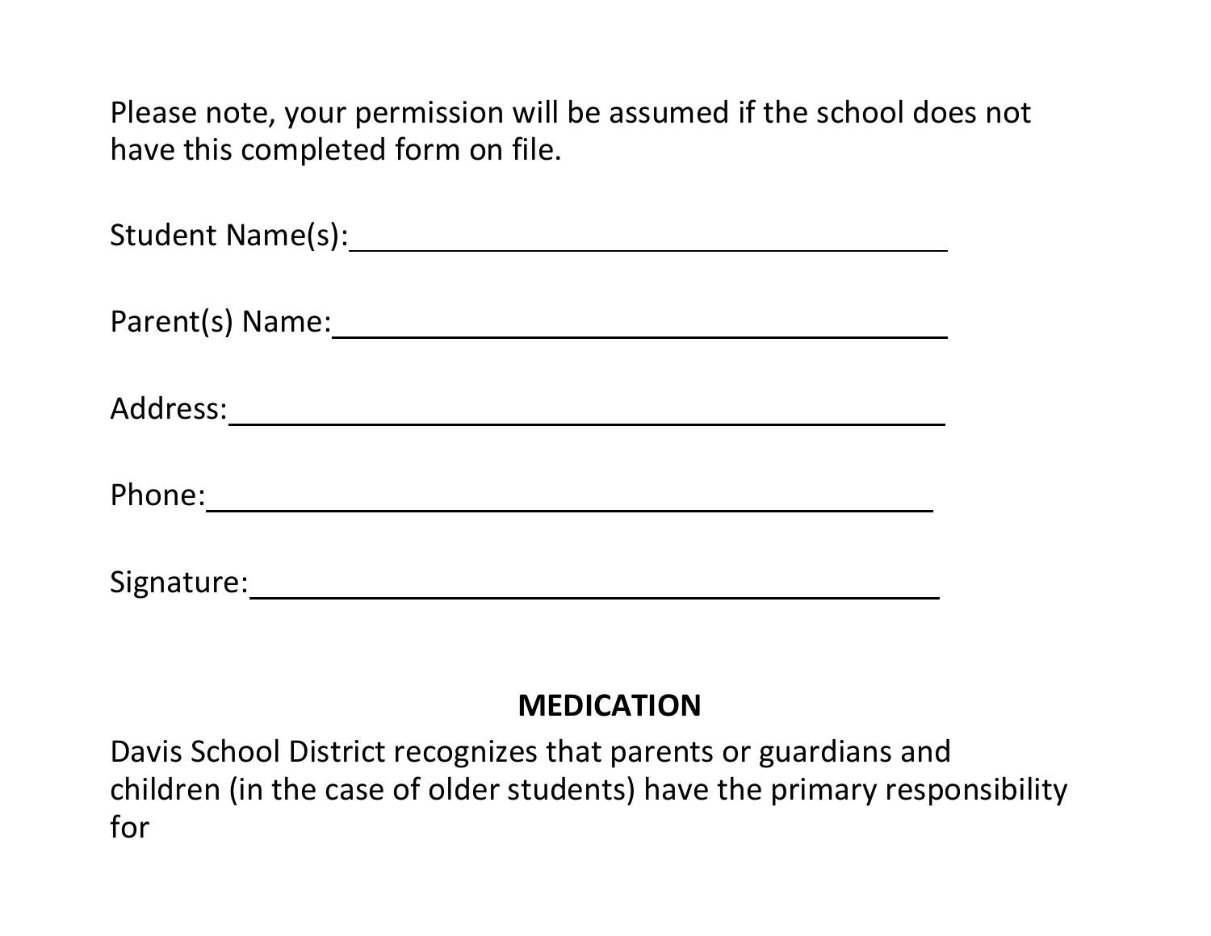Please note, your permission will be assumed if the school does not have this completed form on file.

Student Name(s):______________________________________

Parent(s) Name:_______________________________________

Address:_____________________________________________

Phone:______________________________________________

Signature:___________________________________________

## MEDICATION

Davis School District recognizes that parents or guardians and children (in the case of older students) have the primary responsibility for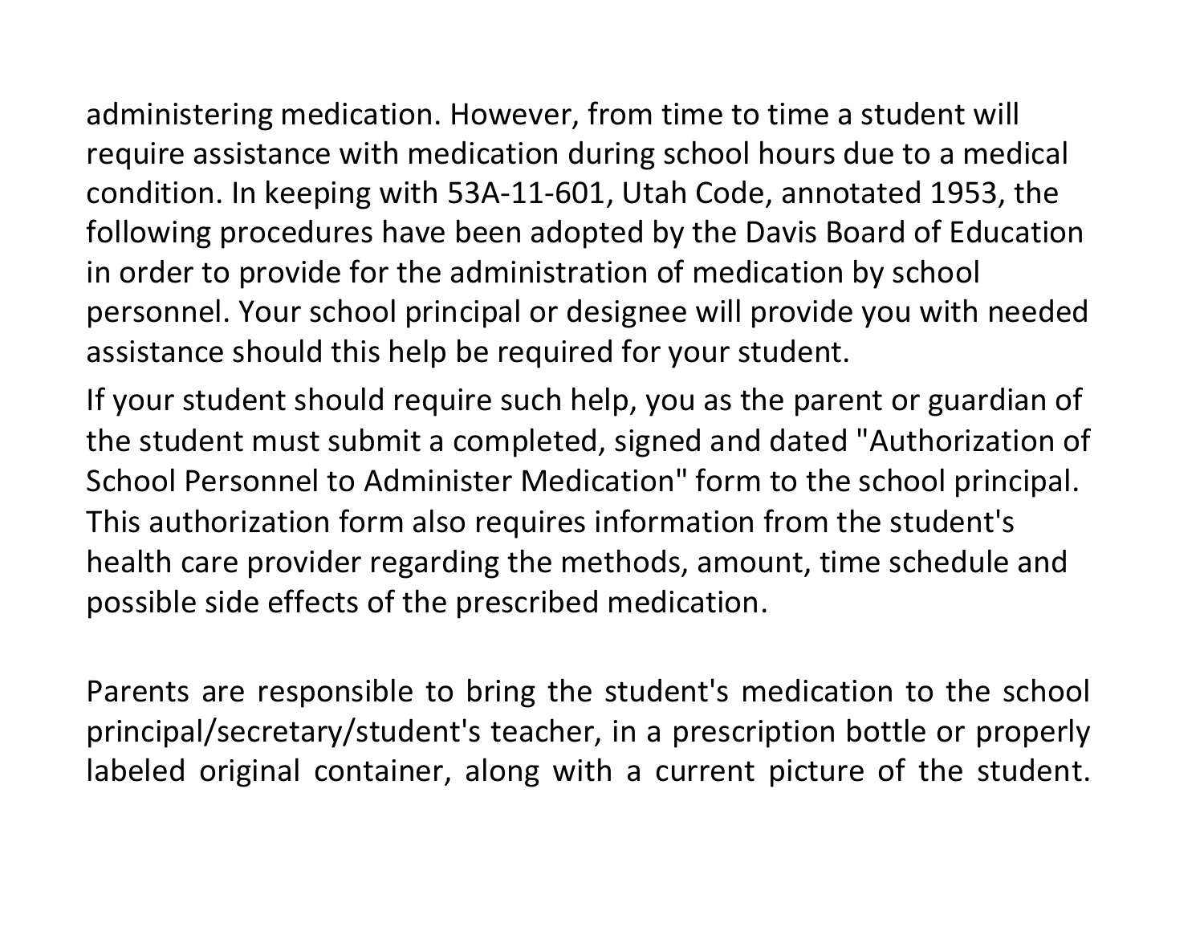administering medication. However, from time to time a student will require assistance with medication during school hours due to a medical condition. In keeping with 53A-11-601, Utah Code, annotated 1953, the following procedures have been adopted by the Davis Board of Education in order to provide for the administration of medication by school personnel. Your school principal or designee will provide you with needed assistance should this help be required for your student.

If your student should require such help, you as the parent or guardian of the student must submit a completed, signed and dated "Authorization of School Personnel to Administer Medication" form to the school principal. This authorization form also requires information from the student's health care provider regarding the methods, amount, time schedule and possible side effects of the prescribed medication.

Parents are responsible to bring the student's medication to the school principal/secretary/student's teacher, in a prescription bottle or properly labeled original container, along with a current picture of the student.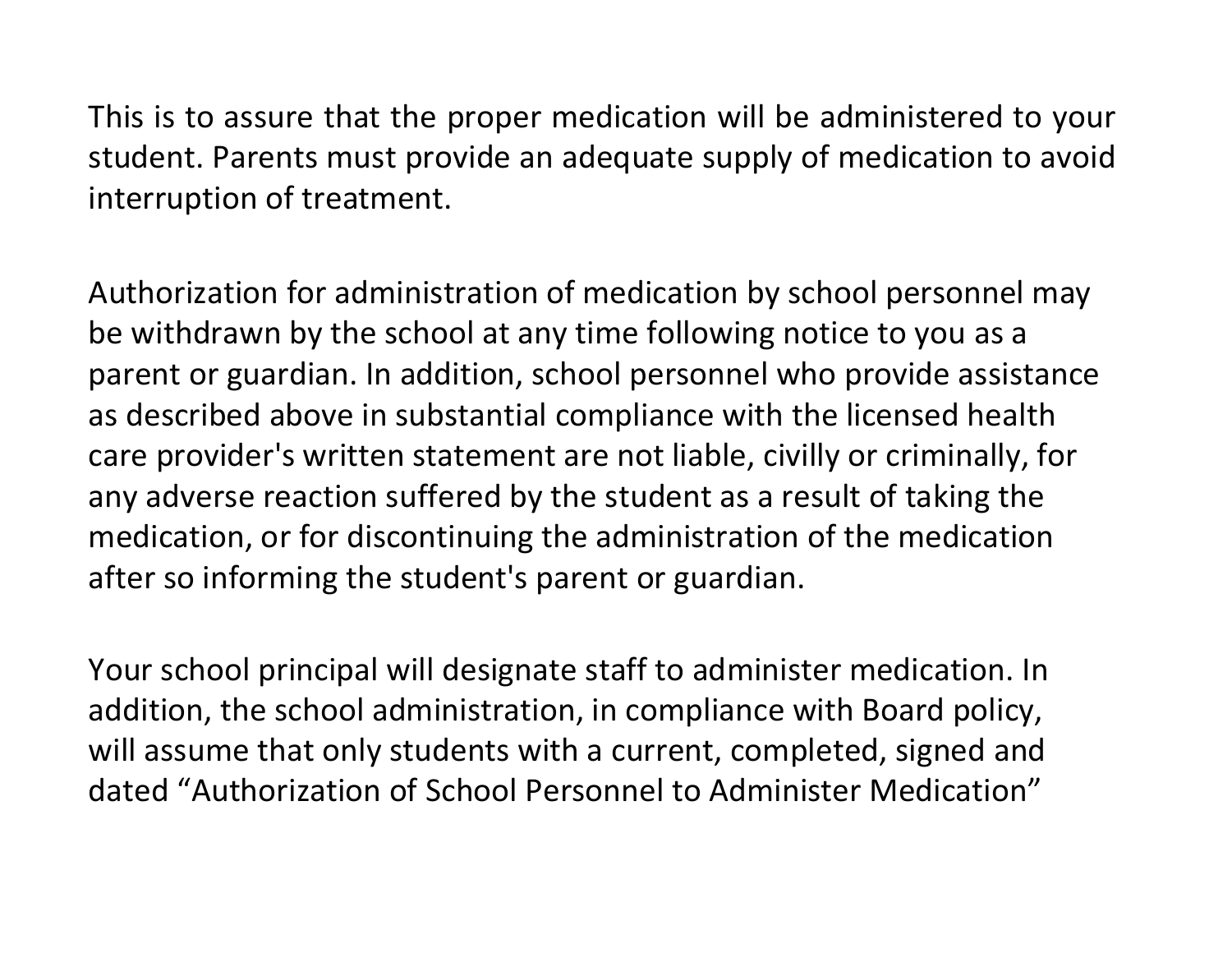This is to assure that the proper medication will be administered to your student. Parents must provide an adequate supply of medication to avoid interruption of treatment.

Authorization for administration of medication by school personnel may be withdrawn by the school at any time following notice to you as a parent or guardian. In addition, school personnel who provide assistance as described above in substantial compliance with the licensed health care provider's written statement are not liable, civilly or criminally, for any adverse reaction suffered by the student as a result of taking the medication, or for discontinuing the administration of the medication after so informing the student's parent or guardian.

Your school principal will designate staff to administer medication. In addition, the school administration, in compliance with Board policy, will assume that only students with a current, completed, signed and dated "Authorization of School Personnel to Administer Medication"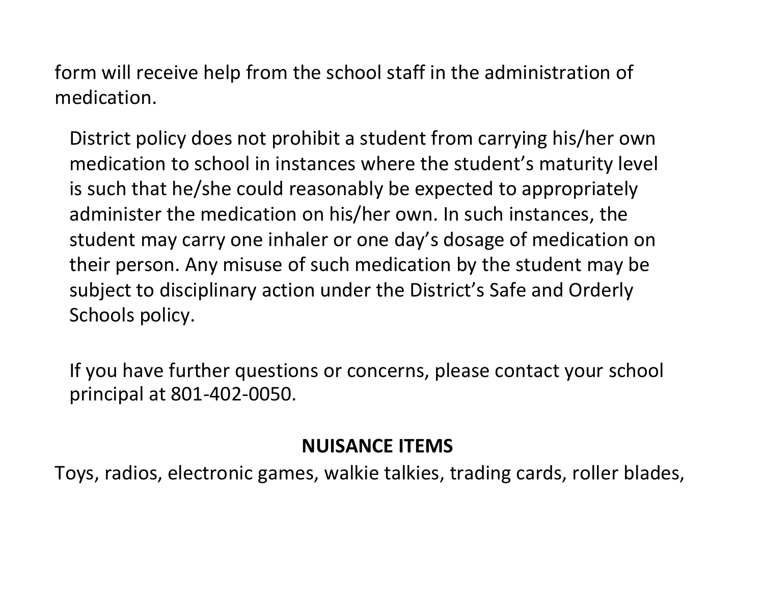form will receive help from the school staff in the administration of medication.

District policy does not prohibit a student from carrying his/her own medication to school in instances where the student's maturity level is such that he/she could reasonably be expected to appropriately administer the medication on his/her own. In such instances, the student may carry one inhaler or one day's dosage of medication on their person. Any misuse of such medication by the student may be subject to disciplinary action under the District's Safe and Orderly Schools policy.

If you have further questions or concerns, please contact your school principal at 801-402-0050.

## NUISANCE ITEMS

Toys, radios, electronic games, walkie talkies, trading cards, roller blades,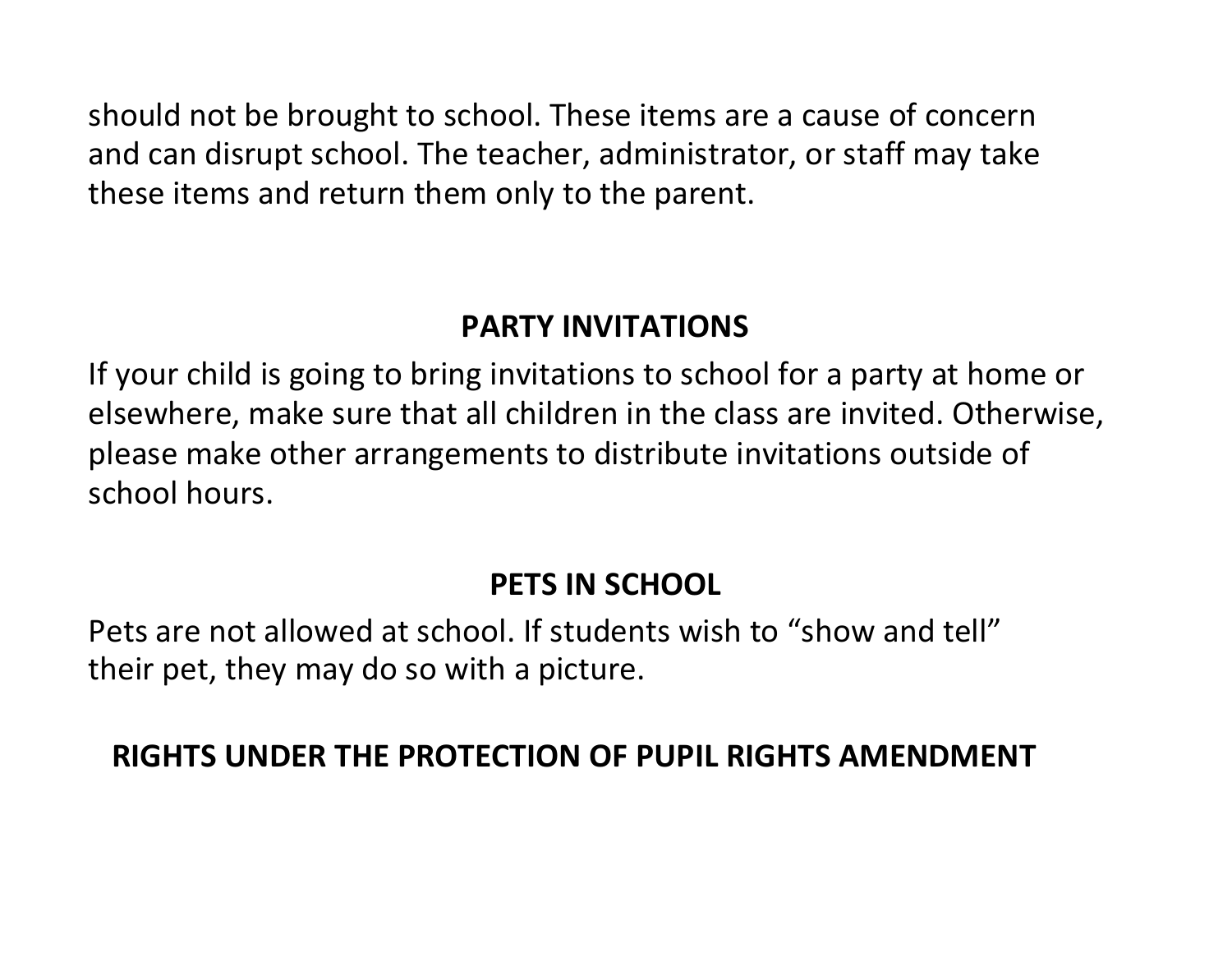should not be brought to school. These items are a cause of concern and can disrupt school. The teacher, administrator, or staff may take these items and return them only to the parent.

## PARTY INVITATIONS

If your child is going to bring invitations to school for a party at home or elsewhere, make sure that all children in the class are invited. Otherwise, please make other arrangements to distribute invitations outside of school hours.

## PETS IN SCHOOL

Pets are not allowed at school. If students wish to “show and tell” their pet, they may do so with a picture.

## RIGHTS UNDER THE PROTECTION OF PUPIL RIGHTS AMENDMENT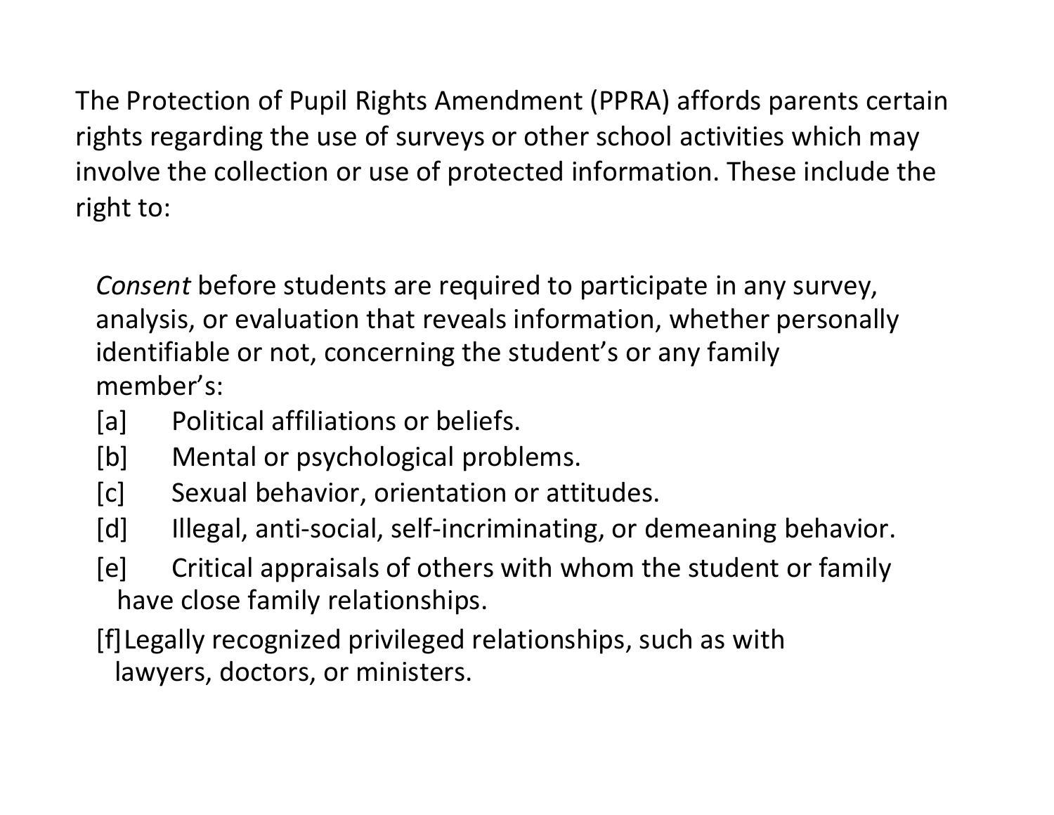The Protection of Pupil Rights Amendment (PPRA) affords parents certain rights regarding the use of surveys or other school activities which may involve the collection or use of protected information. These include the right to:

*Consent* before students are required to participate in any survey, analysis, or evaluation that reveals information, whether personally identifiable or not, concerning the student's or any family member's:

[a] Political affiliations or beliefs.

[b] Mental or psychological problems.

[c] Sexual behavior, orientation or attitudes.

[d] Illegal, anti-social, self-incriminating, or demeaning behavior.

[e] Critical appraisals of others with whom the student or family have close family relationships.

[f] Legally recognized privileged relationships, such as with lawyers, doctors, or ministers.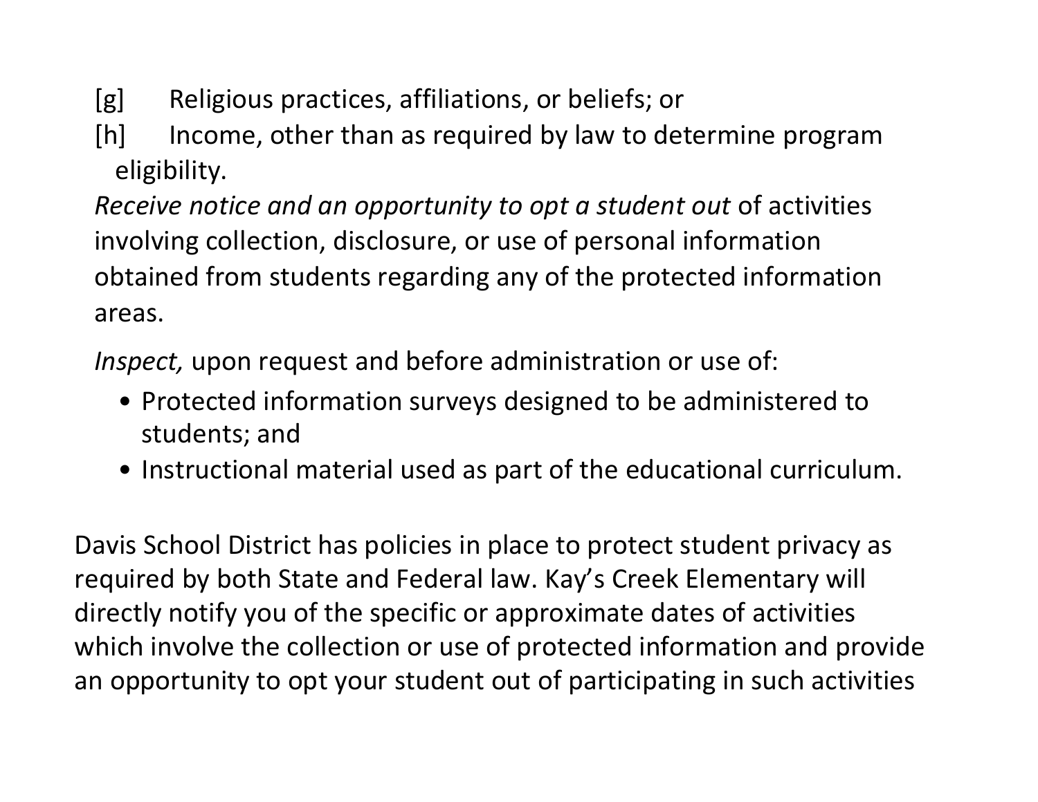[g] Religious practices, affiliations, or beliefs; or

[h] Income, other than as required by law to determine program eligibility.

*Receive notice and an opportunity to opt a student out* of activities involving collection, disclosure, or use of personal information obtained from students regarding any of the protected information areas.

*Inspect,* upon request and before administration or use of:

- Protected information surveys designed to be administered to students; and
- Instructional material used as part of the educational curriculum.

Davis School District has policies in place to protect student privacy as required by both State and Federal law. Kay's Creek Elementary will directly notify you of the specific or approximate dates of activities which involve the collection or use of protected information and provide an opportunity to opt your student out of participating in such activities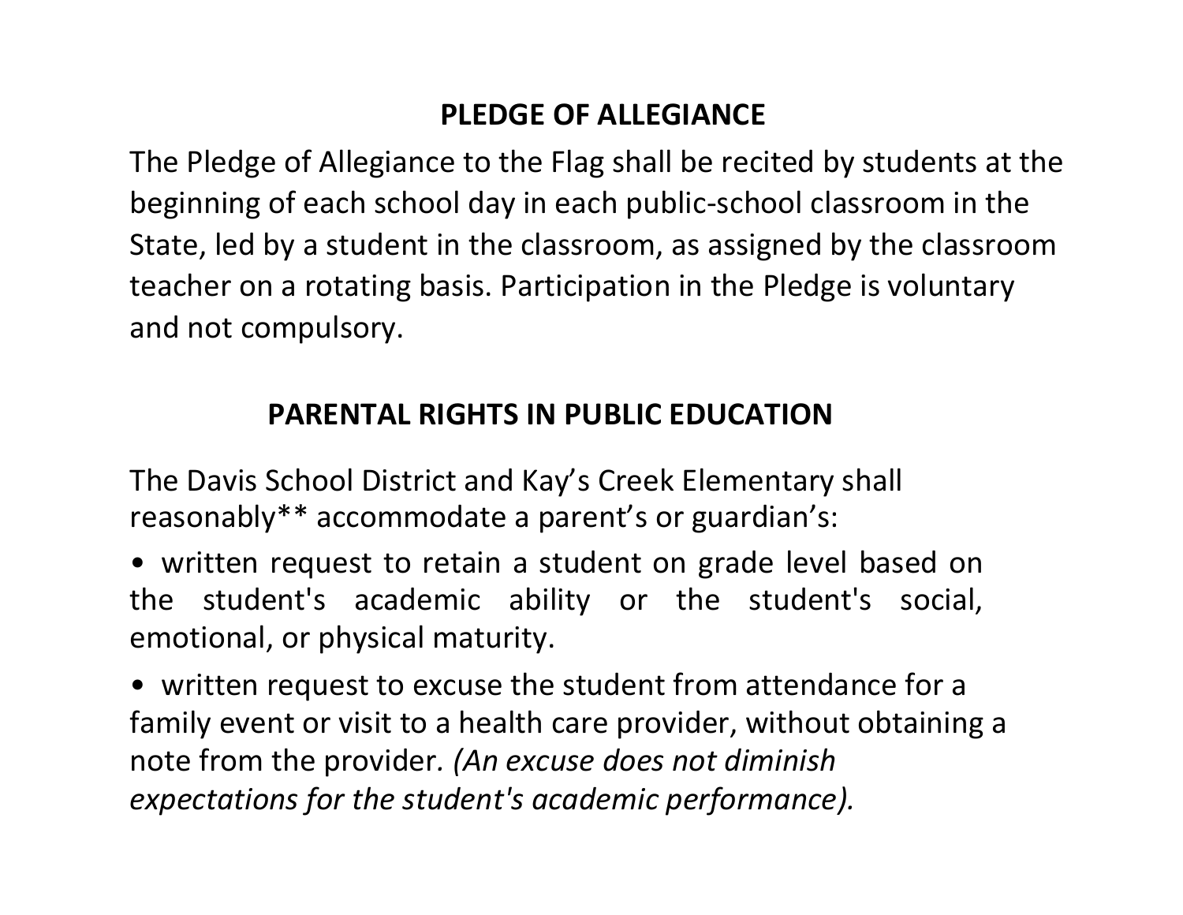## PLEDGE OF ALLEGIANCE

The Pledge of Allegiance to the Flag shall be recited by students at the beginning of each school day in each public-school classroom in the State, led by a student in the classroom, as assigned by the classroom teacher on a rotating basis. Participation in the Pledge is voluntary and not compulsory.

## PARENTAL RIGHTS IN PUBLIC EDUCATION

The Davis School District and Kay's Creek Elementary shall reasonably** accommodate a parent's or guardian's:

- written request to retain a student on grade level based on the student's academic ability or the student's social, emotional, or physical maturity.
- written request to excuse the student from attendance for a family event or visit to a health care provider, without obtaining a note from the provider. *(An excuse does not diminish expectations for the student's academic performance).*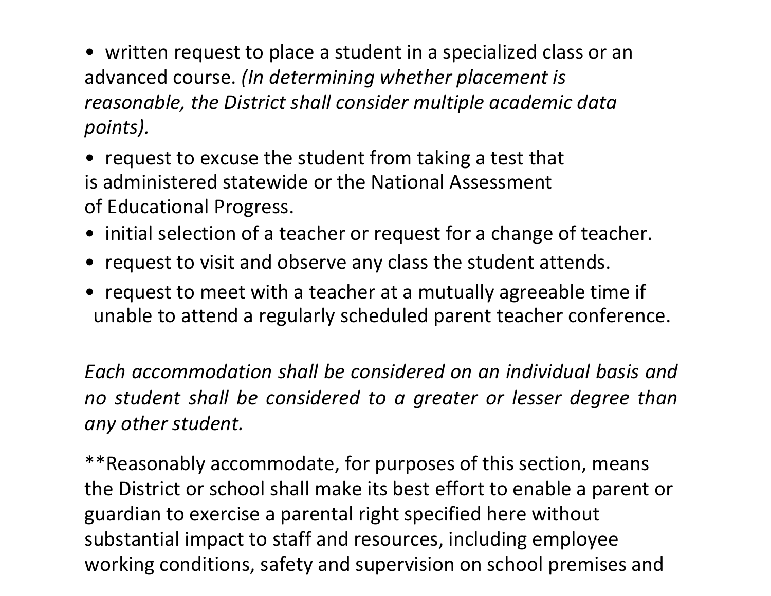- written request to place a student in a specialized class or an advanced course. *(In determining whether placement is reasonable, the District shall consider multiple academic data points).*
- request to excuse the student from taking a test that is administered statewide or the National Assessment of Educational Progress.
- initial selection of a teacher or request for a change of teacher.
- request to visit and observe any class the student attends.
- request to meet with a teacher at a mutually agreeable time if unable to attend a regularly scheduled parent teacher conference.

*Each accommodation shall be considered on an individual basis and no student shall be considered to a greater or lesser degree than any other student.*

**Reasonably accommodate, for purposes of this section, means the District or school shall make its best effort to enable a parent or guardian to exercise a parental right specified here without substantial impact to staff and resources, including employee working conditions, safety and supervision on school premises and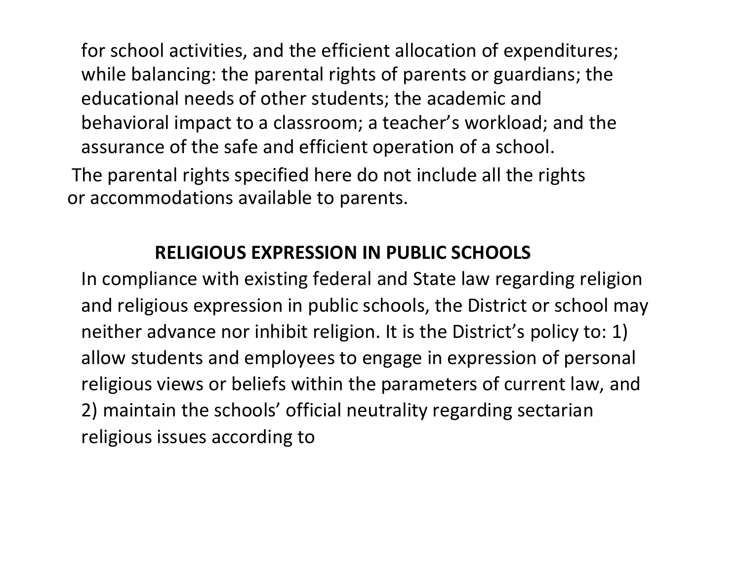for school activities, and the efficient allocation of expenditures; while balancing: the parental rights of parents or guardians; the educational needs of other students; the academic and behavioral impact to a classroom; a teacher's workload; and the assurance of the safe and efficient operation of a school.

The parental rights specified here do not include all the rights or accommodations available to parents.

## RELIGIOUS EXPRESSION IN PUBLIC SCHOOLS

In compliance with existing federal and State law regarding religion and religious expression in public schools, the District or school may neither advance nor inhibit religion. It is the District's policy to: 1) allow students and employees to engage in expression of personal religious views or beliefs within the parameters of current law, and 2) maintain the schools' official neutrality regarding sectarian religious issues according to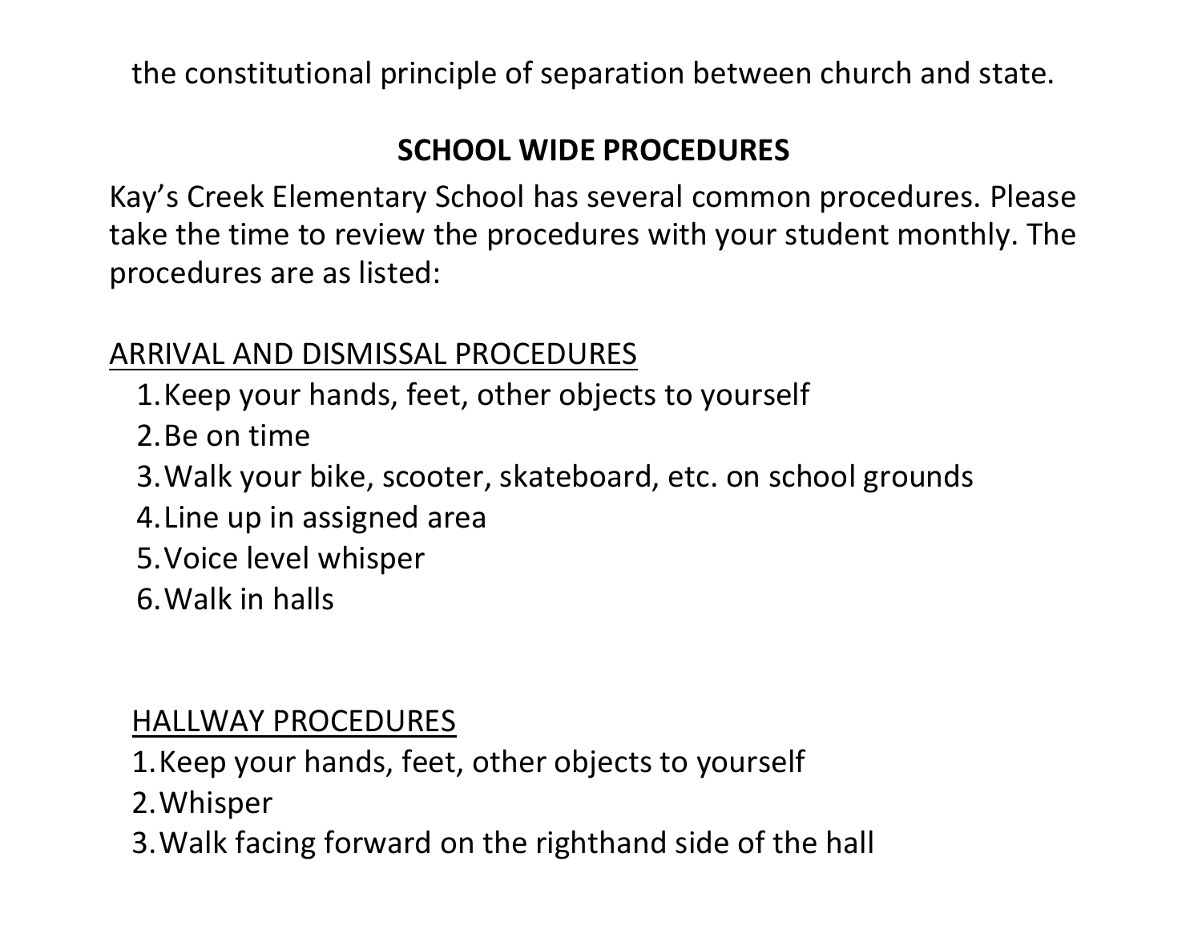the constitutional principle of separation between church and state.

## SCHOOL WIDE PROCEDURES

Kay's Creek Elementary School has several common procedures. Please take the time to review the procedures with your student monthly. The procedures are as listed:

ARRIVAL AND DISMISSAL PROCEDURES

1. Keep your hands, feet, other objects to yourself
2. Be on time
3. Walk your bike, scooter, skateboard, etc. on school grounds
4. Line up in assigned area
5. Voice level whisper
6. Walk in halls

HALLWAY PROCEDURES

1. Keep your hands, feet, other objects to yourself
2. Whisper
3. Walk facing forward on the righthand side of the hall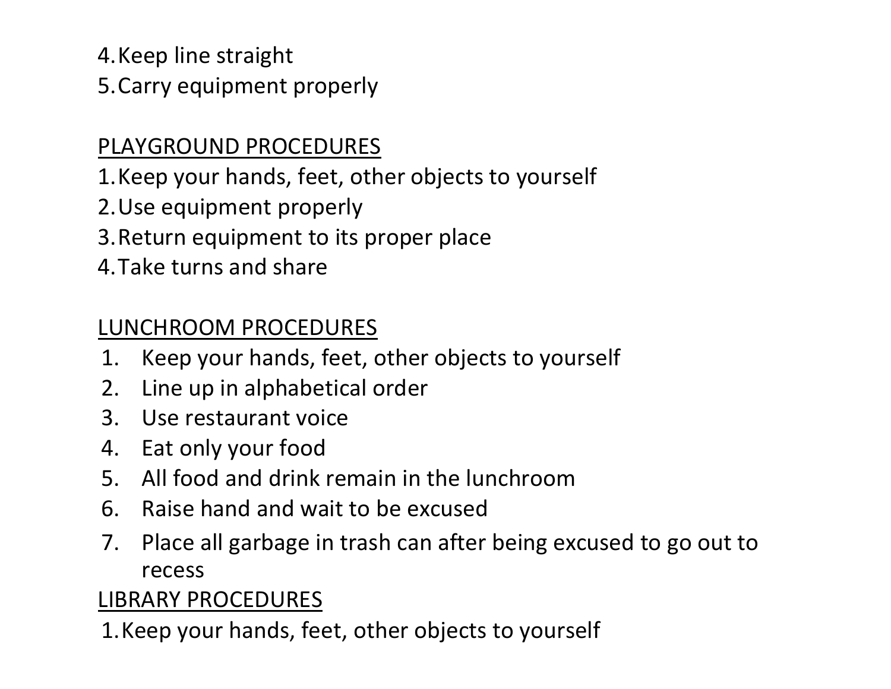4. Keep line straight
5. Carry equipment properly

PLAYGROUND PROCEDURES

1. Keep your hands, feet, other objects to yourself
2. Use equipment properly
3. Return equipment to its proper place
4. Take turns and share

LUNCHROOM PROCEDURES

1. Keep your hands, feet, other objects to yourself
2. Line up in alphabetical order
3. Use restaurant voice
4. Eat only your food
5. All food and drink remain in the lunchroom
6. Raise hand and wait to be excused
7. Place all garbage in trash can after being excused to go out to recess

LIBRARY PROCEDURES

1. Keep your hands, feet, other objects to yourself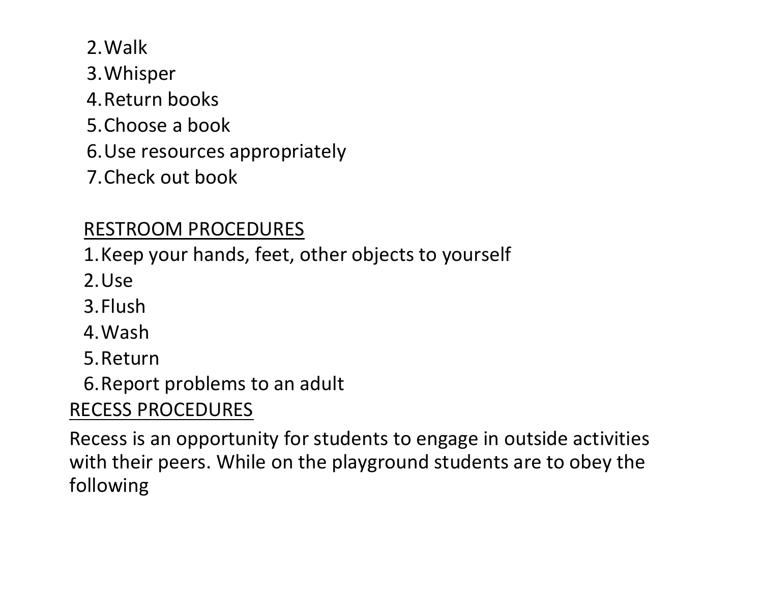2. Walk
3. Whisper
4. Return books
5. Choose a book
6. Use resources appropriately
7. Check out book

RESTROOM PROCEDURES

1. Keep your hands, feet, other objects to yourself
2. Use
3. Flush
4. Wash
5. Return
6. Report problems to an adult

RECESS PROCEDURES

Recess is an opportunity for students to engage in outside activities with their peers. While on the playground students are to obey the following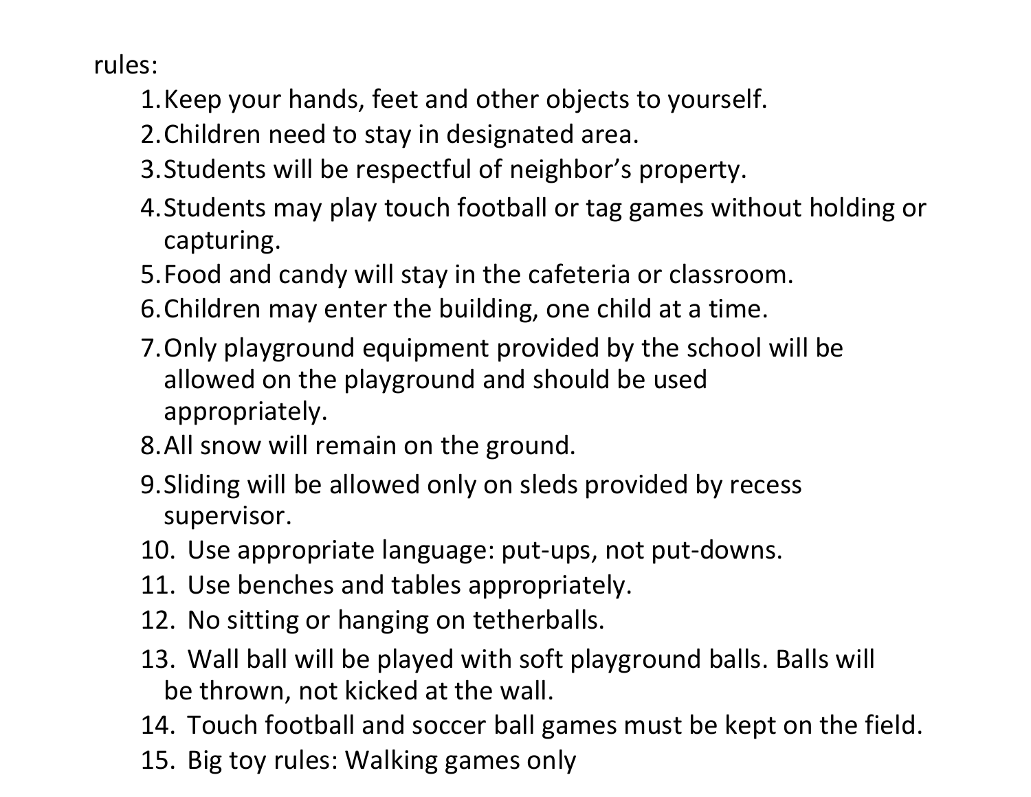rules:

1. Keep your hands, feet and other objects to yourself.
2. Children need to stay in designated area.
3. Students will be respectful of neighbor's property.
4. Students may play touch football or tag games without holding or capturing.
5. Food and candy will stay in the cafeteria or classroom.
6. Children may enter the building, one child at a time.
7. Only playground equipment provided by the school will be allowed on the playground and should be used appropriately.
8. All snow will remain on the ground.
9. Sliding will be allowed only on sleds provided by recess supervisor.
10. Use appropriate language: put-ups, not put-downs.
11. Use benches and tables appropriately.
12. No sitting or hanging on tetherballs.
13. Wall ball will be played with soft playground balls. Balls will be thrown, not kicked at the wall.
14. Touch football and soccer ball games must be kept on the field.
15. Big toy rules: Walking games only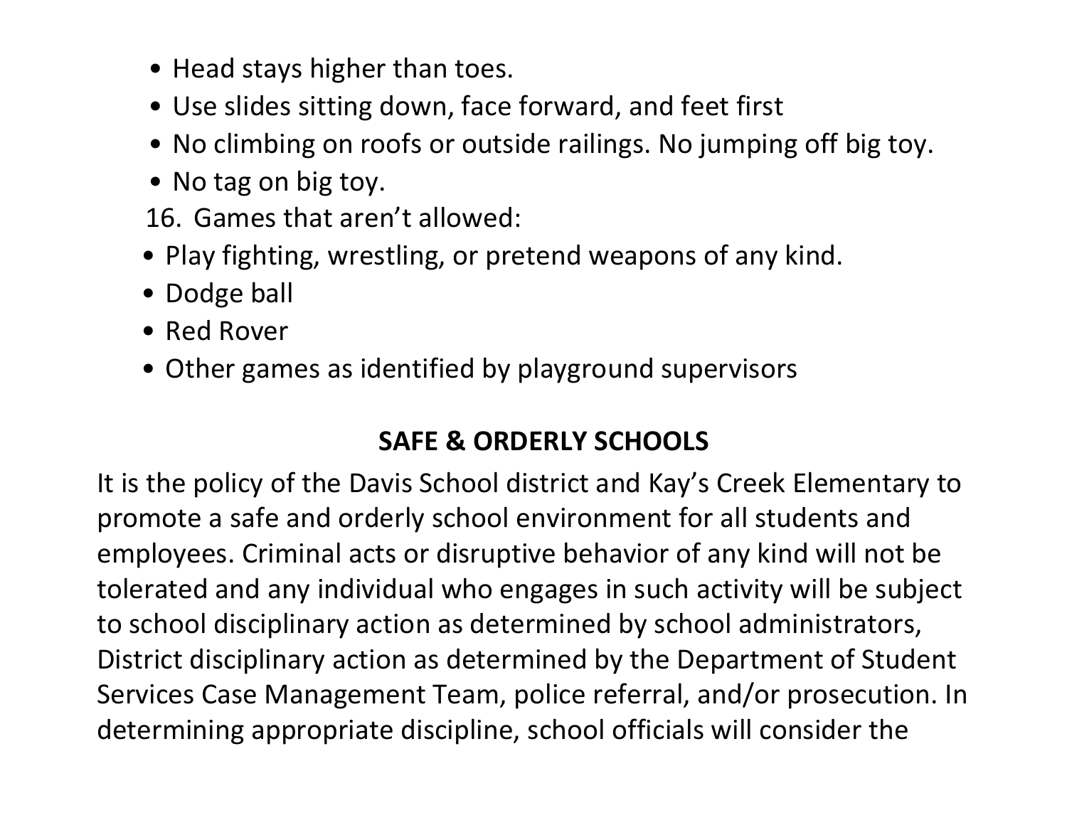- Head stays higher than toes.
- Use slides sitting down, face forward, and feet first
- No climbing on roofs or outside railings. No jumping off big toy.
- No tag on big toy.

16. Games that aren't allowed:

- Play fighting, wrestling, or pretend weapons of any kind.
- Dodge ball
- Red Rover
- Other games as identified by playground supervisors

## SAFE & ORDERLY SCHOOLS

It is the policy of the Davis School district and Kay's Creek Elementary to promote a safe and orderly school environment for all students and employees. Criminal acts or disruptive behavior of any kind will not be tolerated and any individual who engages in such activity will be subject to school disciplinary action as determined by school administrators, District disciplinary action as determined by the Department of Student Services Case Management Team, police referral, and/or prosecution. In determining appropriate discipline, school officials will consider the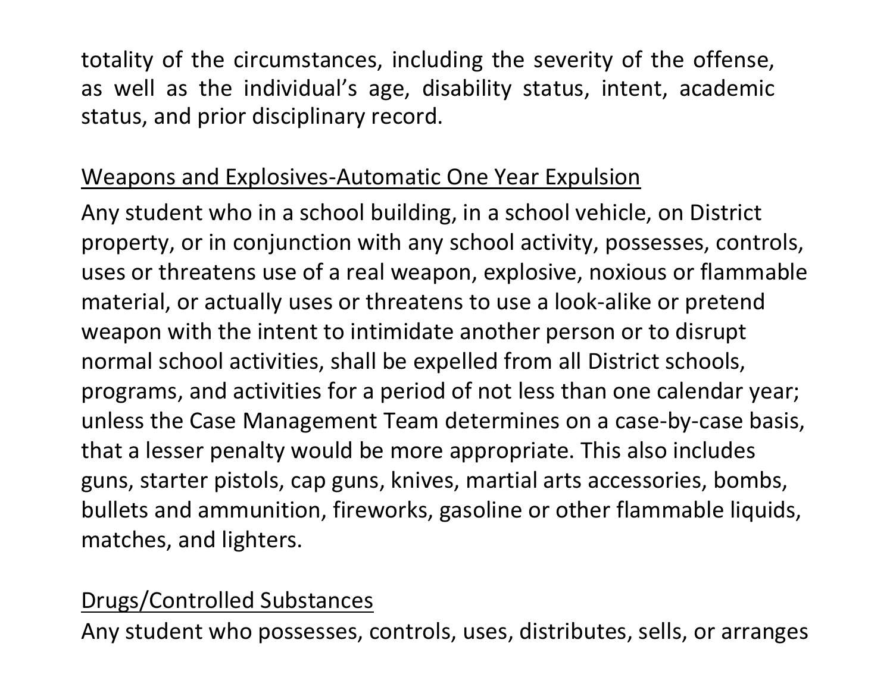totality of the circumstances, including the severity of the offense, as well as the individual's age, disability status, intent, academic status, and prior disciplinary record.

<u>Weapons and Explosives-Automatic One Year Expulsion</u>

Any student who in a school building, in a school vehicle, on District property, or in conjunction with any school activity, possesses, controls, uses or threatens use of a real weapon, explosive, noxious or flammable material, or actually uses or threatens to use a look-alike or pretend weapon with the intent to intimidate another person or to disrupt normal school activities, shall be expelled from all District schools, programs, and activities for a period of not less than one calendar year; unless the Case Management Team determines on a case-by-case basis, that a lesser penalty would be more appropriate. This also includes guns, starter pistols, cap guns, knives, martial arts accessories, bombs, bullets and ammunition, fireworks, gasoline or other flammable liquids, matches, and lighters.

<u>Drugs/Controlled Substances</u>

Any student who possesses, controls, uses, distributes, sells, or arranges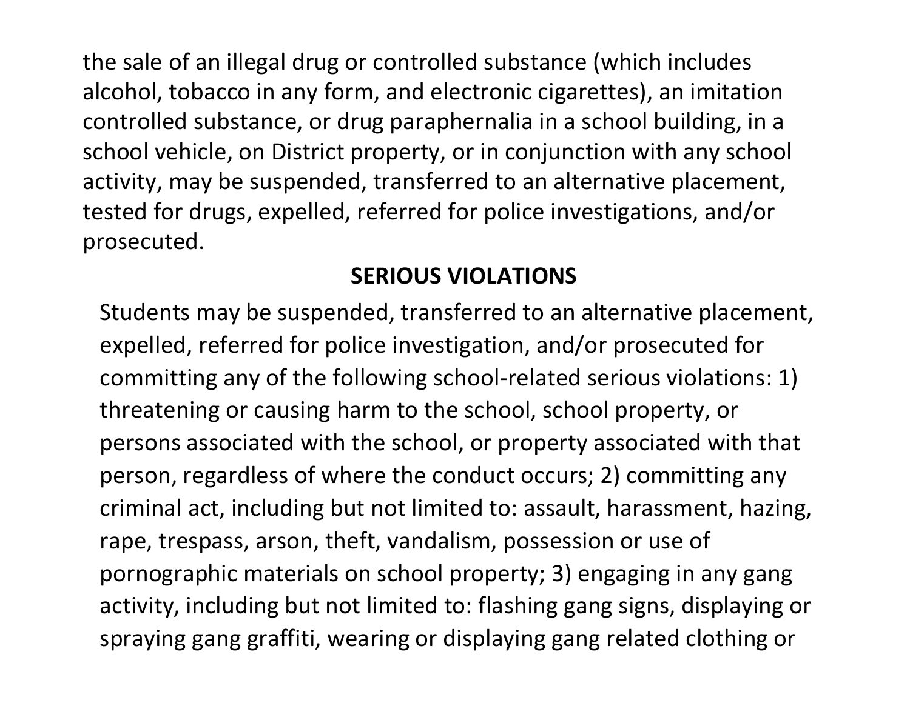the sale of an illegal drug or controlled substance (which includes alcohol, tobacco in any form, and electronic cigarettes), an imitation controlled substance, or drug paraphernalia in a school building, in a school vehicle, on District property, or in conjunction with any school activity, may be suspended, transferred to an alternative placement, tested for drugs, expelled, referred for police investigations, and/or prosecuted.

## SERIOUS VIOLATIONS

Students may be suspended, transferred to an alternative placement, expelled, referred for police investigation, and/or prosecuted for committing any of the following school-related serious violations: 1) threatening or causing harm to the school, school property, or persons associated with the school, or property associated with that person, regardless of where the conduct occurs; 2) committing any criminal act, including but not limited to: assault, harassment, hazing, rape, trespass, arson, theft, vandalism, possession or use of pornographic materials on school property; 3) engaging in any gang activity, including but not limited to: flashing gang signs, displaying or spraying gang graffiti, wearing or displaying gang related clothing or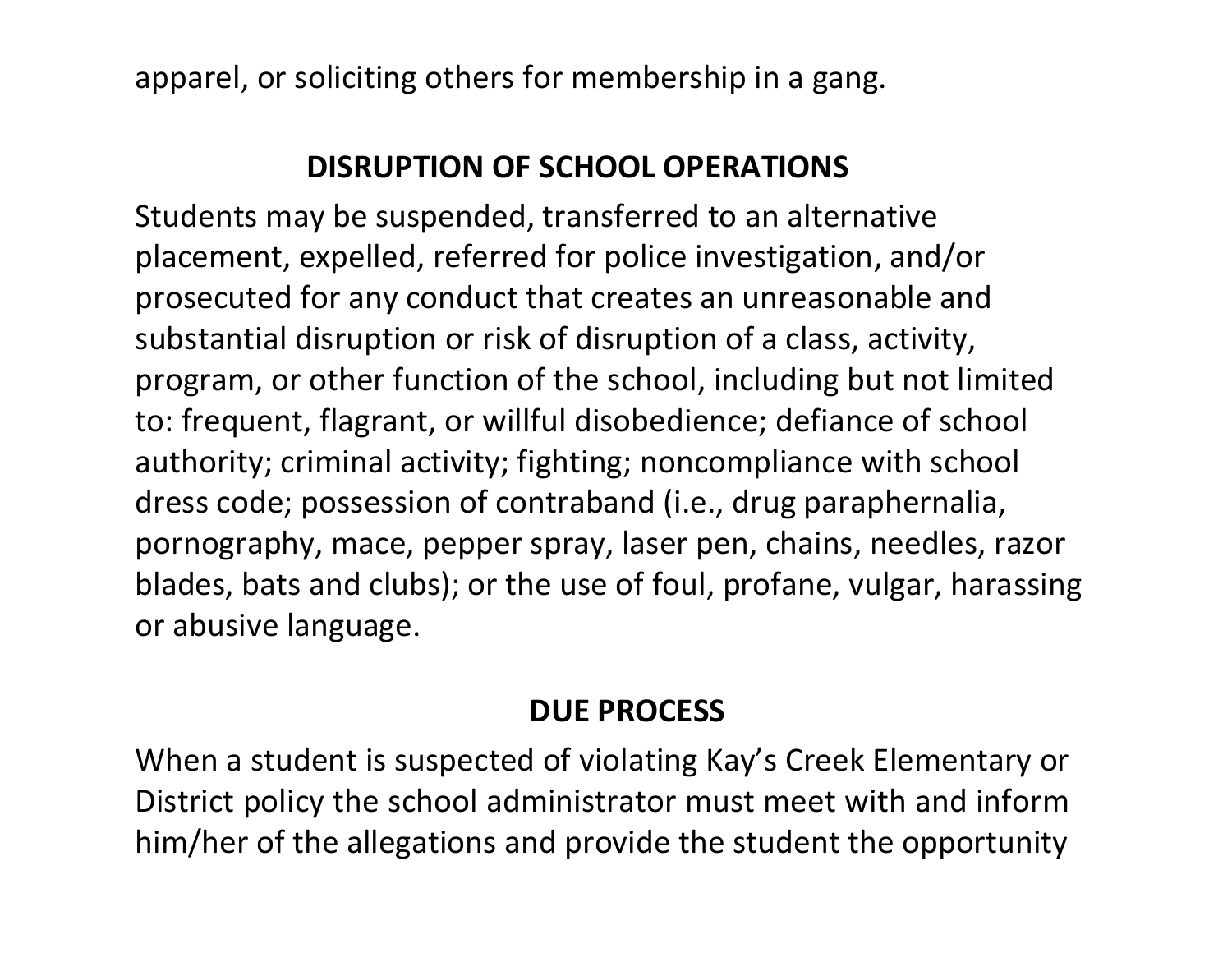apparel, or soliciting others for membership in a gang.

## DISRUPTION OF SCHOOL OPERATIONS

Students may be suspended, transferred to an alternative placement, expelled, referred for police investigation, and/or prosecuted for any conduct that creates an unreasonable and substantial disruption or risk of disruption of a class, activity, program, or other function of the school, including but not limited to: frequent, flagrant, or willful disobedience; defiance of school authority; criminal activity; fighting; noncompliance with school dress code; possession of contraband (i.e., drug paraphernalia, pornography, mace, pepper spray, laser pen, chains, needles, razor blades, bats and clubs); or the use of foul, profane, vulgar, harassing or abusive language.

## DUE PROCESS

When a student is suspected of violating Kay's Creek Elementary or District policy the school administrator must meet with and inform him/her of the allegations and provide the student the opportunity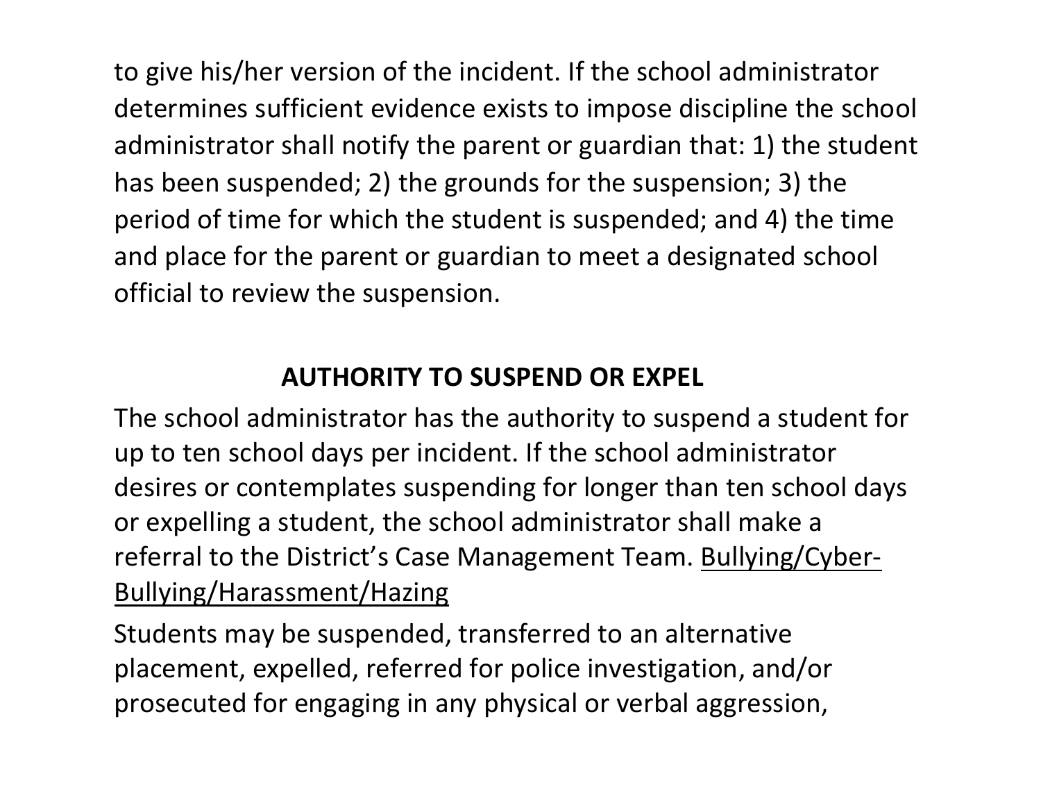to give his/her version of the incident. If the school administrator determines sufficient evidence exists to impose discipline the school administrator shall notify the parent or guardian that: 1) the student has been suspended; 2) the grounds for the suspension; 3) the period of time for which the student is suspended; and 4) the time and place for the parent or guardian to meet a designated school official to review the suspension.

## AUTHORITY TO SUSPEND OR EXPEL

The school administrator has the authority to suspend a student for up to ten school days per incident. If the school administrator desires or contemplates suspending for longer than ten school days or expelling a student, the school administrator shall make a referral to the District's Case Management Team. <u>Bullying/Cyber-Bullying/Harassment/Hazing</u>

Students may be suspended, transferred to an alternative placement, expelled, referred for police investigation, and/or prosecuted for engaging in any physical or verbal aggression,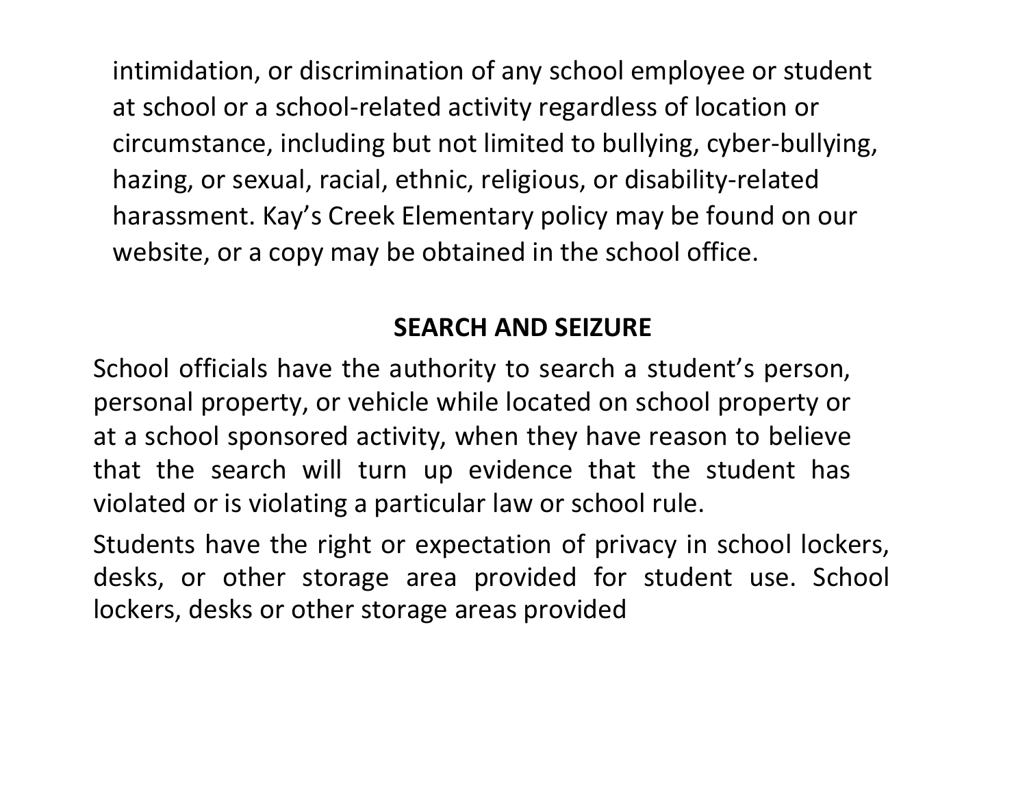intimidation, or discrimination of any school employee or student at school or a school-related activity regardless of location or circumstance, including but not limited to bullying, cyber-bullying, hazing, or sexual, racial, ethnic, religious, or disability-related harassment. Kay's Creek Elementary policy may be found on our website, or a copy may be obtained in the school office.

## SEARCH AND SEIZURE

School officials have the authority to search a student's person, personal property, or vehicle while located on school property or at a school sponsored activity, when they have reason to believe that the search will turn up evidence that the student has violated or is violating a particular law or school rule.

Students have the right or expectation of privacy in school lockers, desks, or other storage area provided for student use. School lockers, desks or other storage areas provided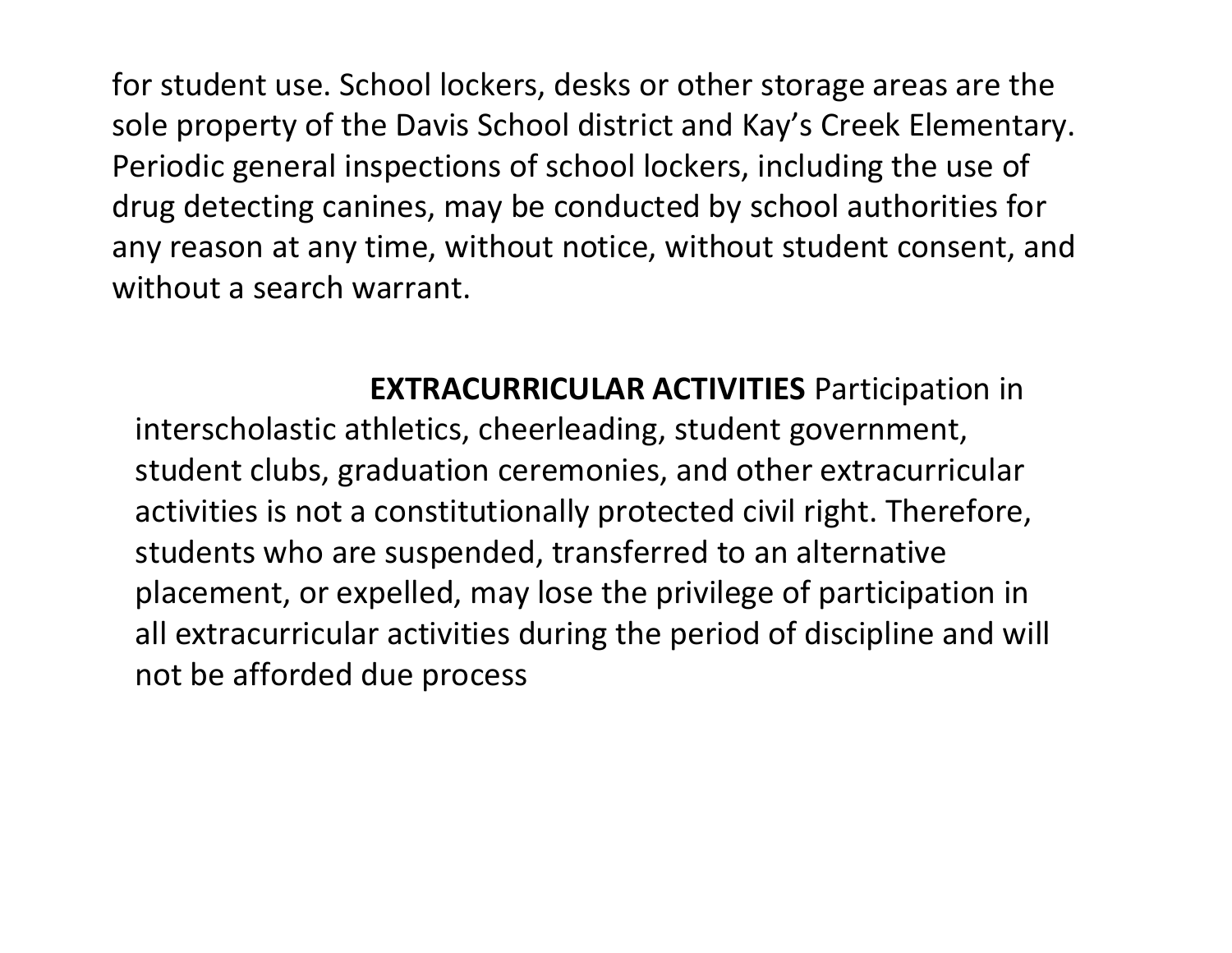for student use. School lockers, desks or other storage areas are the sole property of the Davis School district and Kay's Creek Elementary. Periodic general inspections of school lockers, including the use of drug detecting canines, may be conducted by school authorities for any reason at any time, without notice, without student consent, and without a search warrant.

**EXTRACURRICULAR ACTIVITIES** Participation in interscholastic athletics, cheerleading, student government, student clubs, graduation ceremonies, and other extracurricular activities is not a constitutionally protected civil right. Therefore, students who are suspended, transferred to an alternative placement, or expelled, may lose the privilege of participation in all extracurricular activities during the period of discipline and will not be afforded due process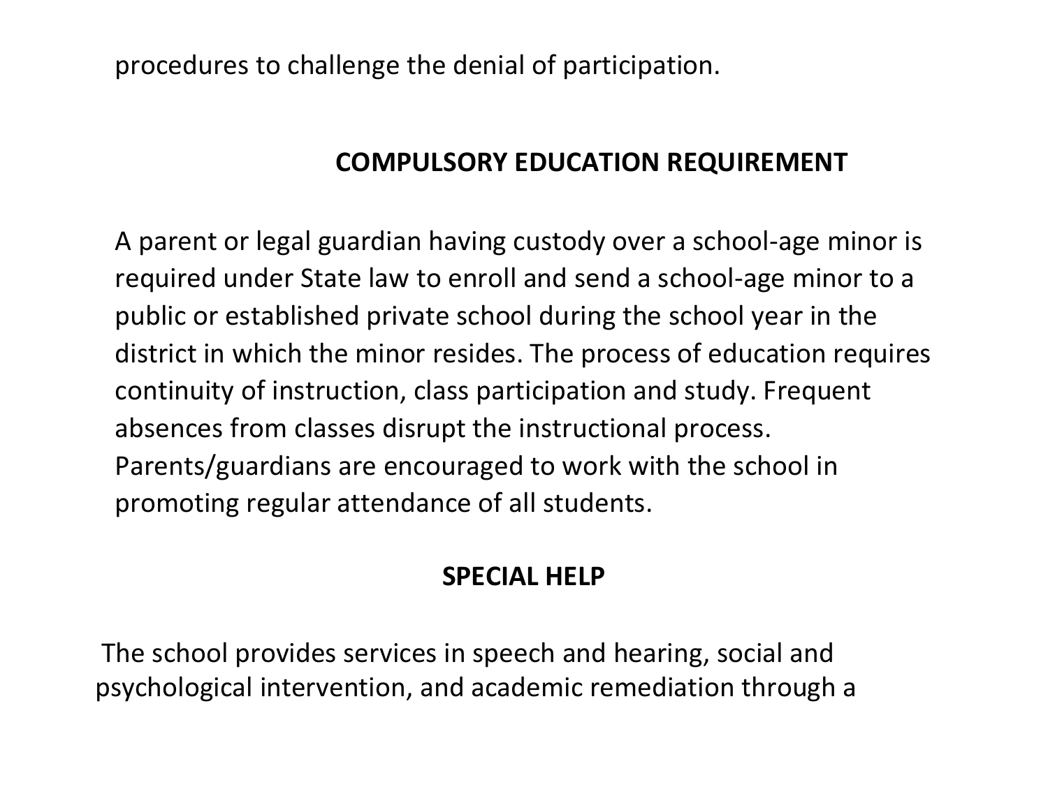procedures to challenge the denial of participation.

## COMPULSORY EDUCATION REQUIREMENT

A parent or legal guardian having custody over a school-age minor is required under State law to enroll and send a school-age minor to a public or established private school during the school year in the district in which the minor resides. The process of education requires continuity of instruction, class participation and study. Frequent absences from classes disrupt the instructional process. Parents/guardians are encouraged to work with the school in promoting regular attendance of all students.

## SPECIAL HELP

The school provides services in speech and hearing, social and psychological intervention, and academic remediation through a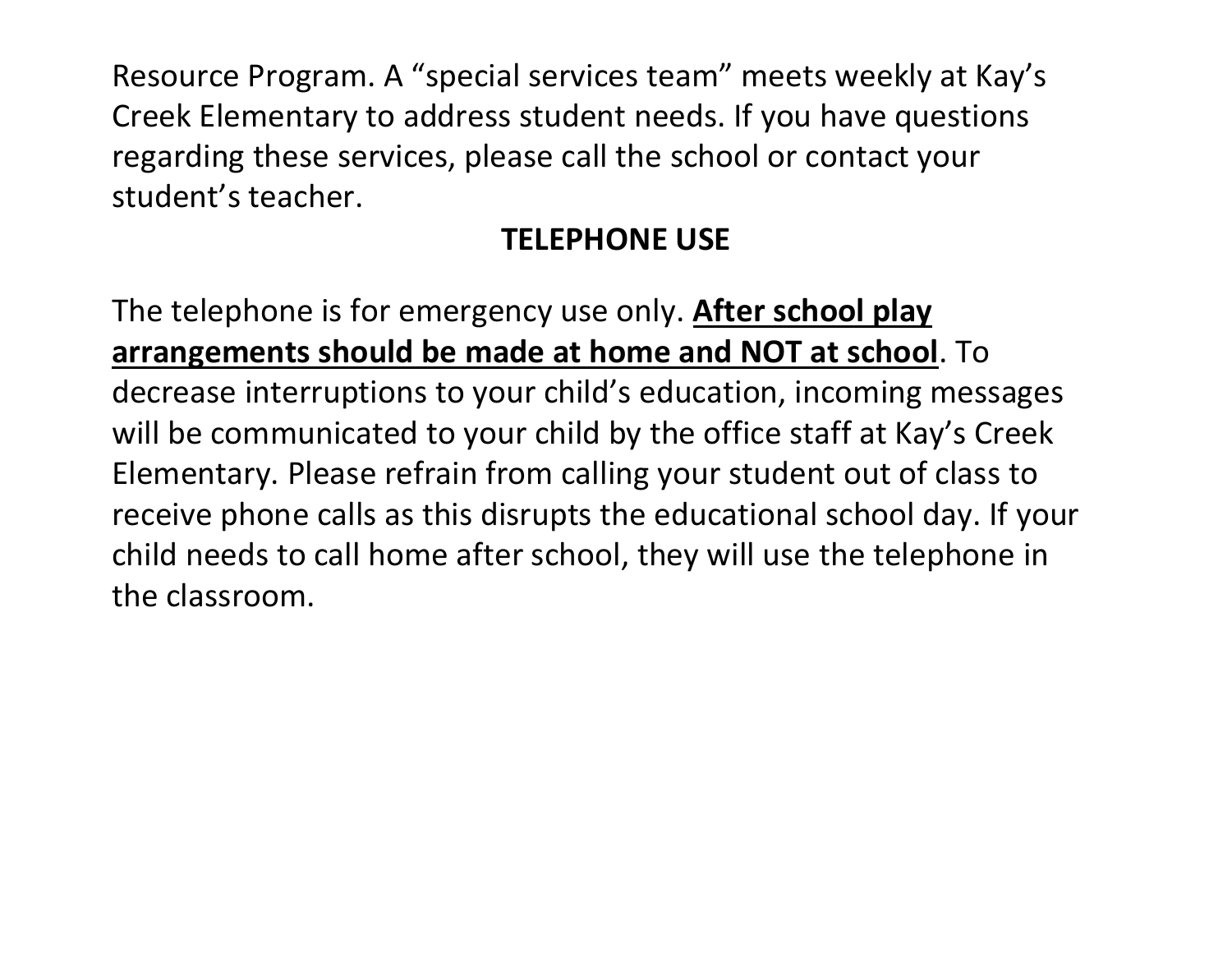Resource Program. A “special services team” meets weekly at Kay’s Creek Elementary to address student needs. If you have questions regarding these services, please call the school or contact your student’s teacher.

## TELEPHONE USE

The telephone is for emergency use only. **<u>After school play arrangements should be made at home and NOT at school</u>**. To decrease interruptions to your child’s education, incoming messages will be communicated to your child by the office staff at Kay’s Creek Elementary. Please refrain from calling your student out of class to receive phone calls as this disrupts the educational school day. If your child needs to call home after school, they will use the telephone in the classroom.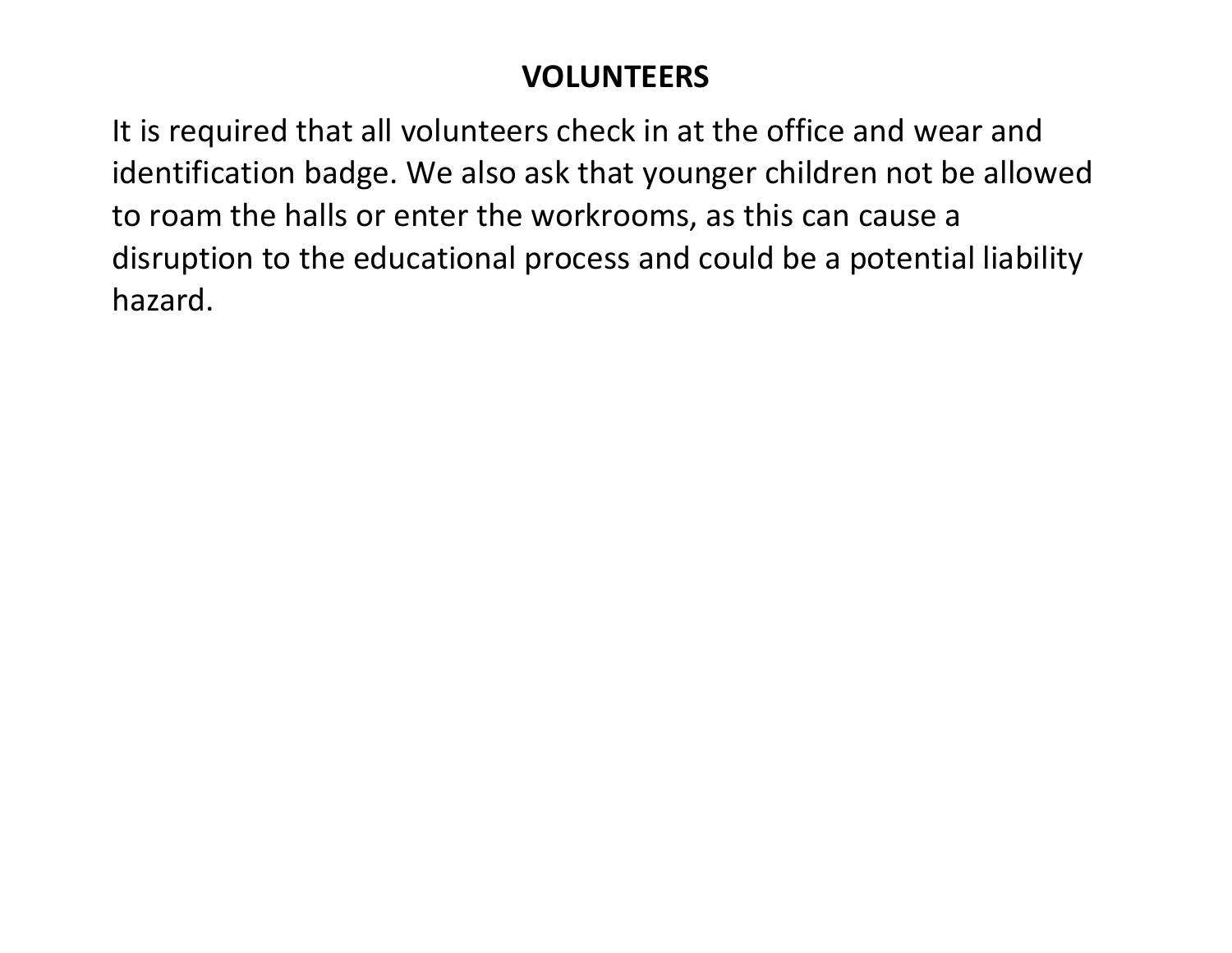## VOLUNTEERS

It is required that all volunteers check in at the office and wear and identification badge. We also ask that younger children not be allowed to roam the halls or enter the workrooms, as this can cause a disruption to the educational process and could be a potential liability hazard.